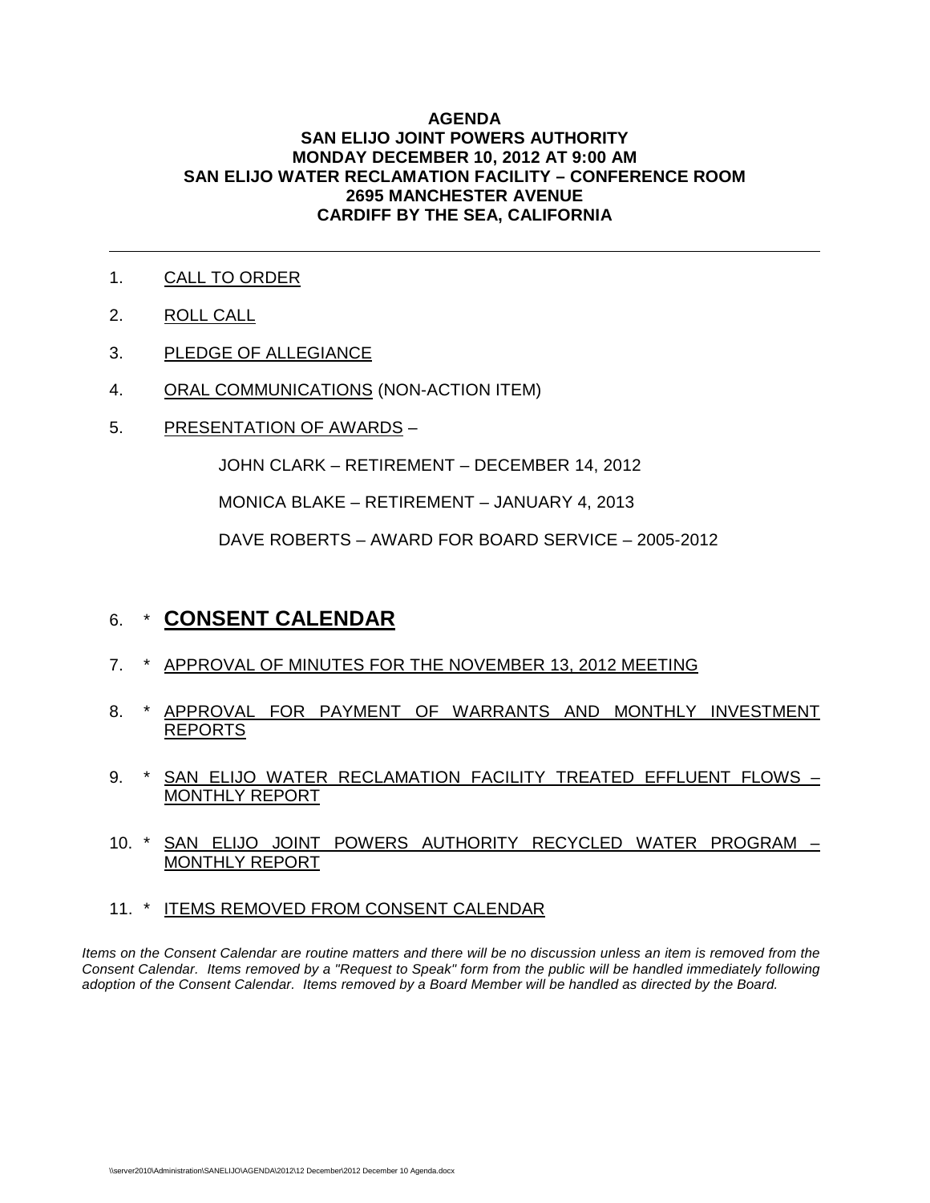**AGENDA**
**SAN ELIJO JOINT POWERS AUTHORITY**
**MONDAY DECEMBER 10, 2012 AT 9:00 AM**
**SAN ELIJO WATER RECLAMATION FACILITY – CONFERENCE ROOM**
**2695 MANCHESTER AVENUE**
**CARDIFF BY THE SEA, CALIFORNIA**

---

1. CALL TO ORDER

2. ROLL CALL

3. PLEDGE OF ALLEGIANCE

4. ORAL COMMUNICATIONS (NON-ACTION ITEM)

5. PRESENTATION OF AWARDS –

   JOHN CLARK – RETIREMENT – DECEMBER 14, 2012

   MONICA BLAKE – RETIREMENT – JANUARY 4, 2013

   DAVE ROBERTS – AWARD FOR BOARD SERVICE – 2005-2012

6. * **CONSENT CALENDAR**

7. * APPROVAL OF MINUTES FOR THE NOVEMBER 13, 2012 MEETING

8. * APPROVAL FOR PAYMENT OF WARRANTS AND MONTHLY INVESTMENT REPORTS

9. * SAN ELIJO WATER RECLAMATION FACILITY TREATED EFFLUENT FLOWS – MONTHLY REPORT

10. * SAN ELIJO JOINT POWERS AUTHORITY RECYCLED WATER PROGRAM – MONTHLY REPORT

11. * ITEMS REMOVED FROM CONSENT CALENDAR

*Items on the Consent Calendar are routine matters and there will be no discussion unless an item is removed from the Consent Calendar. Items removed by a "Request to Speak" form from the public will be handled immediately following adoption of the Consent Calendar. Items removed by a Board Member will be handled as directed by the Board.*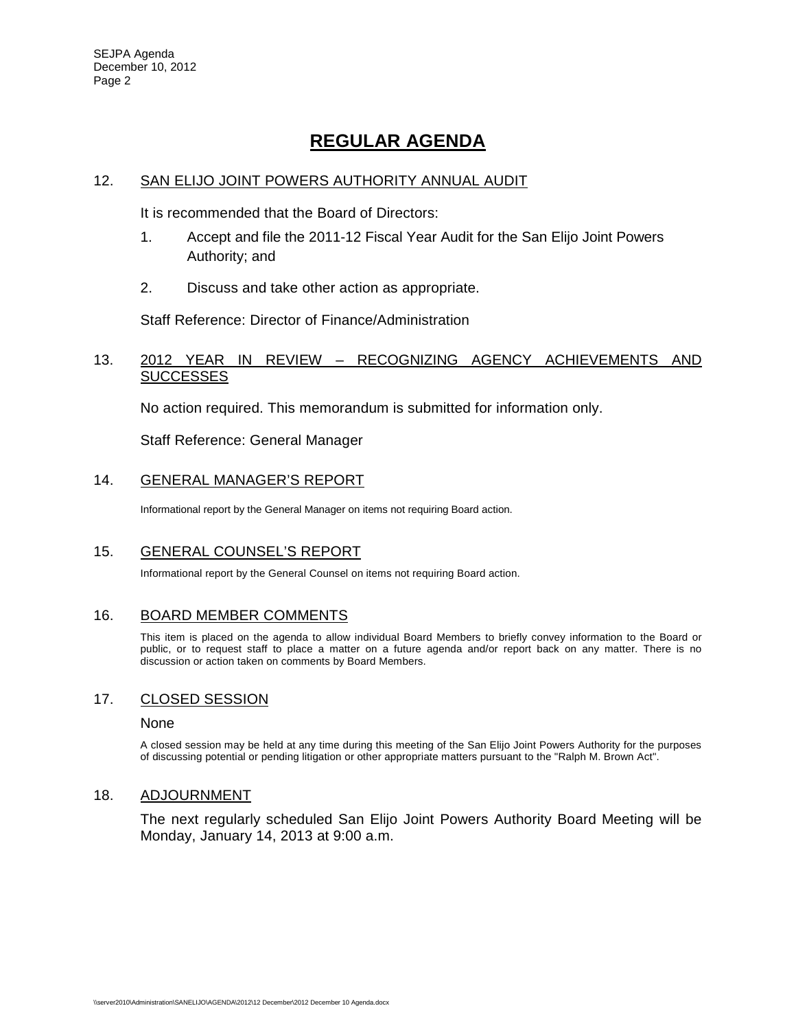# REGULAR AGENDA

12. SAN ELIJO JOINT POWERS AUTHORITY ANNUAL AUDIT

    It is recommended that the Board of Directors:

    1. Accept and file the 2011-12 Fiscal Year Audit for the San Elijo Joint Powers Authority; and

    2. Discuss and take other action as appropriate.

    Staff Reference: Director of Finance/Administration

13. 2012 YEAR IN REVIEW – RECOGNIZING AGENCY ACHIEVEMENTS AND SUCCESSES

    No action required. This memorandum is submitted for information only.

    Staff Reference: General Manager

14. GENERAL MANAGER'S REPORT

    Informational report by the General Manager on items not requiring Board action.

15. GENERAL COUNSEL'S REPORT

    Informational report by the General Counsel on items not requiring Board action.

16. BOARD MEMBER COMMENTS

    This item is placed on the agenda to allow individual Board Members to briefly convey information to the Board or public, or to request staff to place a matter on a future agenda and/or report back on any matter. There is no discussion or action taken on comments by Board Members.

17. CLOSED SESSION

    None

    A closed session may be held at any time during this meeting of the San Elijo Joint Powers Authority for the purposes of discussing potential or pending litigation or other appropriate matters pursuant to the "Ralph M. Brown Act".

18. ADJOURNMENT

    The next regularly scheduled San Elijo Joint Powers Authority Board Meeting will be Monday, January 14, 2013 at 9:00 a.m.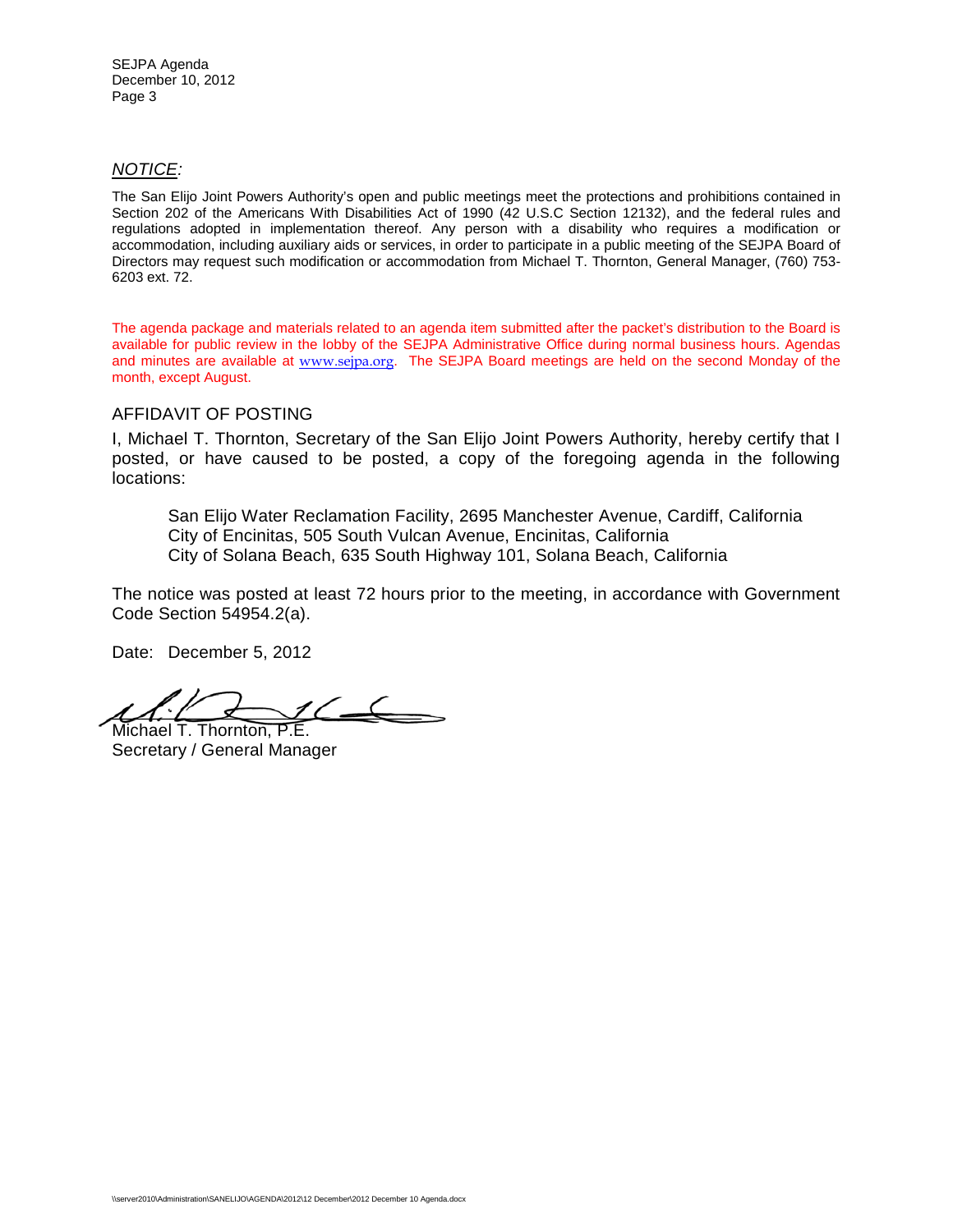*NOTICE:*

The San Elijo Joint Powers Authority's open and public meetings meet the protections and prohibitions contained in Section 202 of the Americans With Disabilities Act of 1990 (42 U.S.C Section 12132), and the federal rules and regulations adopted in implementation thereof. Any person with a disability who requires a modification or accommodation, including auxiliary aids or services, in order to participate in a public meeting of the SEJPA Board of Directors may request such modification or accommodation from Michael T. Thornton, General Manager, (760) 753-6203 ext. 72.

The agenda package and materials related to an agenda item submitted after the packet's distribution to the Board is available for public review in the lobby of the SEJPA Administrative Office during normal business hours. Agendas and minutes are available at www.sejpa.org. The SEJPA Board meetings are held on the second Monday of the month, except August.

## AFFIDAVIT OF POSTING

I, Michael T. Thornton, Secretary of the San Elijo Joint Powers Authority, hereby certify that I posted, or have caused to be posted, a copy of the foregoing agenda in the following locations:

San Elijo Water Reclamation Facility, 2695 Manchester Avenue, Cardiff, California
City of Encinitas, 505 South Vulcan Avenue, Encinitas, California
City of Solana Beach, 635 South Highway 101, Solana Beach, California

The notice was posted at least 72 hours prior to the meeting, in accordance with Government Code Section 54954.2(a).

Date: December 5, 2012

Michael T. Thornton, P.E.
Secretary / General Manager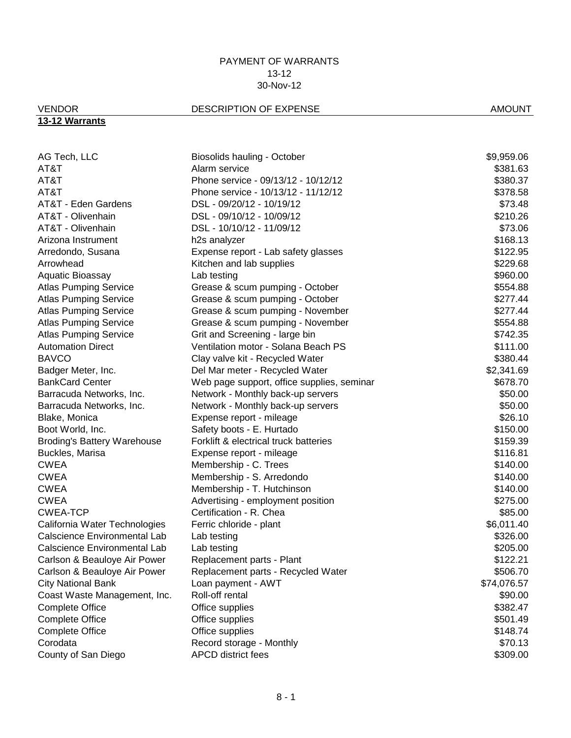PAYMENT OF WARRANTS
13-12
30-Nov-12

| VENDOR | DESCRIPTION OF EXPENSE | AMOUNT |
|---|---|---|
| **13-12 Warrants** | | |
| AG Tech, LLC | Biosolids hauling - October | $9,959.06 |
| AT&T | Alarm service | $381.63 |
| AT&T | Phone service - 09/13/12 - 10/12/12 | $380.37 |
| AT&T | Phone service - 10/13/12 - 11/12/12 | $378.58 |
| AT&T - Eden Gardens | DSL - 09/20/12 - 10/19/12 | $73.48 |
| AT&T - Olivenhain | DSL - 09/10/12 - 10/09/12 | $210.26 |
| AT&T - Olivenhain | DSL - 10/10/12 - 11/09/12 | $73.06 |
| Arizona Instrument | h2s analyzer | $168.13 |
| Arredondo, Susana | Expense report - Lab safety glasses | $122.95 |
| Arrowhead | Kitchen and lab supplies | $229.68 |
| Aquatic Bioassay | Lab testing | $960.00 |
| Atlas Pumping Service | Grease & scum pumping - October | $554.88 |
| Atlas Pumping Service | Grease & scum pumping - October | $277.44 |
| Atlas Pumping Service | Grease & scum pumping - November | $277.44 |
| Atlas Pumping Service | Grease & scum pumping - November | $554.88 |
| Atlas Pumping Service | Grit and Screening - large bin | $742.35 |
| Automation Direct | Ventilation motor - Solana Beach PS | $111.00 |
| BAVCO | Clay valve kit - Recycled Water | $380.44 |
| Badger Meter, Inc. | Del Mar meter - Recycled Water | $2,341.69 |
| BankCard Center | Web page support, office supplies, seminar | $678.70 |
| Barracuda Networks, Inc. | Network - Monthly back-up servers | $50.00 |
| Barracuda Networks, Inc. | Network - Monthly back-up servers | $50.00 |
| Blake, Monica | Expense report - mileage | $26.10 |
| Boot World, Inc. | Safety boots - E. Hurtado | $150.00 |
| Broding's Battery Warehouse | Forklift & electrical truck batteries | $159.39 |
| Buckles, Marisa | Expense report - mileage | $116.81 |
| CWEA | Membership - C. Trees | $140.00 |
| CWEA | Membership - S. Arredondo | $140.00 |
| CWEA | Membership - T. Hutchinson | $140.00 |
| CWEA | Advertising - employment position | $275.00 |
| CWEA-TCP | Certification - R. Chea | $85.00 |
| California Water Technologies | Ferric chloride - plant | $6,011.40 |
| Calscience Environmental Lab | Lab testing | $326.00 |
| Calscience Environmental Lab | Lab testing | $205.00 |
| Carlson & Beauloye Air Power | Replacement parts - Plant | $122.21 |
| Carlson & Beauloye Air Power | Replacement parts - Recycled Water | $506.70 |
| City National Bank | Loan payment - AWT | $74,076.57 |
| Coast Waste Management, Inc. | Roll-off rental | $90.00 |
| Complete Office | Office supplies | $382.47 |
| Complete Office | Office supplies | $501.49 |
| Complete Office | Office supplies | $148.74 |
| Corodata | Record storage - Monthly | $70.13 |
| County of San Diego | APCD district fees | $309.00 |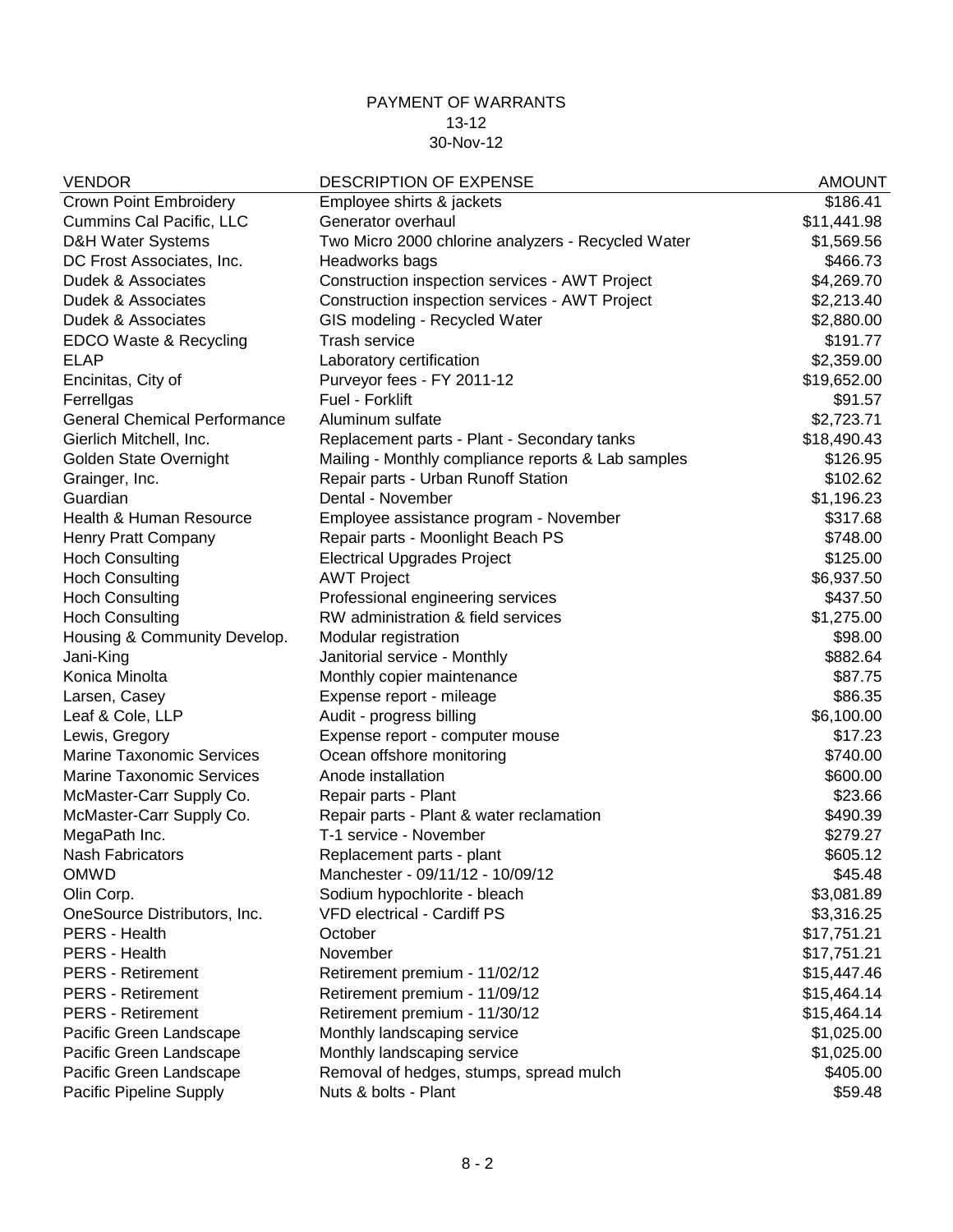# PAYMENT OF WARRANTS
13-12
30-Nov-12

| VENDOR | DESCRIPTION OF EXPENSE | AMOUNT |
| --- | --- | --- |
| Crown Point Embroidery | Employee shirts & jackets | $186.41 |
| Cummins Cal Pacific, LLC | Generator overhaul | $11,441.98 |
| D&H Water Systems | Two Micro 2000 chlorine analyzers - Recycled Water | $1,569.56 |
| DC Frost Associates, Inc. | Headworks bags | $466.73 |
| Dudek & Associates | Construction inspection services - AWT Project | $4,269.70 |
| Dudek & Associates | Construction inspection services - AWT Project | $2,213.40 |
| Dudek & Associates | GIS modeling - Recycled Water | $2,880.00 |
| EDCO Waste & Recycling | Trash service | $191.77 |
| ELAP | Laboratory certification | $2,359.00 |
| Encinitas, City of | Purveyor fees - FY 2011-12 | $19,652.00 |
| Ferrellgas | Fuel - Forklift | $91.57 |
| General Chemical Performance | Aluminum sulfate | $2,723.71 |
| Gierlich Mitchell, Inc. | Replacement parts - Plant - Secondary tanks | $18,490.43 |
| Golden State Overnight | Mailing - Monthly compliance reports & Lab samples | $126.95 |
| Grainger, Inc. | Repair parts - Urban Runoff Station | $102.62 |
| Guardian | Dental - November | $1,196.23 |
| Health & Human Resource | Employee assistance program - November | $317.68 |
| Henry Pratt Company | Repair parts - Moonlight Beach PS | $748.00 |
| Hoch Consulting | Electrical Upgrades Project | $125.00 |
| Hoch Consulting | AWT Project | $6,937.50 |
| Hoch Consulting | Professional engineering services | $437.50 |
| Hoch Consulting | RW administration & field services | $1,275.00 |
| Housing & Community Develop. | Modular registration | $98.00 |
| Jani-King | Janitorial service - Monthly | $882.64 |
| Konica Minolta | Monthly copier maintenance | $87.75 |
| Larsen, Casey | Expense report - mileage | $86.35 |
| Leaf & Cole, LLP | Audit - progress billing | $6,100.00 |
| Lewis, Gregory | Expense report - computer mouse | $17.23 |
| Marine Taxonomic Services | Ocean offshore monitoring | $740.00 |
| Marine Taxonomic Services | Anode installation | $600.00 |
| McMaster-Carr Supply Co. | Repair parts - Plant | $23.66 |
| McMaster-Carr Supply Co. | Repair parts - Plant & water reclamation | $490.39 |
| MegaPath Inc. | T-1 service - November | $279.27 |
| Nash Fabricators | Replacement parts - plant | $605.12 |
| OMWD | Manchester - 09/11/12 - 10/09/12 | $45.48 |
| Olin Corp. | Sodium hypochlorite - bleach | $3,081.89 |
| OneSource Distributors, Inc. | VFD electrical - Cardiff PS | $3,316.25 |
| PERS - Health | October | $17,751.21 |
| PERS - Health | November | $17,751.21 |
| PERS - Retirement | Retirement premium - 11/02/12 | $15,447.46 |
| PERS - Retirement | Retirement premium - 11/09/12 | $15,464.14 |
| PERS - Retirement | Retirement premium - 11/30/12 | $15,464.14 |
| Pacific Green Landscape | Monthly landscaping service | $1,025.00 |
| Pacific Green Landscape | Monthly landscaping service | $1,025.00 |
| Pacific Green Landscape | Removal of hedges, stumps, spread mulch | $405.00 |
| Pacific Pipeline Supply | Nuts & bolts - Plant | $59.48 |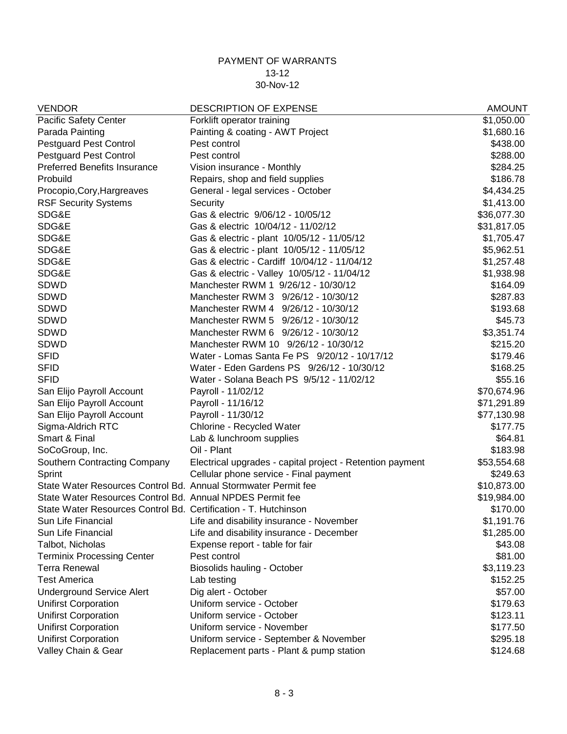PAYMENT OF WARRANTS

13-12

30-Nov-12

| VENDOR | DESCRIPTION OF EXPENSE | AMOUNT |
|---|---|---|
| Pacific Safety Center | Forklift operator training | $1,050.00 |
| Parada Painting | Painting & coating - AWT Project | $1,680.16 |
| Pestguard Pest Control | Pest control | $438.00 |
| Pestguard Pest Control | Pest control | $288.00 |
| Preferred Benefits Insurance | Vision insurance - Monthly | $284.25 |
| Probuild | Repairs, shop and field supplies | $186.78 |
| Procopio,Cory,Hargreaves | General - legal services - October | $4,434.25 |
| RSF Security Systems | Security | $1,413.00 |
| SDG&E | Gas & electric 9/06/12 - 10/05/12 | $36,077.30 |
| SDG&E | Gas & electric 10/04/12 - 11/02/12 | $31,817.05 |
| SDG&E | Gas & electric - plant 10/05/12 - 11/05/12 | $1,705.47 |
| SDG&E | Gas & electric - plant 10/05/12 - 11/05/12 | $5,962.51 |
| SDG&E | Gas & electric - Cardiff 10/04/12 - 11/04/12 | $1,257.48 |
| SDG&E | Gas & electric - Valley 10/05/12 - 11/04/12 | $1,938.98 |
| SDWD | Manchester RWM 1 9/26/12 - 10/30/12 | $164.09 |
| SDWD | Manchester RWM 3 9/26/12 - 10/30/12 | $287.83 |
| SDWD | Manchester RWM 4 9/26/12 - 10/30/12 | $193.68 |
| SDWD | Manchester RWM 5 9/26/12 - 10/30/12 | $45.73 |
| SDWD | Manchester RWM 6 9/26/12 - 10/30/12 | $3,351.74 |
| SDWD | Manchester RWM 10 9/26/12 - 10/30/12 | $215.20 |
| SFID | Water - Lomas Santa Fe PS 9/20/12 - 10/17/12 | $179.46 |
| SFID | Water - Eden Gardens PS 9/26/12 - 10/30/12 | $168.25 |
| SFID | Water - Solana Beach PS 9/5/12 - 11/02/12 | $55.16 |
| San Elijo Payroll Account | Payroll - 11/02/12 | $70,674.96 |
| San Elijo Payroll Account | Payroll - 11/16/12 | $71,291.89 |
| San Elijo Payroll Account | Payroll - 11/30/12 | $77,130.98 |
| Sigma-Aldrich RTC | Chlorine - Recycled Water | $177.75 |
| Smart & Final | Lab & lunchroom supplies | $64.81 |
| SoCoGroup, Inc. | Oil - Plant | $183.98 |
| Southern Contracting Company | Electrical upgrades - capital project - Retention payment | $53,554.68 |
| Sprint | Cellular phone service - Final payment | $249.63 |
| State Water Resources Control Bd. | Annual Stormwater Permit fee | $10,873.00 |
| State Water Resources Control Bd. | Annual NPDES Permit fee | $19,984.00 |
| State Water Resources Control Bd. | Certification - T. Hutchinson | $170.00 |
| Sun Life Financial | Life and disability insurance - November | $1,191.76 |
| Sun Life Financial | Life and disability insurance - December | $1,285.00 |
| Talbot, Nicholas | Expense report - table for fair | $43.08 |
| Terminix Processing Center | Pest control | $81.00 |
| Terra Renewal | Biosolids hauling - October | $3,119.23 |
| Test America | Lab testing | $152.25 |
| Underground Service Alert | Dig alert - October | $57.00 |
| Unifirst Corporation | Uniform service - October | $179.63 |
| Unifirst Corporation | Uniform service - October | $123.11 |
| Unifirst Corporation | Uniform service - November | $177.50 |
| Unifirst Corporation | Uniform service - September & November | $295.18 |
| Valley Chain & Gear | Replacement parts - Plant & pump station | $124.68 |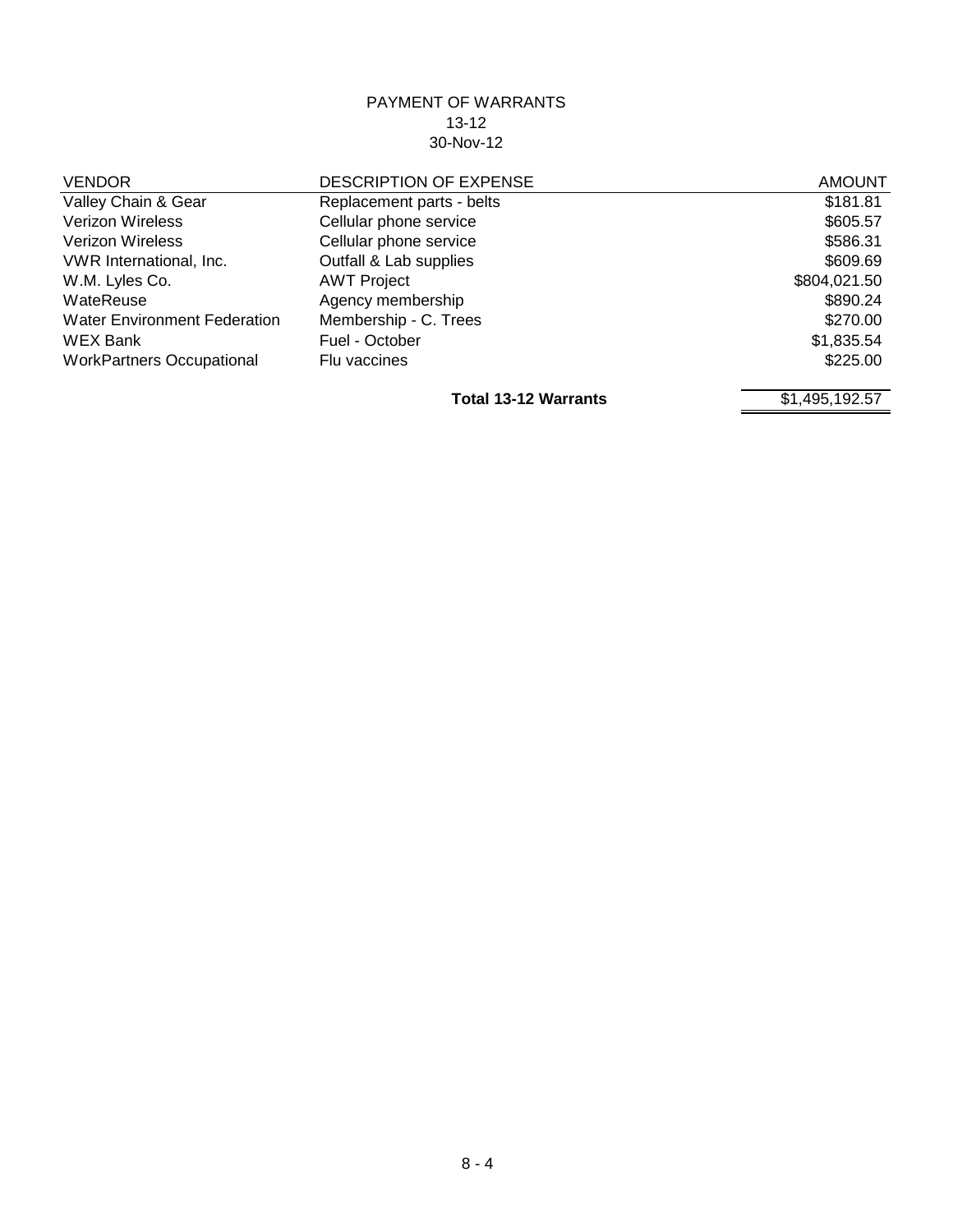PAYMENT OF WARRANTS
13-12
30-Nov-12

| VENDOR | DESCRIPTION OF EXPENSE | AMOUNT |
|---|---|---|
| Valley Chain & Gear | Replacement parts - belts | $181.81 |
| Verizon Wireless | Cellular phone service | $605.57 |
| Verizon Wireless | Cellular phone service | $586.31 |
| VWR International, Inc. | Outfall & Lab supplies | $609.69 |
| W.M. Lyles Co. | AWT Project | $804,021.50 |
| WateReuse | Agency membership | $890.24 |
| Water Environment Federation | Membership - C. Trees | $270.00 |
| WEX Bank | Fuel - October | $1,835.54 |
| WorkPartners Occupational | Flu vaccines | $225.00 |
| | **Total 13-12 Warrants** | $1,495,192.57 |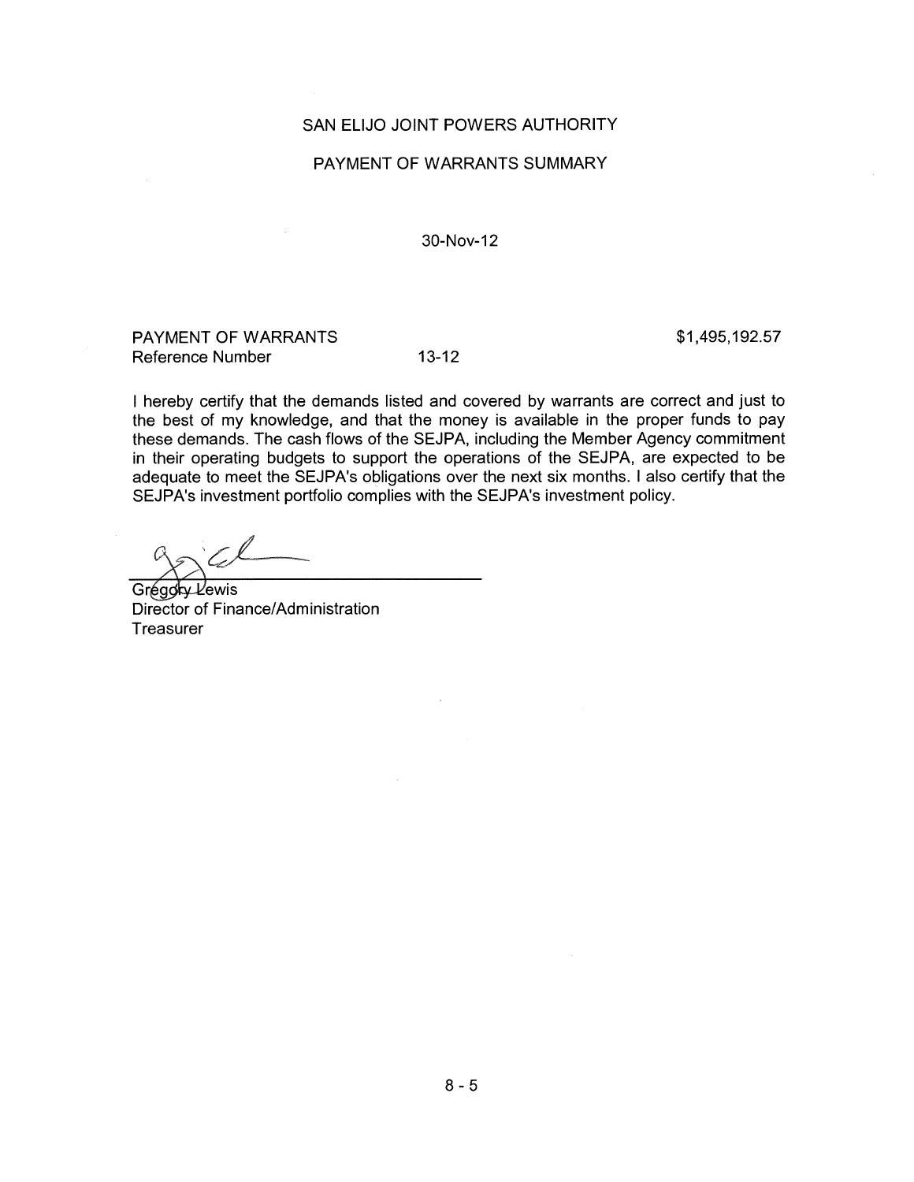# SAN ELIJO JOINT POWERS AUTHORITY

## PAYMENT OF WARRANTS SUMMARY

30-Nov-12

| | | |
|---|---|---|
| PAYMENT OF WARRANTS | | $1,495,192.57 |
| Reference Number | 13-12 | |

I hereby certify that the demands listed and covered by warrants are correct and just to the best of my knowledge, and that the money is available in the proper funds to pay these demands. The cash flows of the SEJPA, including the Member Agency commitment in their operating budgets to support the operations of the SEJPA, are expected to be adequate to meet the SEJPA's obligations over the next six months. I also certify that the SEJPA's investment portfolio complies with the SEJPA's investment policy.

Gregory Lewis
Director of Finance/Administration
Treasurer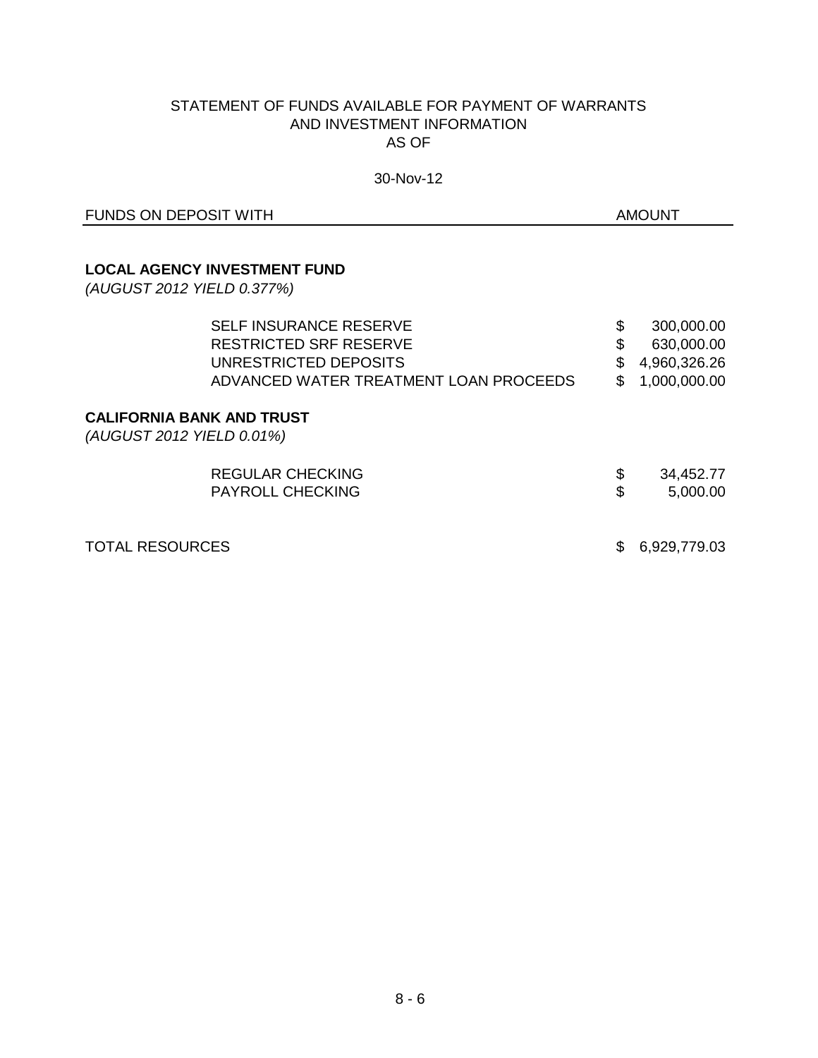# STATEMENT OF FUNDS AVAILABLE FOR PAYMENT OF WARRANTS AND INVESTMENT INFORMATION AS OF

30-Nov-12

| FUNDS ON DEPOSIT WITH | AMOUNT |
|---|---|
| **LOCAL AGENCY INVESTMENT FUND** | |
| *(AUGUST 2012 YIELD 0.377%)* | |
| SELF INSURANCE RESERVE | $ 300,000.00 |
| RESTRICTED SRF RESERVE | $ 630,000.00 |
| UNRESTRICTED DEPOSITS | $ 4,960,326.26 |
| ADVANCED WATER TREATMENT LOAN PROCEEDS | $ 1,000,000.00 |
| **CALIFORNIA BANK AND TRUST** | |
| *(AUGUST 2012 YIELD 0.01%)* | |
| REGULAR CHECKING | $ 34,452.77 |
| PAYROLL CHECKING | $ 5,000.00 |
| TOTAL RESOURCES | $ 6,929,779.03 |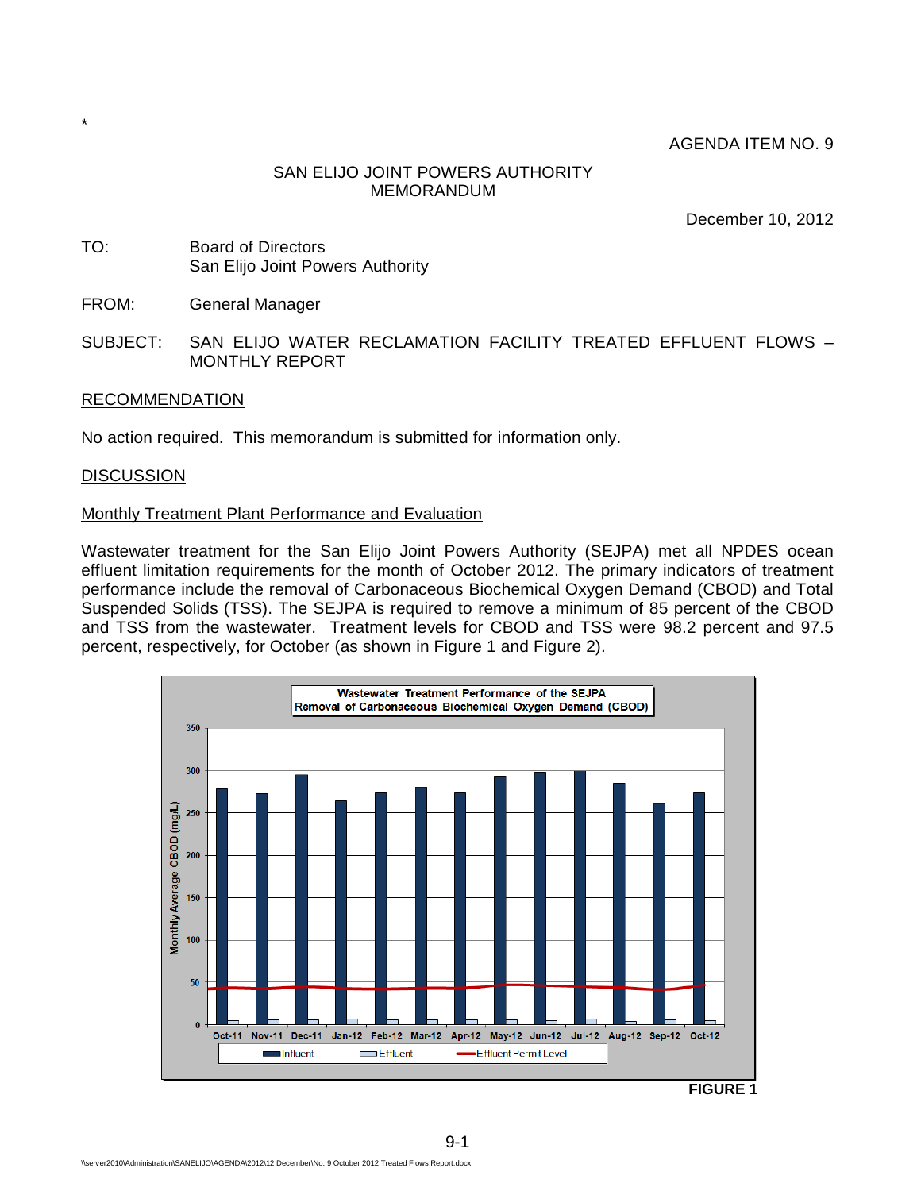*

AGENDA ITEM NO. 9

SAN ELIJO JOINT POWERS AUTHORITY
MEMORANDUM

December 10, 2012

TO: Board of Directors
San Elijo Joint Powers Authority

FROM: General Manager

SUBJECT: SAN ELIJO WATER RECLAMATION FACILITY TREATED EFFLUENT FLOWS – MONTHLY REPORT

## RECOMMENDATION

No action required. This memorandum is submitted for information only.

## DISCUSSION

### Monthly Treatment Plant Performance and Evaluation

Wastewater treatment for the San Elijo Joint Powers Authority (SEJPA) met all NPDES ocean effluent limitation requirements for the month of October 2012. The primary indicators of treatment performance include the removal of Carbonaceous Biochemical Oxygen Demand (CBOD) and Total Suspended Solids (TSS). The SEJPA is required to remove a minimum of 85 percent of the CBOD and TSS from the wastewater. Treatment levels for CBOD and TSS were 98.2 percent and 97.5 percent, respectively, for October (as shown in Figure 1 and Figure 2).

Wastewater Treatment Performance of the SEJPA
Removal of Carbonaceous Biochemical Oxygen Demand (CBOD)

Monthly Average CBOD (mg/L) — Oct-11 through Oct-12; Legend: Influent, Effluent, Effluent Permit Level

**FIGURE 1**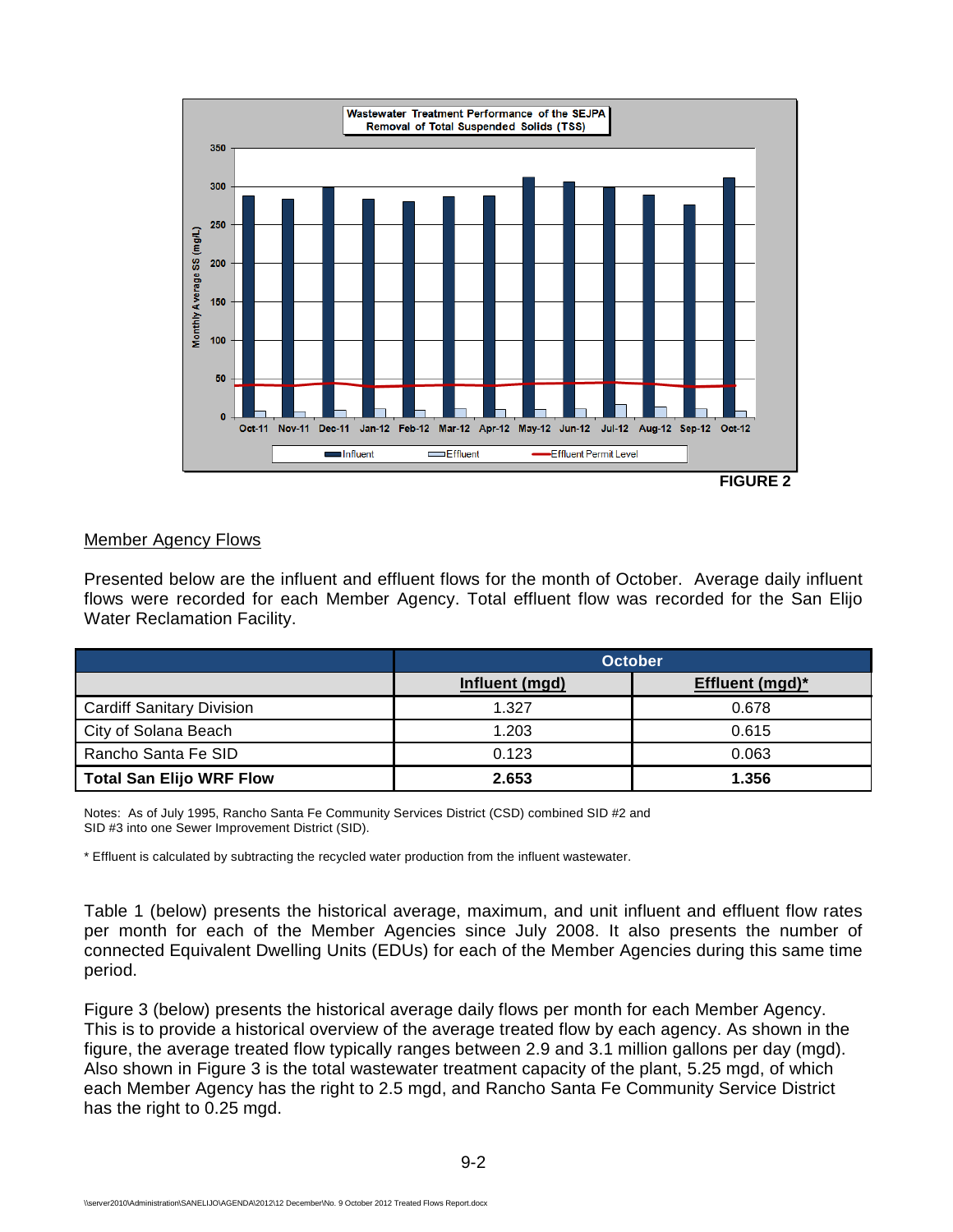Wastewater Treatment Performance of the SEJPA
Removal of Total Suspended Solids (TSS)

FIGURE 2

## Member Agency Flows

Presented below are the influent and effluent flows for the month of October. Average daily influent flows were recorded for each Member Agency. Total effluent flow was recorded for the San Elijo Water Reclamation Facility.

| | October | |
|---|---|---|
| | **Influent (mgd)** | **Effluent (mgd)*** |
| Cardiff Sanitary Division | 1.327 | 0.678 |
| City of Solana Beach | 1.203 | 0.615 |
| Rancho Santa Fe SID | 0.123 | 0.063 |
| **Total San Elijo WRF Flow** | **2.653** | **1.356** |

Notes: As of July 1995, Rancho Santa Fe Community Services District (CSD) combined SID #2 and SID #3 into one Sewer Improvement District (SID).

* Effluent is calculated by subtracting the recycled water production from the influent wastewater.

Table 1 (below) presents the historical average, maximum, and unit influent and effluent flow rates per month for each of the Member Agencies since July 2008. It also presents the number of connected Equivalent Dwelling Units (EDUs) for each of the Member Agencies during this same time period.

Figure 3 (below) presents the historical average daily flows per month for each Member Agency. This is to provide a historical overview of the average treated flow by each agency. As shown in the figure, the average treated flow typically ranges between 2.9 and 3.1 million gallons per day (mgd). Also shown in Figure 3 is the total wastewater treatment capacity of the plant, 5.25 mgd, of which each Member Agency has the right to 2.5 mgd, and Rancho Santa Fe Community Service District has the right to 0.25 mgd.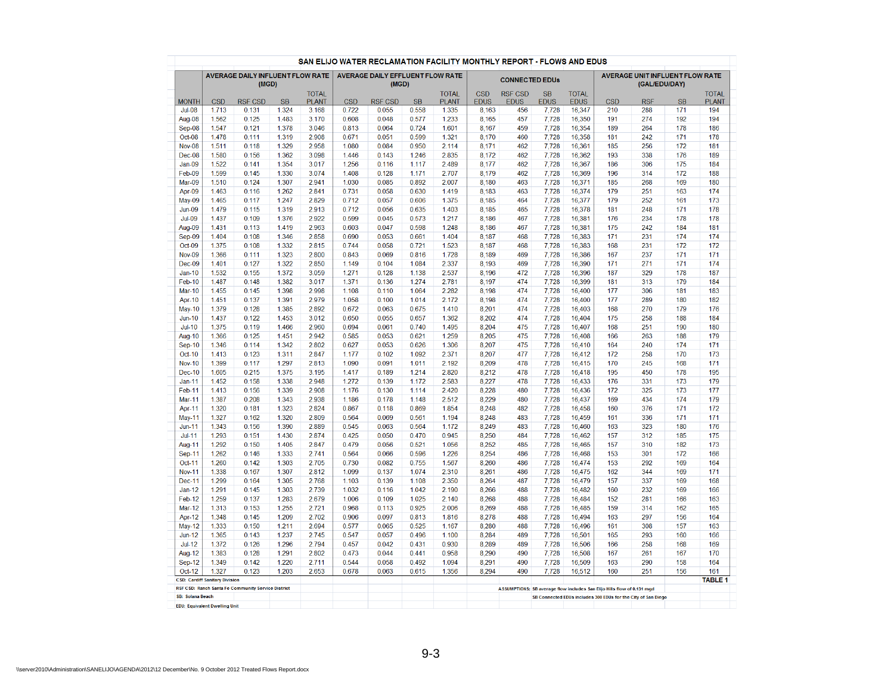# SAN ELIJO WATER RECLAMATION FACILITY MONTHLY REPORT - FLOWS AND EDUS

| | AVERAGE DAILY INFLUENT FLOW RATE (MGD) | | | | AVERAGE DAILY EFFLUENT FLOW RATE (MGD) | | | | CONNECTED EDUs | | | | AVERAGE UNIT INFLUENT FLOW RATE (GAL/EDU/DAY) | | | |
|---|---|---|---|---|---|---|---|---|---|---|---|---|---|---|---|---|
| MONTH | CSD | RSF CSD | SB | TOTAL PLANT | CSD | RSF CSD | SB | TOTAL PLANT | CSD EDUS | RSF CSD EDUS | SB EDUS | TOTAL EDUS | CSD | RSF | SB | TOTAL PLANT |
| Jul-08 | 1.713 | 0.131 | 1.324 | 3.168 | 0.722 | 0.055 | 0.558 | 1.335 | 8,163 | 456 | 7,728 | 16,347 | 210 | 288 | 171 | 194 |
| Aug-08 | 1.562 | 0.125 | 1.483 | 3.170 | 0.608 | 0.048 | 0.577 | 1.233 | 8,165 | 457 | 7,728 | 16,350 | 191 | 274 | 192 | 194 |
| Sep-08 | 1.547 | 0.121 | 1.378 | 3.046 | 0.813 | 0.064 | 0.724 | 1.601 | 8,167 | 459 | 7,728 | 16,354 | 189 | 264 | 178 | 186 |
| Oct-08 | 1.478 | 0.111 | 1.319 | 2.908 | 0.671 | 0.051 | 0.599 | 1.321 | 8,170 | 460 | 7,728 | 16,358 | 181 | 242 | 171 | 178 |
| Nov-08 | 1.511 | 0.118 | 1.329 | 2.958 | 1.080 | 0.084 | 0.950 | 2.114 | 8,171 | 462 | 7,728 | 16,361 | 185 | 256 | 172 | 181 |
| Dec-08 | 1.580 | 0.156 | 1.362 | 3.098 | 1.446 | 0.143 | 1.246 | 2.835 | 8,172 | 462 | 7,728 | 16,362 | 193 | 338 | 176 | 189 |
| Jan-09 | 1.522 | 0.141 | 1.354 | 3.017 | 1.256 | 0.116 | 1.117 | 2.489 | 8,177 | 462 | 7,728 | 16,367 | 186 | 306 | 175 | 184 |
| Feb-09 | 1.599 | 0.145 | 1.330 | 3.074 | 1.408 | 0.128 | 1.171 | 2.707 | 8,179 | 462 | 7,728 | 16,369 | 196 | 314 | 172 | 188 |
| Mar-09 | 1.510 | 0.124 | 1.307 | 2.941 | 1.030 | 0.085 | 0.892 | 2.007 | 8,180 | 463 | 7,728 | 16,371 | 185 | 268 | 169 | 180 |
| Apr-09 | 1.463 | 0.116 | 1.262 | 2.841 | 0.731 | 0.058 | 0.630 | 1.419 | 8,183 | 463 | 7,728 | 16,374 | 179 | 251 | 163 | 174 |
| May-09 | 1.465 | 0.117 | 1.247 | 2.829 | 0.712 | 0.057 | 0.606 | 1.375 | 8,185 | 464 | 7,728 | 16,377 | 179 | 252 | 161 | 173 |
| Jun-09 | 1.479 | 0.115 | 1.319 | 2.913 | 0.712 | 0.056 | 0.635 | 1.403 | 8,185 | 465 | 7,728 | 16,378 | 181 | 248 | 171 | 178 |
| Jul-09 | 1.437 | 0.109 | 1.376 | 2.922 | 0.599 | 0.045 | 0.573 | 1.217 | 8,186 | 467 | 7,728 | 16,381 | 176 | 234 | 178 | 178 |
| Aug-09 | 1.431 | 0.113 | 1.419 | 2.963 | 0.603 | 0.047 | 0.598 | 1.248 | 8,186 | 467 | 7,728 | 16,381 | 175 | 242 | 184 | 181 |
| Sep-09 | 1.404 | 0.108 | 1.346 | 2.858 | 0.690 | 0.053 | 0.661 | 1.404 | 8,187 | 468 | 7,728 | 16,383 | 171 | 231 | 174 | 174 |
| Oct-09 | 1.375 | 0.108 | 1.332 | 2.815 | 0.744 | 0.058 | 0.721 | 1.523 | 8,187 | 468 | 7,728 | 16,383 | 168 | 231 | 172 | 172 |
| Nov-09 | 1.366 | 0.111 | 1.323 | 2.800 | 0.843 | 0.069 | 0.816 | 1.728 | 8,189 | 469 | 7,728 | 16,386 | 167 | 237 | 171 | 171 |
| Dec-09 | 1.401 | 0.127 | 1.322 | 2.850 | 1.149 | 0.104 | 1.084 | 2.337 | 8,193 | 469 | 7,728 | 16,390 | 171 | 271 | 171 | 174 |
| Jan-10 | 1.532 | 0.155 | 1.372 | 3.059 | 1.271 | 0.128 | 1.138 | 2.537 | 8,196 | 472 | 7,728 | 16,396 | 187 | 329 | 178 | 187 |
| Feb-10 | 1.487 | 0.148 | 1.382 | 3.017 | 1.371 | 0.136 | 1.274 | 2.781 | 8,197 | 474 | 7,728 | 16,399 | 181 | 313 | 179 | 184 |
| Mar-10 | 1.455 | 0.145 | 1.398 | 2.998 | 1.108 | 0.110 | 1.064 | 2.282 | 8,198 | 474 | 7,728 | 16,400 | 177 | 306 | 181 | 183 |
| Apr-10 | 1.451 | 0.137 | 1.391 | 2.979 | 1.058 | 0.100 | 1.014 | 2.172 | 8,198 | 474 | 7,728 | 16,400 | 177 | 289 | 180 | 182 |
| May-10 | 1.379 | 0.128 | 1.385 | 2.892 | 0.672 | 0.063 | 0.675 | 1.410 | 8,201 | 474 | 7,728 | 16,403 | 168 | 270 | 179 | 176 |
| Jun-10 | 1.437 | 0.122 | 1.453 | 3.012 | 0.650 | 0.055 | 0.657 | 1.362 | 8,202 | 474 | 7,728 | 16,404 | 175 | 258 | 188 | 184 |
| Jul-10 | 1.375 | 0.119 | 1.466 | 2.960 | 0.694 | 0.061 | 0.740 | 1.495 | 8,204 | 475 | 7,728 | 16,407 | 168 | 251 | 190 | 180 |
| Aug-10 | 1.366 | 0.125 | 1.451 | 2.942 | 0.585 | 0.053 | 0.621 | 1.259 | 8,205 | 475 | 7,728 | 16,408 | 166 | 263 | 188 | 179 |
| Sep-10 | 1.346 | 0.114 | 1.342 | 2.802 | 0.627 | 0.053 | 0.626 | 1.306 | 8,207 | 475 | 7,728 | 16,410 | 164 | 240 | 174 | 171 |
| Oct-10 | 1.413 | 0.123 | 1.311 | 2.847 | 1.177 | 0.102 | 1.092 | 2.371 | 8,207 | 477 | 7,728 | 16,412 | 172 | 258 | 170 | 173 |
| Nov-10 | 1.399 | 0.117 | 1.297 | 2.813 | 1.090 | 0.091 | 1.011 | 2.192 | 8,209 | 478 | 7,728 | 16,415 | 170 | 245 | 168 | 171 |
| Dec-10 | 1.605 | 0.215 | 1.375 | 3.195 | 1.417 | 0.189 | 1.214 | 2.820 | 8,212 | 478 | 7,728 | 16,418 | 195 | 450 | 178 | 195 |
| Jan-11 | 1.452 | 0.158 | 1.338 | 2.948 | 1.272 | 0.139 | 1.172 | 2.583 | 8,227 | 478 | 7,728 | 16,433 | 176 | 331 | 173 | 179 |
| Feb-11 | 1.413 | 0.156 | 1.339 | 2.908 | 1.176 | 0.130 | 1.114 | 2.420 | 8,228 | 480 | 7,728 | 16,436 | 172 | 325 | 173 | 177 |
| Mar-11 | 1.387 | 0.208 | 1.343 | 2.938 | 1.186 | 0.178 | 1.148 | 2.512 | 8,229 | 480 | 7,728 | 16,437 | 169 | 434 | 174 | 179 |
| Apr-11 | 1.320 | 0.181 | 1.323 | 2.824 | 0.867 | 0.118 | 0.869 | 1.854 | 8,248 | 482 | 7,728 | 16,458 | 160 | 376 | 171 | 172 |
| May-11 | 1.327 | 0.162 | 1.320 | 2.809 | 0.564 | 0.069 | 0.561 | 1.194 | 8,248 | 483 | 7,728 | 16,459 | 161 | 336 | 171 | 171 |
| Jun-11 | 1.343 | 0.156 | 1.390 | 2.889 | 0.545 | 0.063 | 0.564 | 1.172 | 8,249 | 483 | 7,728 | 16,460 | 163 | 323 | 180 | 176 |
| Jul-11 | 1.293 | 0.151 | 1.430 | 2.874 | 0.425 | 0.050 | 0.470 | 0.945 | 8,250 | 484 | 7,728 | 16,462 | 157 | 312 | 185 | 175 |
| Aug-11 | 1.292 | 0.150 | 1.405 | 2.847 | 0.479 | 0.056 | 0.521 | 1.056 | 8,252 | 485 | 7,728 | 16,465 | 157 | 310 | 182 | 173 |
| Sep-11 | 1.262 | 0.146 | 1.333 | 2.741 | 0.564 | 0.066 | 0.596 | 1.226 | 8,254 | 486 | 7,728 | 16,468 | 153 | 301 | 172 | 166 |
| Oct-11 | 1.260 | 0.142 | 1.303 | 2.705 | 0.730 | 0.082 | 0.755 | 1.567 | 8,260 | 486 | 7,728 | 16,474 | 153 | 292 | 169 | 164 |
| Nov-11 | 1.338 | 0.167 | 1.307 | 2.812 | 1.099 | 0.137 | 1.074 | 2.310 | 8,261 | 486 | 7,728 | 16,475 | 162 | 344 | 169 | 171 |
| Dec-11 | 1.299 | 0.164 | 1.305 | 2.768 | 1.103 | 0.139 | 1.108 | 2.350 | 8,264 | 487 | 7,728 | 16,479 | 157 | 337 | 169 | 168 |
| Jan-12 | 1.291 | 0.145 | 1.303 | 2.739 | 1.032 | 0.116 | 1.042 | 2.190 | 8,266 | 488 | 7,728 | 16,482 | 160 | 232 | 169 | 166 |
| Feb-12 | 1.259 | 0.137 | 1.283 | 2.679 | 1.006 | 0.109 | 1.025 | 2.140 | 8,268 | 488 | 7,728 | 16,484 | 152 | 281 | 166 | 163 |
| Mar-12 | 1.313 | 0.153 | 1.255 | 2.721 | 0.968 | 0.113 | 0.925 | 2.006 | 8,269 | 488 | 7,728 | 16,485 | 159 | 314 | 162 | 165 |
| Apr-12 | 1.348 | 0.145 | 1.209 | 2.702 | 0.906 | 0.097 | 0.813 | 1.816 | 8,278 | 488 | 7,728 | 16,494 | 163 | 297 | 156 | 164 |
| May-12 | 1.333 | 0.150 | 1.211 | 2.694 | 0.577 | 0.065 | 0.525 | 1.167 | 8,280 | 488 | 7,728 | 16,496 | 161 | 308 | 157 | 163 |
| Jun-12 | 1.365 | 0.143 | 1.237 | 2.745 | 0.547 | 0.057 | 0.496 | 1.100 | 8,284 | 489 | 7,728 | 16,501 | 165 | 293 | 160 | 166 |
| Jul-12 | 1.372 | 0.126 | 1.296 | 2.794 | 0.457 | 0.042 | 0.431 | 0.930 | 8,289 | 489 | 7,728 | 16,506 | 166 | 258 | 168 | 169 |
| Aug-12 | 1.383 | 0.128 | 1.291 | 2.802 | 0.473 | 0.044 | 0.441 | 0.958 | 8,290 | 490 | 7,728 | 16,508 | 167 | 261 | 167 | 170 |
| Sep-12 | 1.349 | 0.142 | 1.220 | 2.711 | 0.544 | 0.058 | 0.492 | 1.094 | 8,291 | 490 | 7,728 | 16,509 | 163 | 290 | 158 | 164 |
| Oct-12 | 1.327 | 0.123 | 1.203 | 2.653 | 0.678 | 0.063 | 0.615 | 1.356 | 8,294 | 490 | 7,728 | 16,512 | 160 | 251 | 156 | 161 |

CSD: Cardiff Sanitary Division

RSF CSD: Ranch Santa Fe Community Service District

SB: Solana Beach

EDU: Equivalent Dwelling Unit

ASSUMPTIONS: SB average flow includes San Elijo Hills flow of 0.131 mgd

SB Connected EDUs includes 300 EDUs for the City of San Diego

**TABLE 1**

\\server2010\Administration\SANELIJO\AGENDA\2012\12 December\No. 9 October 2012 Treated Flows Report.docx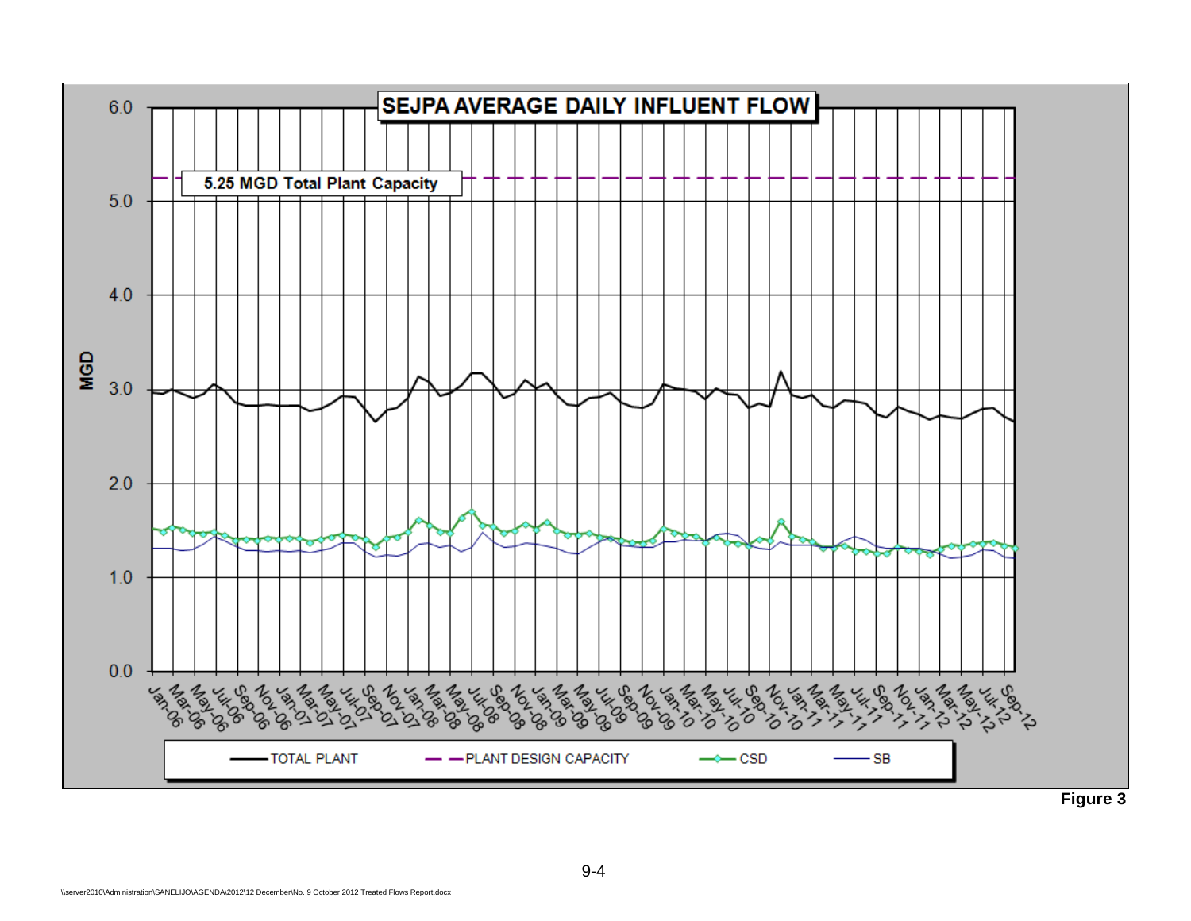**SEJPA AVERAGE DAILY INFLUENT FLOW**

5.25 MGD Total Plant Capacity

MGD: 0.0, 1.0, 2.0, 3.0, 4.0, 5.0, 6.0

Jan-06, Mar-06, May-06, Jul-06, Sep-06, Nov-06, Jan-07, Mar-07, May-07, Jul-07, Sep-07, Nov-07, Jan-08, Mar-08, May-08, Jul-08, Sep-08, Nov-08, Jan-09, Mar-09, May-09, Jul-09, Sep-09, Nov-09, Jan-10, Mar-10, May-10, Jul-10, Sep-10, Nov-10, Jan-11, Mar-11, May-11, Jul-11, Sep-11, Nov-11, Jan-12, Mar-12, May-12, Jul-12, Sep-12

TOTAL PLANT — PLANT DESIGN CAPACITY — CSD — SB

**Figure 3**

\\server2010\Administration\SANELIJO\AGENDA\2012\12 December\No. 9 October 2012 Treated Flows Report.docx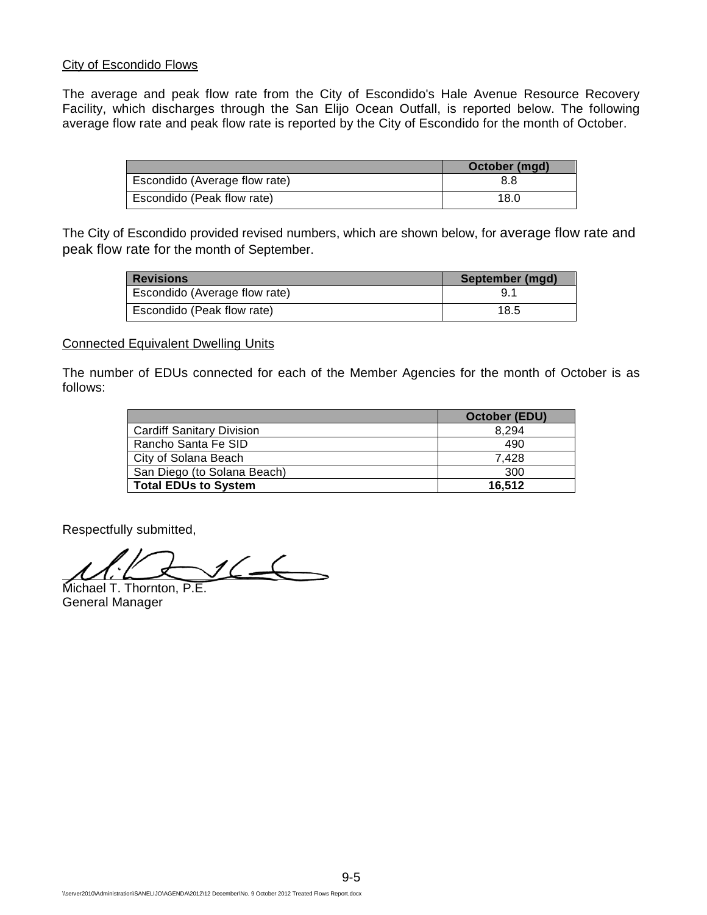City of Escondido Flows

The average and peak flow rate from the City of Escondido's Hale Avenue Resource Recovery Facility, which discharges through the San Elijo Ocean Outfall, is reported below. The following average flow rate and peak flow rate is reported by the City of Escondido for the month of October.

| | October (mgd) |
|---|---|
| Escondido (Average flow rate) | 8.8 |
| Escondido (Peak flow rate) | 18.0 |

The City of Escondido provided revised numbers, which are shown below, for average flow rate and peak flow rate for the month of September.

| Revisions | September (mgd) |
|---|---|
| Escondido (Average flow rate) | 9.1 |
| Escondido (Peak flow rate) | 18.5 |

Connected Equivalent Dwelling Units

The number of EDUs connected for each of the Member Agencies for the month of October is as follows:

| | October (EDU) |
|---|---|
| Cardiff Sanitary Division | 8,294 |
| Rancho Santa Fe SID | 490 |
| City of Solana Beach | 7,428 |
| San Diego (to Solana Beach) | 300 |
| **Total EDUs to System** | **16,512** |

Respectfully submitted,

Michael T. Thornton, P.E.
General Manager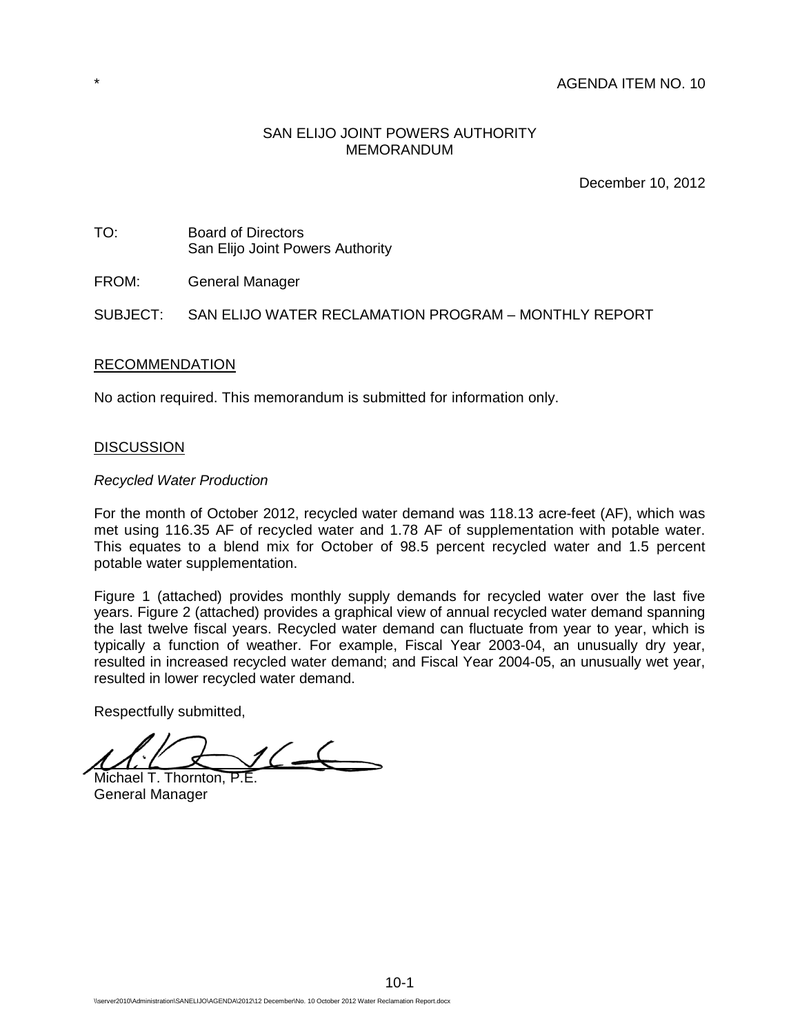\* AGENDA ITEM NO. 10

SAN ELIJO JOINT POWERS AUTHORITY
MEMORANDUM

December 10, 2012

TO: Board of Directors
San Elijo Joint Powers Authority

FROM: General Manager

SUBJECT: SAN ELIJO WATER RECLAMATION PROGRAM – MONTHLY REPORT

## RECOMMENDATION

No action required. This memorandum is submitted for information only.

## DISCUSSION

*Recycled Water Production*

For the month of October 2012, recycled water demand was 118.13 acre-feet (AF), which was met using 116.35 AF of recycled water and 1.78 AF of supplementation with potable water. This equates to a blend mix for October of 98.5 percent recycled water and 1.5 percent potable water supplementation.

Figure 1 (attached) provides monthly supply demands for recycled water over the last five years. Figure 2 (attached) provides a graphical view of annual recycled water demand spanning the last twelve fiscal years. Recycled water demand can fluctuate from year to year, which is typically a function of weather. For example, Fiscal Year 2003-04, an unusually dry year, resulted in increased recycled water demand; and Fiscal Year 2004-05, an unusually wet year, resulted in lower recycled water demand.

Respectfully submitted,

Michael T. Thornton, P.E.
General Manager

\\server2010\Administration\SANELIJO\AGENDA\2012\12 December\No. 10 October 2012 Water Reclamation Report.docx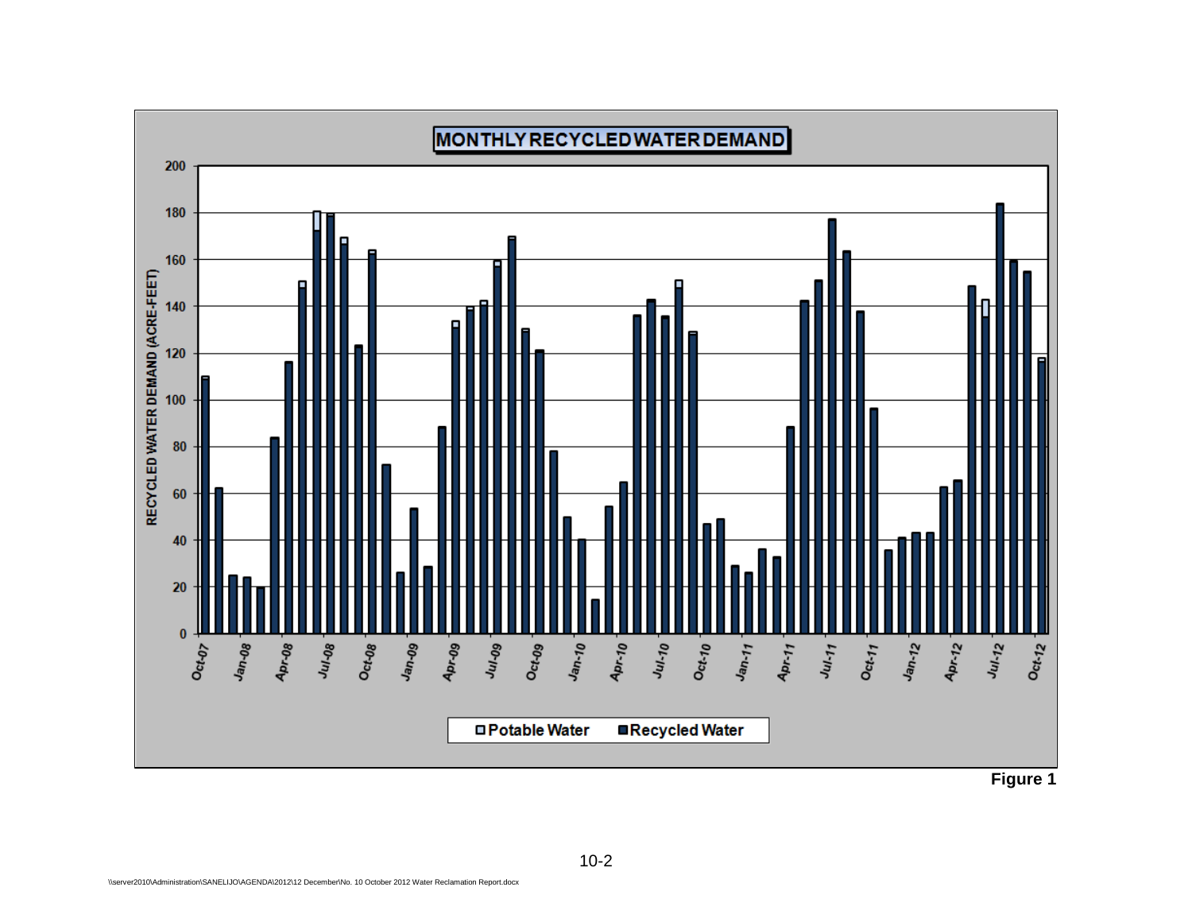**MONTHLY RECYCLED WATER DEMAND**

RECYCLED WATER DEMAND (ACRE-FEET)

Oct-07, Jan-08, Apr-08, Jul-08, Oct-08, Jan-09, Apr-09, Jul-09, Oct-09, Jan-10, Apr-10, Jul-10, Oct-10, Jan-11, Apr-11, Jul-11, Oct-11, Jan-12, Apr-12, Jul-12, Oct-12

□ Potable Water ■ Recycled Water

**Figure 1**

\\server2010\Administration\SANELIJO\AGENDA\2012\12 December\No. 10 October 2012 Water Reclamation Report.docx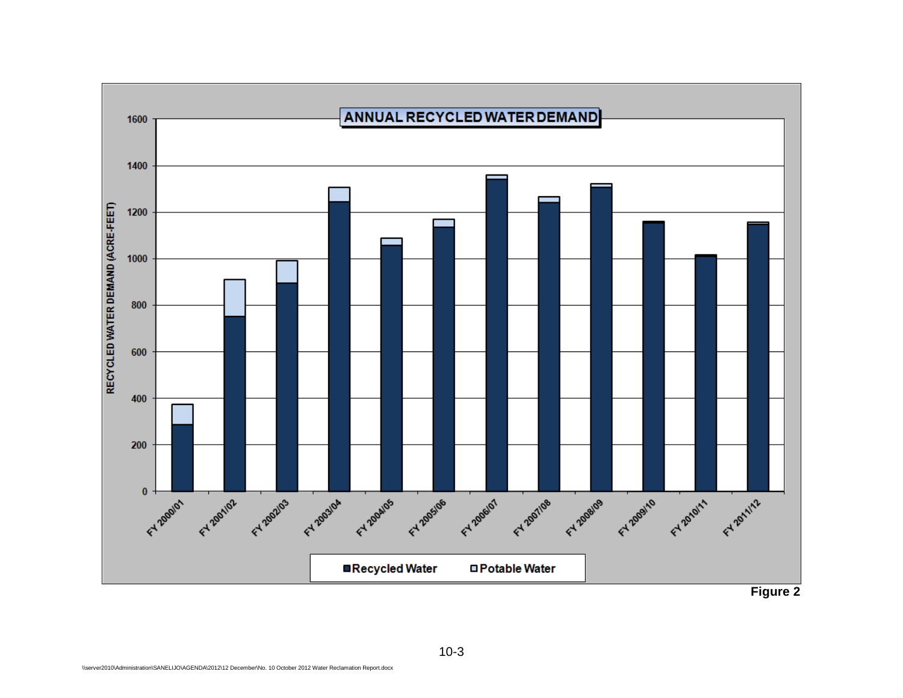**ANNUAL RECYCLED WATER DEMAND**

RECYCLED WATER DEMAND (ACRE-FEET)

1600
1400
1200
1000
800
600
400
200
0

FY 2000/01 FY 2001/02 FY 2002/03 FY 2003/04 FY 2004/05 FY 2005/06 FY 2006/07 FY 2007/08 FY 2008/09 FY 2009/10 FY 2010/11 FY 2011/12

■ Recycled Water ☐ Potable Water

**Figure 2**

\\server2010\Administration\SANELIJO\AGENDA\2012\12 December\No. 10 October 2012 Water Reclamation Report.docx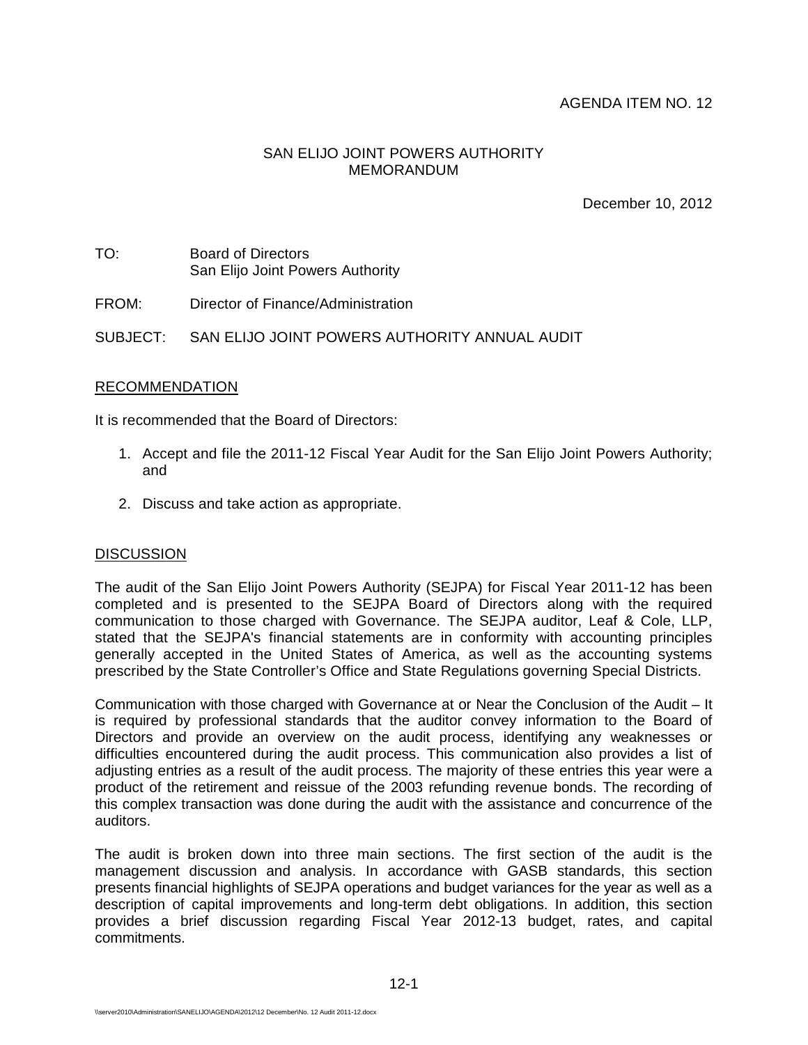AGENDA ITEM NO. 12

SAN ELIJO JOINT POWERS AUTHORITY
MEMORANDUM

December 10, 2012

TO: Board of Directors
San Elijo Joint Powers Authority

FROM: Director of Finance/Administration

SUBJECT: SAN ELIJO JOINT POWERS AUTHORITY ANNUAL AUDIT

## RECOMMENDATION

It is recommended that the Board of Directors:

1. Accept and file the 2011-12 Fiscal Year Audit for the San Elijo Joint Powers Authority; and
2. Discuss and take action as appropriate.

## DISCUSSION

The audit of the San Elijo Joint Powers Authority (SEJPA) for Fiscal Year 2011-12 has been completed and is presented to the SEJPA Board of Directors along with the required communication to those charged with Governance. The SEJPA auditor, Leaf & Cole, LLP, stated that the SEJPA's financial statements are in conformity with accounting principles generally accepted in the United States of America, as well as the accounting systems prescribed by the State Controller's Office and State Regulations governing Special Districts.

Communication with those charged with Governance at or Near the Conclusion of the Audit – It is required by professional standards that the auditor convey information to the Board of Directors and provide an overview on the audit process, identifying any weaknesses or difficulties encountered during the audit process. This communication also provides a list of adjusting entries as a result of the audit process. The majority of these entries this year were a product of the retirement and reissue of the 2003 refunding revenue bonds. The recording of this complex transaction was done during the audit with the assistance and concurrence of the auditors.

The audit is broken down into three main sections. The first section of the audit is the management discussion and analysis. In accordance with GASB standards, this section presents financial highlights of SEJPA operations and budget variances for the year as well as a description of capital improvements and long-term debt obligations. In addition, this section provides a brief discussion regarding Fiscal Year 2012-13 budget, rates, and capital commitments.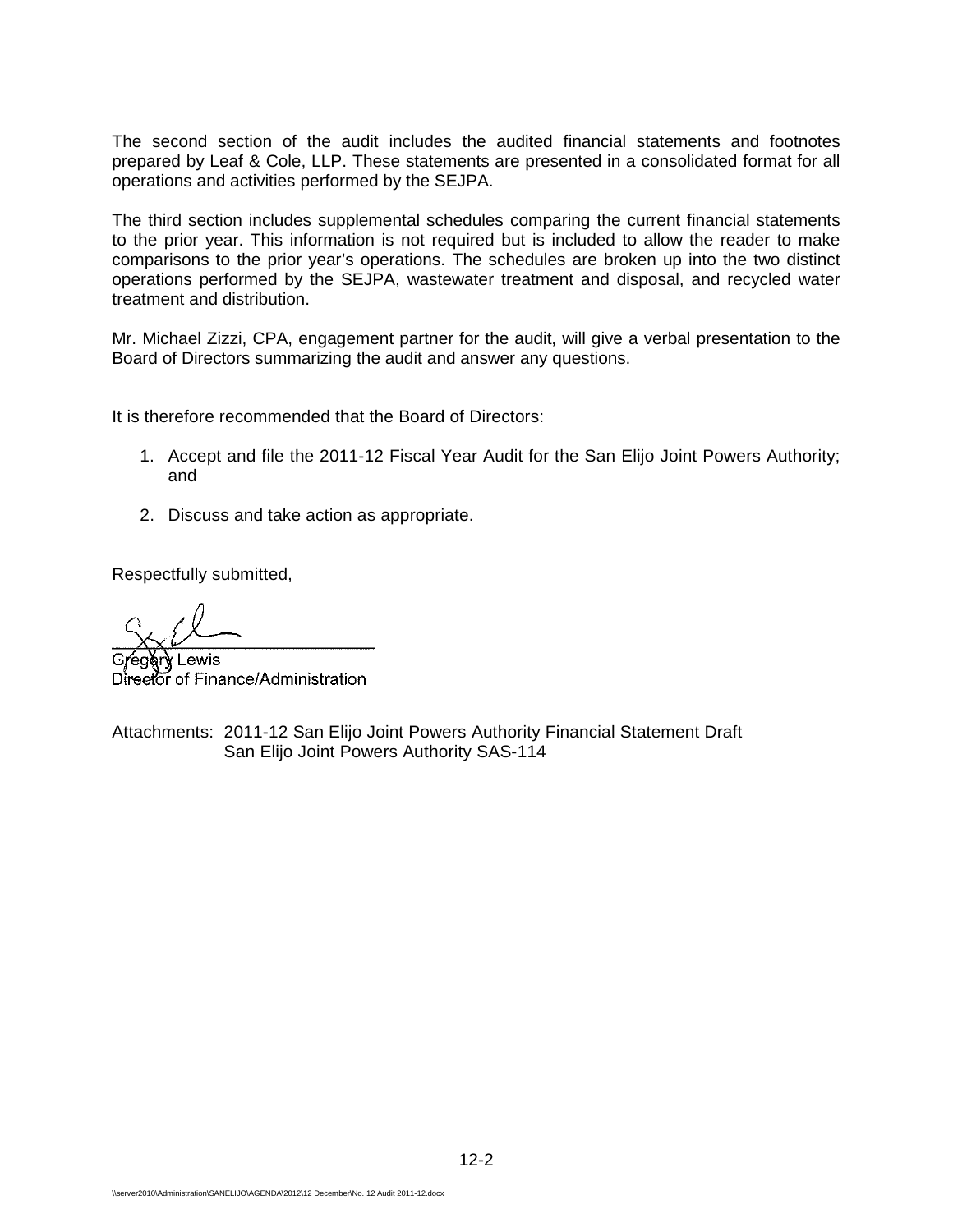The second section of the audit includes the audited financial statements and footnotes prepared by Leaf & Cole, LLP. These statements are presented in a consolidated format for all operations and activities performed by the SEJPA.

The third section includes supplemental schedules comparing the current financial statements to the prior year. This information is not required but is included to allow the reader to make comparisons to the prior year's operations. The schedules are broken up into the two distinct operations performed by the SEJPA, wastewater treatment and disposal, and recycled water treatment and distribution.

Mr. Michael Zizzi, CPA, engagement partner for the audit, will give a verbal presentation to the Board of Directors summarizing the audit and answer any questions.

It is therefore recommended that the Board of Directors:

1. Accept and file the 2011-12 Fiscal Year Audit for the San Elijo Joint Powers Authority; and

2. Discuss and take action as appropriate.

Respectfully submitted,

Gregory Lewis
Director of Finance/Administration

Attachments: 2011-12 San Elijo Joint Powers Authority Financial Statement Draft
San Elijo Joint Powers Authority SAS-114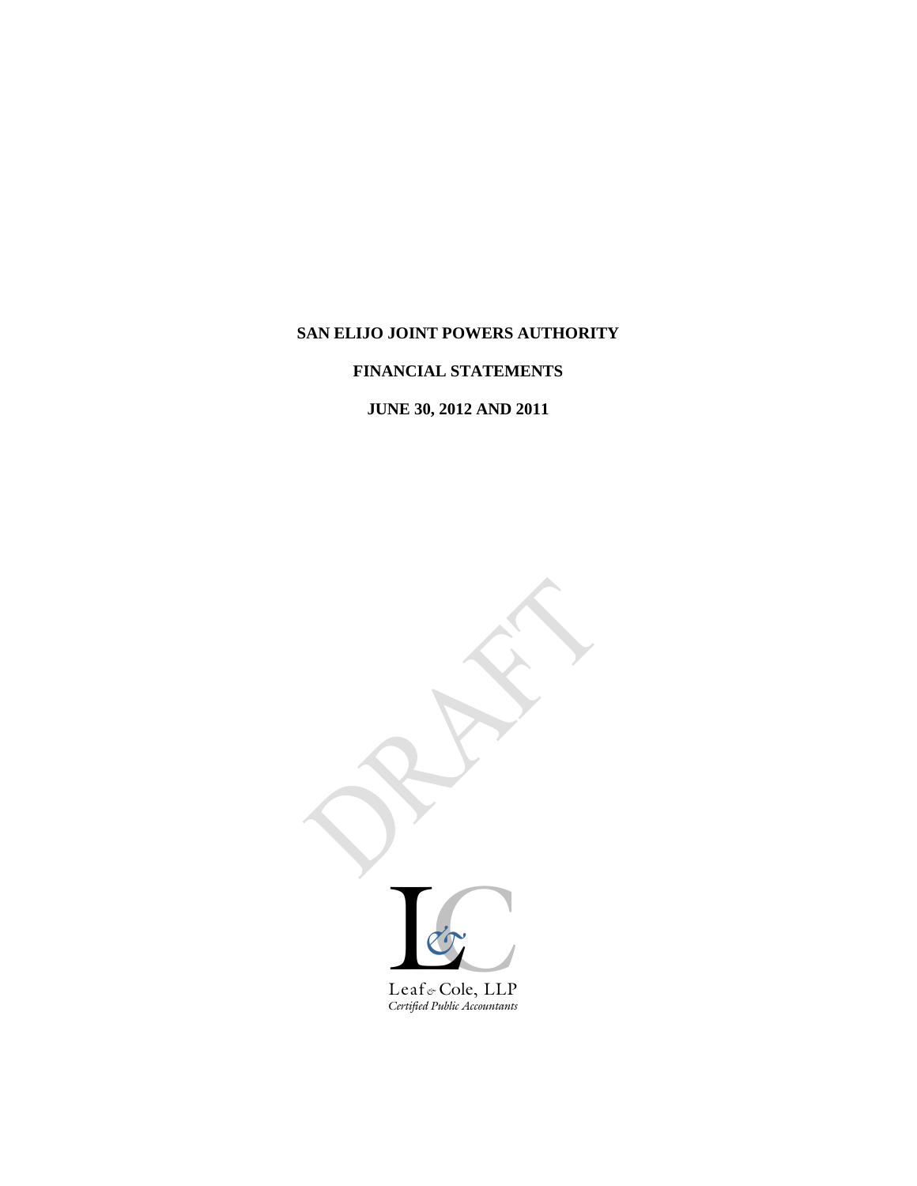**SAN ELIJO JOINT POWERS AUTHORITY**

**FINANCIAL STATEMENTS**

**JUNE 30, 2012 AND 2011**

DRAFT

Leaf & Cole, LLP
*Certified Public Accountants*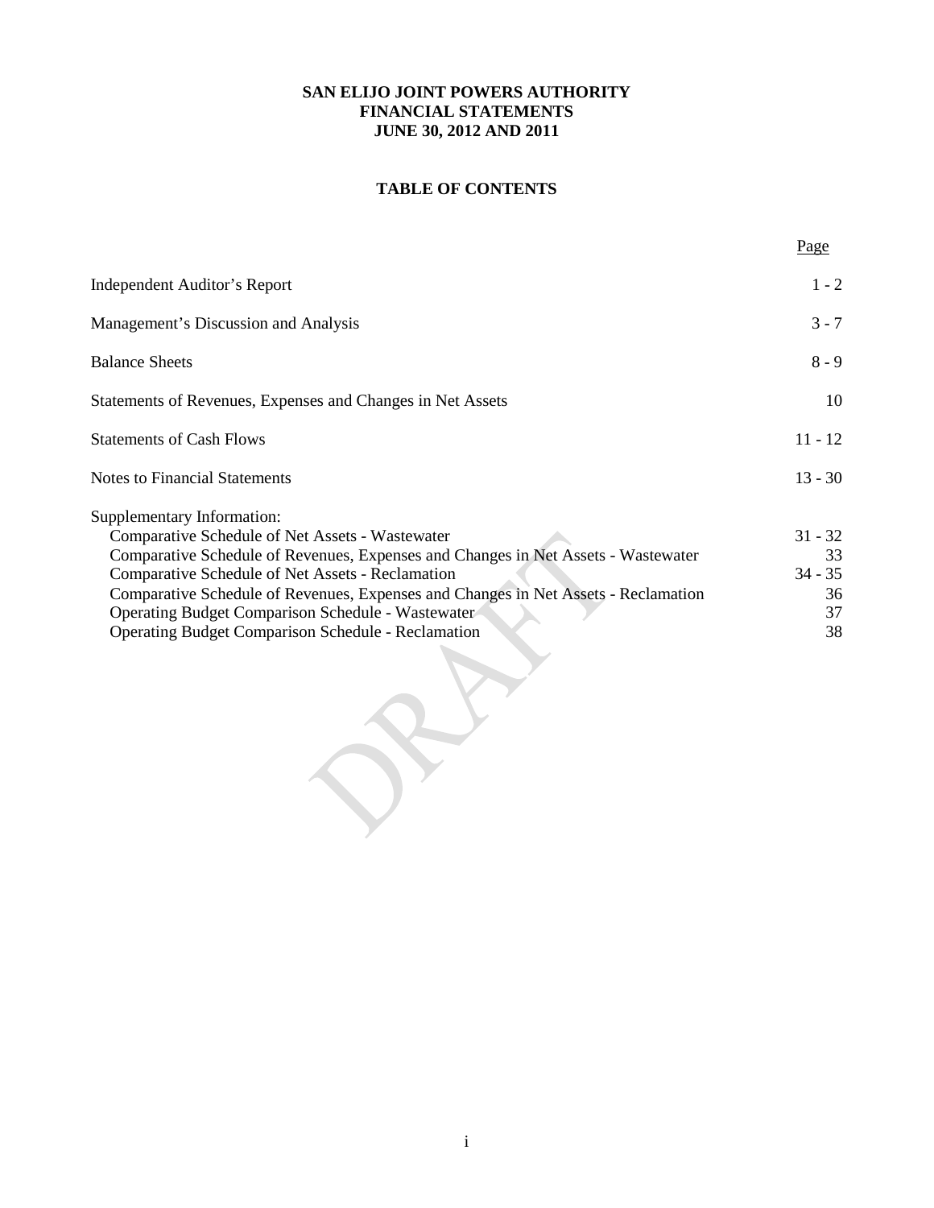**SAN ELIJO JOINT POWERS AUTHORITY**
**FINANCIAL STATEMENTS**
**JUNE 30, 2012 AND 2011**

**TABLE OF CONTENTS**

| | Page |
|---|---|
| Independent Auditor's Report | 1 - 2 |
| Management's Discussion and Analysis | 3 - 7 |
| Balance Sheets | 8 - 9 |
| Statements of Revenues, Expenses and Changes in Net Assets | 10 |
| Statements of Cash Flows | 11 - 12 |
| Notes to Financial Statements | 13 - 30 |
| Supplementary Information: | |
| Comparative Schedule of Net Assets - Wastewater | 31 - 32 |
| Comparative Schedule of Revenues, Expenses and Changes in Net Assets - Wastewater | 33 |
| Comparative Schedule of Net Assets - Reclamation | 34 - 35 |
| Comparative Schedule of Revenues, Expenses and Changes in Net Assets - Reclamation | 36 |
| Operating Budget Comparison Schedule - Wastewater | 37 |
| Operating Budget Comparison Schedule - Reclamation | 38 |

DRAFT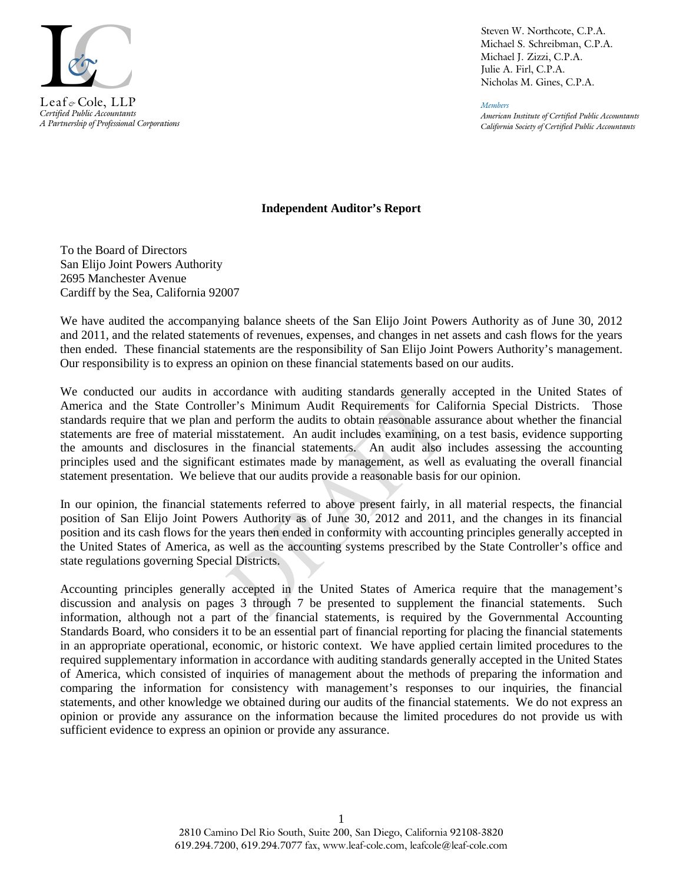Leaf & Cole, LLP
*Certified Public Accountants*
*A Partnership of Professional Corporations*

Steven W. Northcote, C.P.A.
Michael S. Schreibman, C.P.A.
Michael J. Zizzi, C.P.A.
Julie A. Firl, C.P.A.
Nicholas M. Gines, C.P.A.

*Members*
*American Institute of Certified Public Accountants*
*California Society of Certified Public Accountants*

**Independent Auditor's Report**

To the Board of Directors
San Elijo Joint Powers Authority
2695 Manchester Avenue
Cardiff by the Sea, California 92007

We have audited the accompanying balance sheets of the San Elijo Joint Powers Authority as of June 30, 2012 and 2011, and the related statements of revenues, expenses, and changes in net assets and cash flows for the years then ended. These financial statements are the responsibility of San Elijo Joint Powers Authority's management. Our responsibility is to express an opinion on these financial statements based on our audits.

We conducted our audits in accordance with auditing standards generally accepted in the United States of America and the State Controller's Minimum Audit Requirements for California Special Districts. Those standards require that we plan and perform the audits to obtain reasonable assurance about whether the financial statements are free of material misstatement. An audit includes examining, on a test basis, evidence supporting the amounts and disclosures in the financial statements. An audit also includes assessing the accounting principles used and the significant estimates made by management, as well as evaluating the overall financial statement presentation. We believe that our audits provide a reasonable basis for our opinion.

In our opinion, the financial statements referred to above present fairly, in all material respects, the financial position of San Elijo Joint Powers Authority as of June 30, 2012 and 2011, and the changes in its financial position and its cash flows for the years then ended in conformity with accounting principles generally accepted in the United States of America, as well as the accounting systems prescribed by the State Controller's office and state regulations governing Special Districts.

Accounting principles generally accepted in the United States of America require that the management's discussion and analysis on pages 3 through 7 be presented to supplement the financial statements. Such information, although not a part of the financial statements, is required by the Governmental Accounting Standards Board, who considers it to be an essential part of financial reporting for placing the financial statements in an appropriate operational, economic, or historic context. We have applied certain limited procedures to the required supplementary information in accordance with auditing standards generally accepted in the United States of America, which consisted of inquiries of management about the methods of preparing the information and comparing the information for consistency with management's responses to our inquiries, the financial statements, and other knowledge we obtained during our audits of the financial statements. We do not express an opinion or provide any assurance on the information because the limited procedures do not provide us with sufficient evidence to express an opinion or provide any assurance.

2810 Camino Del Rio South, Suite 200, San Diego, California 92108-3820
619.294.7200, 619.294.7077 fax, www.leaf-cole.com, leafcole@leaf-cole.com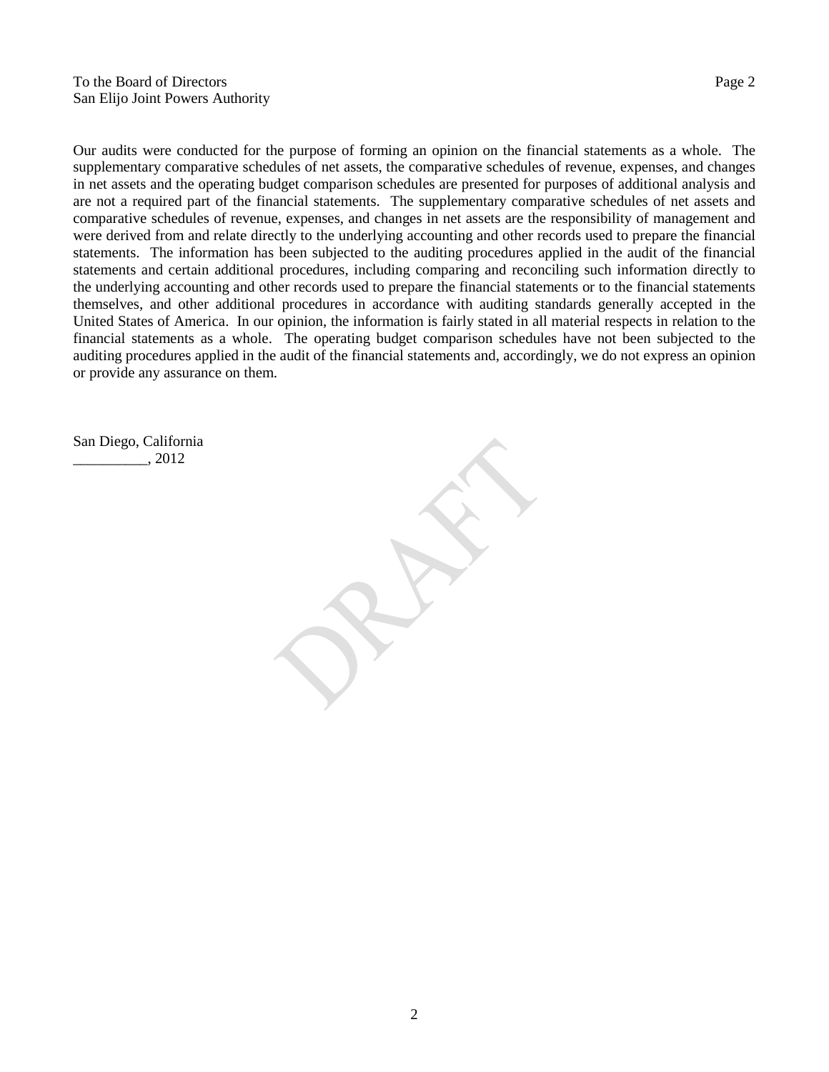Our audits were conducted for the purpose of forming an opinion on the financial statements as a whole. The supplementary comparative schedules of net assets, the comparative schedules of revenue, expenses, and changes in net assets and the operating budget comparison schedules are presented for purposes of additional analysis and are not a required part of the financial statements. The supplementary comparative schedules of net assets and comparative schedules of revenue, expenses, and changes in net assets are the responsibility of management and were derived from and relate directly to the underlying accounting and other records used to prepare the financial statements. The information has been subjected to the auditing procedures applied in the audit of the financial statements and certain additional procedures, including comparing and reconciling such information directly to the underlying accounting and other records used to prepare the financial statements or to the financial statements themselves, and other additional procedures in accordance with auditing standards generally accepted in the United States of America. In our opinion, the information is fairly stated in all material respects in relation to the financial statements as a whole. The operating budget comparison schedules have not been subjected to the auditing procedures applied in the audit of the financial statements and, accordingly, we do not express an opinion or provide any assurance on them.

San Diego, California
__________, 2012

DRAFT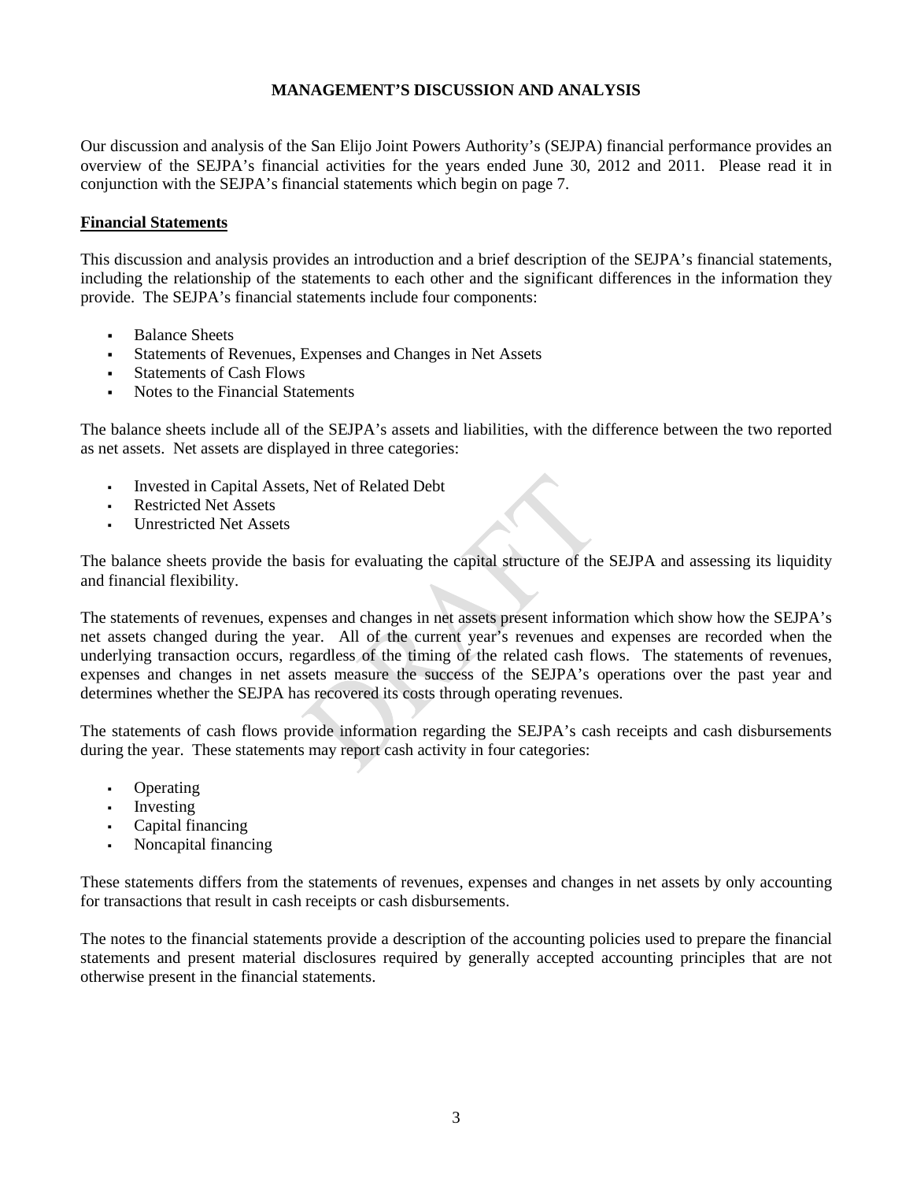# MANAGEMENT'S DISCUSSION AND ANALYSIS

Our discussion and analysis of the San Elijo Joint Powers Authority's (SEJPA) financial performance provides an overview of the SEJPA's financial activities for the years ended June 30, 2012 and 2011. Please read it in conjunction with the SEJPA's financial statements which begin on page 7.

## Financial Statements

This discussion and analysis provides an introduction and a brief description of the SEJPA's financial statements, including the relationship of the statements to each other and the significant differences in the information they provide. The SEJPA's financial statements include four components:

- Balance Sheets
- Statements of Revenues, Expenses and Changes in Net Assets
- Statements of Cash Flows
- Notes to the Financial Statements

The balance sheets include all of the SEJPA's assets and liabilities, with the difference between the two reported as net assets. Net assets are displayed in three categories:

- Invested in Capital Assets, Net of Related Debt
- Restricted Net Assets
- Unrestricted Net Assets

The balance sheets provide the basis for evaluating the capital structure of the SEJPA and assessing its liquidity and financial flexibility.

The statements of revenues, expenses and changes in net assets present information which show how the SEJPA's net assets changed during the year. All of the current year's revenues and expenses are recorded when the underlying transaction occurs, regardless of the timing of the related cash flows. The statements of revenues, expenses and changes in net assets measure the success of the SEJPA's operations over the past year and determines whether the SEJPA has recovered its costs through operating revenues.

The statements of cash flows provide information regarding the SEJPA's cash receipts and cash disbursements during the year. These statements may report cash activity in four categories:

- Operating
- Investing
- Capital financing
- Noncapital financing

These statements differs from the statements of revenues, expenses and changes in net assets by only accounting for transactions that result in cash receipts or cash disbursements.

The notes to the financial statements provide a description of the accounting policies used to prepare the financial statements and present material disclosures required by generally accepted accounting principles that are not otherwise present in the financial statements.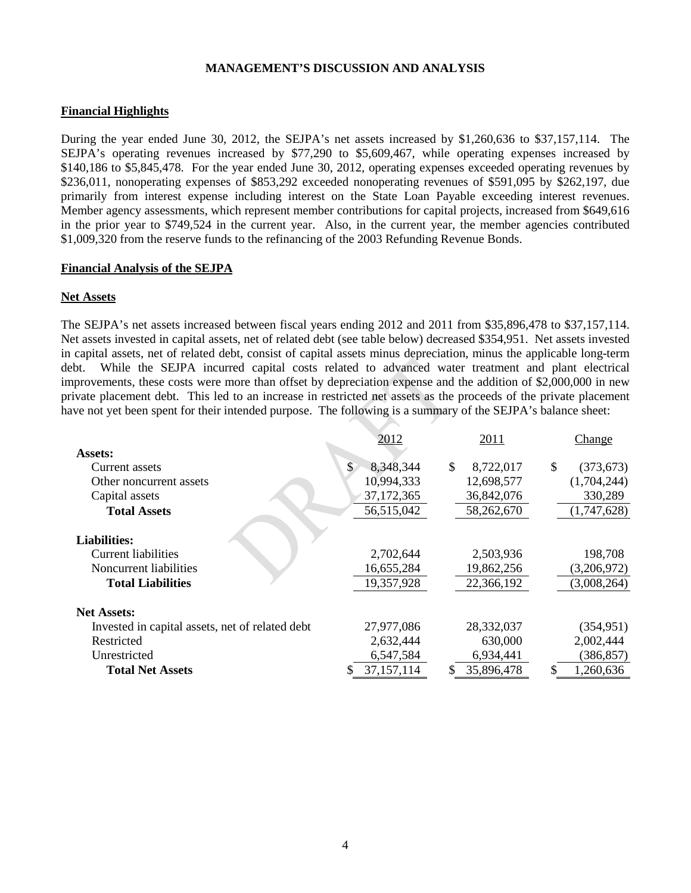# MANAGEMENT'S DISCUSSION AND ANALYSIS

**Financial Highlights**

During the year ended June 30, 2012, the SEJPA's net assets increased by $1,260,636 to $37,157,114. The SEJPA's operating revenues increased by $77,290 to $5,609,467, while operating expenses increased by $140,186 to $5,845,478. For the year ended June 30, 2012, operating expenses exceeded operating revenues by $236,011, nonoperating expenses of $853,292 exceeded nonoperating revenues of $591,095 by $262,197, due primarily from interest expense including interest on the State Loan Payable exceeding interest revenues. Member agency assessments, which represent member contributions for capital projects, increased from $649,616 in the prior year to $749,524 in the current year. Also, in the current year, the member agencies contributed $1,009,320 from the reserve funds to the refinancing of the 2003 Refunding Revenue Bonds.

**Financial Analysis of the SEJPA**

**Net Assets**

The SEJPA's net assets increased between fiscal years ending 2012 and 2011 from $35,896,478 to $37,157,114. Net assets invested in capital assets, net of related debt (see table below) decreased $354,951. Net assets invested in capital assets, net of related debt, consist of capital assets minus depreciation, minus the applicable long-term debt. While the SEJPA incurred capital costs related to advanced water treatment and plant electrical improvements, these costs were more than offset by depreciation expense and the addition of $2,000,000 in new private placement debt. This led to an increase in restricted net assets as the proceeds of the private placement have not yet been spent for their intended purpose. The following is a summary of the SEJPA's balance sheet:

| | 2012 | 2011 | Change |
|---|---|---|---|
| **Assets:** | | | |
| Current assets | $ 8,348,344 | $ 8,722,017 | $ (373,673) |
| Other noncurrent assets | 10,994,333 | 12,698,577 | (1,704,244) |
| Capital assets | 37,172,365 | 36,842,076 | 330,289 |
| **Total Assets** | 56,515,042 | 58,262,670 | (1,747,628) |
| **Liabilities:** | | | |
| Current liabilities | 2,702,644 | 2,503,936 | 198,708 |
| Noncurrent liabilities | 16,655,284 | 19,862,256 | (3,206,972) |
| **Total Liabilities** | 19,357,928 | 22,366,192 | (3,008,264) |
| **Net Assets:** | | | |
| Invested in capital assets, net of related debt | 27,977,086 | 28,332,037 | (354,951) |
| Restricted | 2,632,444 | 630,000 | 2,002,444 |
| Unrestricted | 6,547,584 | 6,934,441 | (386,857) |
| **Total Net Assets** | $ 37,157,114 | $ 35,896,478 | $ 1,260,636 |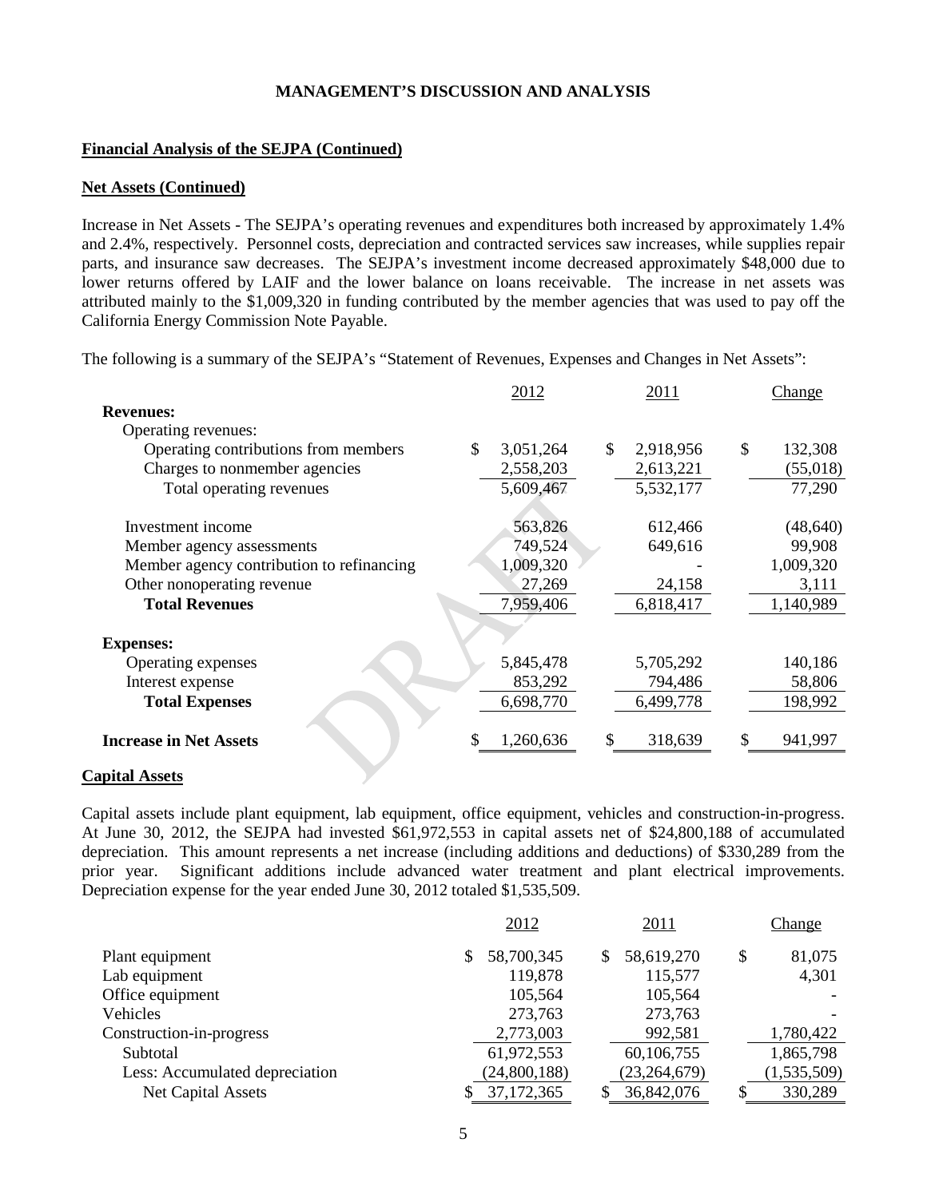# MANAGEMENT'S DISCUSSION AND ANALYSIS

**Financial Analysis of the SEJPA (Continued)**

**Net Assets (Continued)**

Increase in Net Assets - The SEJPA's operating revenues and expenditures both increased by approximately 1.4% and 2.4%, respectively. Personnel costs, depreciation and contracted services saw increases, while supplies repair parts, and insurance saw decreases. The SEJPA's investment income decreased approximately $48,000 due to lower returns offered by LAIF and the lower balance on loans receivable. The increase in net assets was attributed mainly to the $1,009,320 in funding contributed by the member agencies that was used to pay off the California Energy Commission Note Payable.

The following is a summary of the SEJPA's "Statement of Revenues, Expenses and Changes in Net Assets":

| | 2012 | 2011 | Change |
|---|---|---|---|
| **Revenues:** | | | |
| Operating revenues: | | | |
| Operating contributions from members | $ 3,051,264 | $ 2,918,956 | $ 132,308 |
| Charges to nonmember agencies | 2,558,203 | 2,613,221 | (55,018) |
| Total operating revenues | 5,609,467 | 5,532,177 | 77,290 |
| Investment income | 563,826 | 612,466 | (48,640) |
| Member agency assessments | 749,524 | 649,616 | 99,908 |
| Member agency contribution to refinancing | 1,009,320 | - | 1,009,320 |
| Other nonoperating revenue | 27,269 | 24,158 | 3,111 |
| **Total Revenues** | 7,959,406 | 6,818,417 | 1,140,989 |
| **Expenses:** | | | |
| Operating expenses | 5,845,478 | 5,705,292 | 140,186 |
| Interest expense | 853,292 | 794,486 | 58,806 |
| **Total Expenses** | 6,698,770 | 6,499,778 | 198,992 |
| **Increase in Net Assets** | $ 1,260,636 | $ 318,639 | $ 941,997 |

**Capital Assets**

Capital assets include plant equipment, lab equipment, office equipment, vehicles and construction-in-progress. At June 30, 2012, the SEJPA had invested $61,972,553 in capital assets net of $24,800,188 of accumulated depreciation. This amount represents a net increase (including additions and deductions) of $330,289 from the prior year. Significant additions include advanced water treatment and plant electrical improvements. Depreciation expense for the year ended June 30, 2012 totaled $1,535,509.

| | 2012 | 2011 | Change |
|---|---|---|---|
| Plant equipment | $ 58,700,345 | $ 58,619,270 | $ 81,075 |
| Lab equipment | 119,878 | 115,577 | 4,301 |
| Office equipment | 105,564 | 105,564 | - |
| Vehicles | 273,763 | 273,763 | - |
| Construction-in-progress | 2,773,003 | 992,581 | 1,780,422 |
| Subtotal | 61,972,553 | 60,106,755 | 1,865,798 |
| Less: Accumulated depreciation | (24,800,188) | (23,264,679) | (1,535,509) |
| Net Capital Assets | $ 37,172,365 | $ 36,842,076 | $ 330,289 |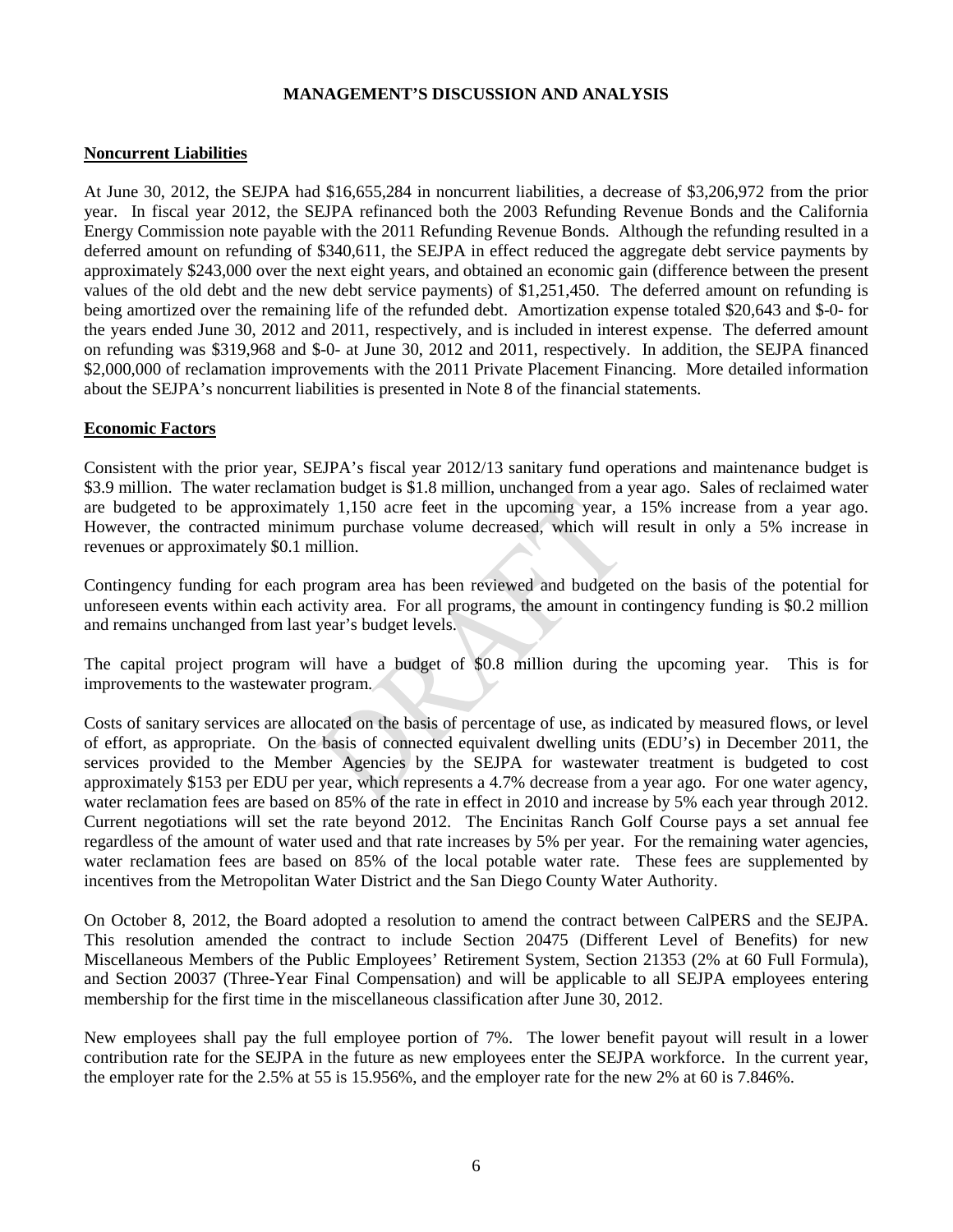## MANAGEMENT'S DISCUSSION AND ANALYSIS

**Noncurrent Liabilities**

At June 30, 2012, the SEJPA had $16,655,284 in noncurrent liabilities, a decrease of $3,206,972 from the prior year. In fiscal year 2012, the SEJPA refinanced both the 2003 Refunding Revenue Bonds and the California Energy Commission note payable with the 2011 Refunding Revenue Bonds. Although the refunding resulted in a deferred amount on refunding of $340,611, the SEJPA in effect reduced the aggregate debt service payments by approximately $243,000 over the next eight years, and obtained an economic gain (difference between the present values of the old debt and the new debt service payments) of $1,251,450. The deferred amount on refunding is being amortized over the remaining life of the refunded debt. Amortization expense totaled $20,643 and $-0- for the years ended June 30, 2012 and 2011, respectively, and is included in interest expense. The deferred amount on refunding was $319,968 and $-0- at June 30, 2012 and 2011, respectively. In addition, the SEJPA financed $2,000,000 of reclamation improvements with the 2011 Private Placement Financing. More detailed information about the SEJPA's noncurrent liabilities is presented in Note 8 of the financial statements.

**Economic Factors**

Consistent with the prior year, SEJPA's fiscal year 2012/13 sanitary fund operations and maintenance budget is $3.9 million. The water reclamation budget is $1.8 million, unchanged from a year ago. Sales of reclaimed water are budgeted to be approximately 1,150 acre feet in the upcoming year, a 15% increase from a year ago. However, the contracted minimum purchase volume decreased, which will result in only a 5% increase in revenues or approximately $0.1 million.

Contingency funding for each program area has been reviewed and budgeted on the basis of the potential for unforeseen events within each activity area. For all programs, the amount in contingency funding is $0.2 million and remains unchanged from last year's budget levels.

The capital project program will have a budget of $0.8 million during the upcoming year. This is for improvements to the wastewater program.

Costs of sanitary services are allocated on the basis of percentage of use, as indicated by measured flows, or level of effort, as appropriate. On the basis of connected equivalent dwelling units (EDU's) in December 2011, the services provided to the Member Agencies by the SEJPA for wastewater treatment is budgeted to cost approximately $153 per EDU per year, which represents a 4.7% decrease from a year ago. For one water agency, water reclamation fees are based on 85% of the rate in effect in 2010 and increase by 5% each year through 2012. Current negotiations will set the rate beyond 2012. The Encinitas Ranch Golf Course pays a set annual fee regardless of the amount of water used and that rate increases by 5% per year. For the remaining water agencies, water reclamation fees are based on 85% of the local potable water rate. These fees are supplemented by incentives from the Metropolitan Water District and the San Diego County Water Authority.

On October 8, 2012, the Board adopted a resolution to amend the contract between CalPERS and the SEJPA. This resolution amended the contract to include Section 20475 (Different Level of Benefits) for new Miscellaneous Members of the Public Employees' Retirement System, Section 21353 (2% at 60 Full Formula), and Section 20037 (Three-Year Final Compensation) and will be applicable to all SEJPA employees entering membership for the first time in the miscellaneous classification after June 30, 2012.

New employees shall pay the full employee portion of 7%. The lower benefit payout will result in a lower contribution rate for the SEJPA in the future as new employees enter the SEJPA workforce. In the current year, the employer rate for the 2.5% at 55 is 15.956%, and the employer rate for the new 2% at 60 is 7.846%.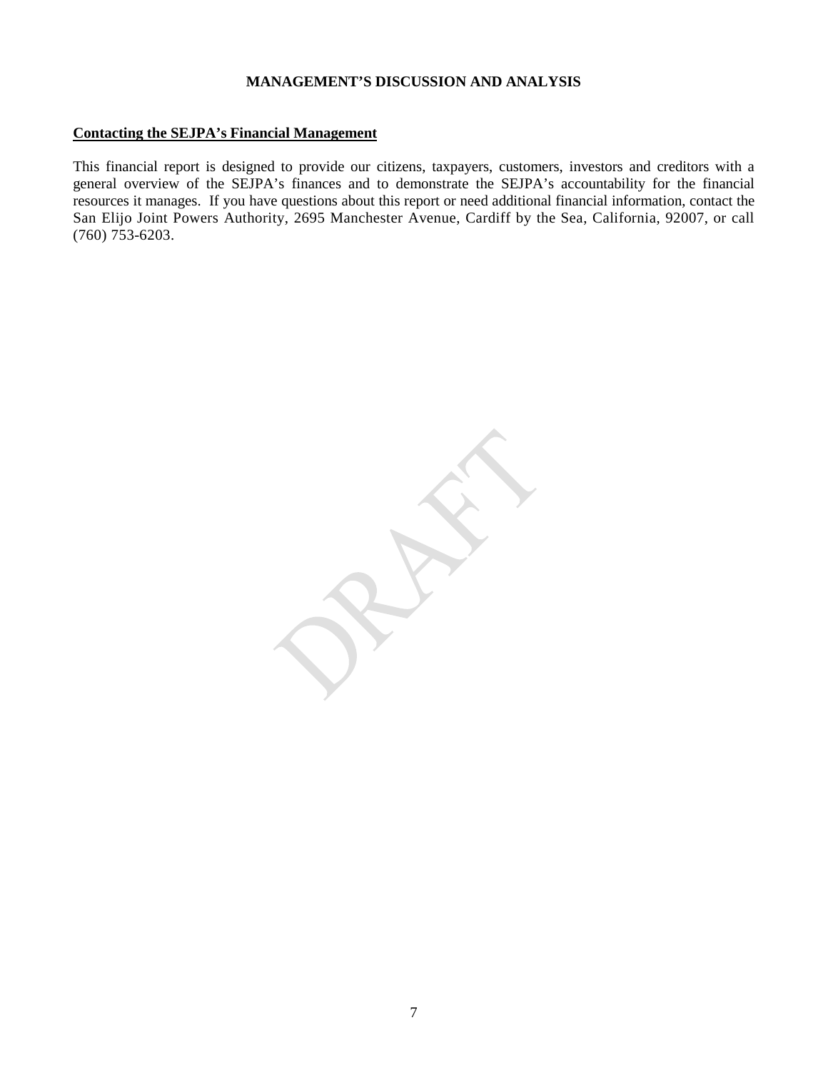## MANAGEMENT'S DISCUSSION AND ANALYSIS

**Contacting the SEJPA's Financial Management**

This financial report is designed to provide our citizens, taxpayers, customers, investors and creditors with a general overview of the SEJPA's finances and to demonstrate the SEJPA's accountability for the financial resources it manages. If you have questions about this report or need additional financial information, contact the San Elijo Joint Powers Authority, 2695 Manchester Avenue, Cardiff by the Sea, California, 92007, or call (760) 753-6203.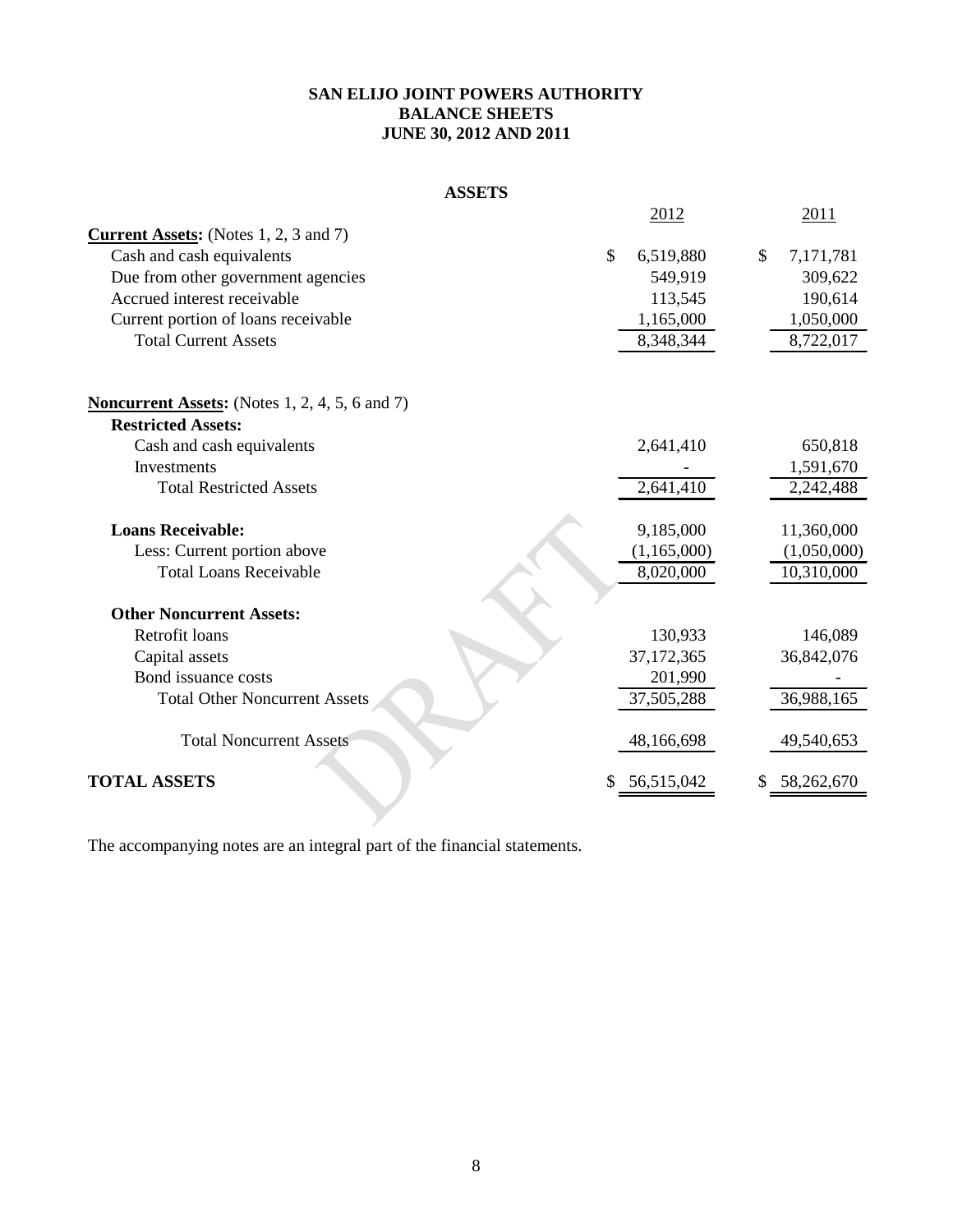**SAN ELIJO JOINT POWERS AUTHORITY**
**BALANCE SHEETS**
**JUNE 30, 2012 AND 2011**

**ASSETS**

| | 2012 | 2011 |
|---|---|---|
| **Current Assets:** (Notes 1, 2, 3 and 7) | | |
| Cash and cash equivalents | $ 6,519,880 | $ 7,171,781 |
| Due from other government agencies | 549,919 | 309,622 |
| Accrued interest receivable | 113,545 | 190,614 |
| Current portion of loans receivable | 1,165,000 | 1,050,000 |
| Total Current Assets | 8,348,344 | 8,722,017 |
| | | |
| **Noncurrent Assets:** (Notes 1, 2, 4, 5, 6 and 7) | | |
| **Restricted Assets:** | | |
| Cash and cash equivalents | 2,641,410 | 650,818 |
| Investments | - | 1,591,670 |
| Total Restricted Assets | 2,641,410 | 2,242,488 |
| | | |
| **Loans Receivable:** | 9,185,000 | 11,360,000 |
| Less: Current portion above | (1,165,000) | (1,050,000) |
| Total Loans Receivable | 8,020,000 | 10,310,000 |
| | | |
| **Other Noncurrent Assets:** | | |
| Retrofit loans | 130,933 | 146,089 |
| Capital assets | 37,172,365 | 36,842,076 |
| Bond issuance costs | 201,990 | - |
| Total Other Noncurrent Assets | 37,505,288 | 36,988,165 |
| | | |
| Total Noncurrent Assets | 48,166,698 | 49,540,653 |
| | | |
| **TOTAL ASSETS** | $ 56,515,042 | $ 58,262,670 |

The accompanying notes are an integral part of the financial statements.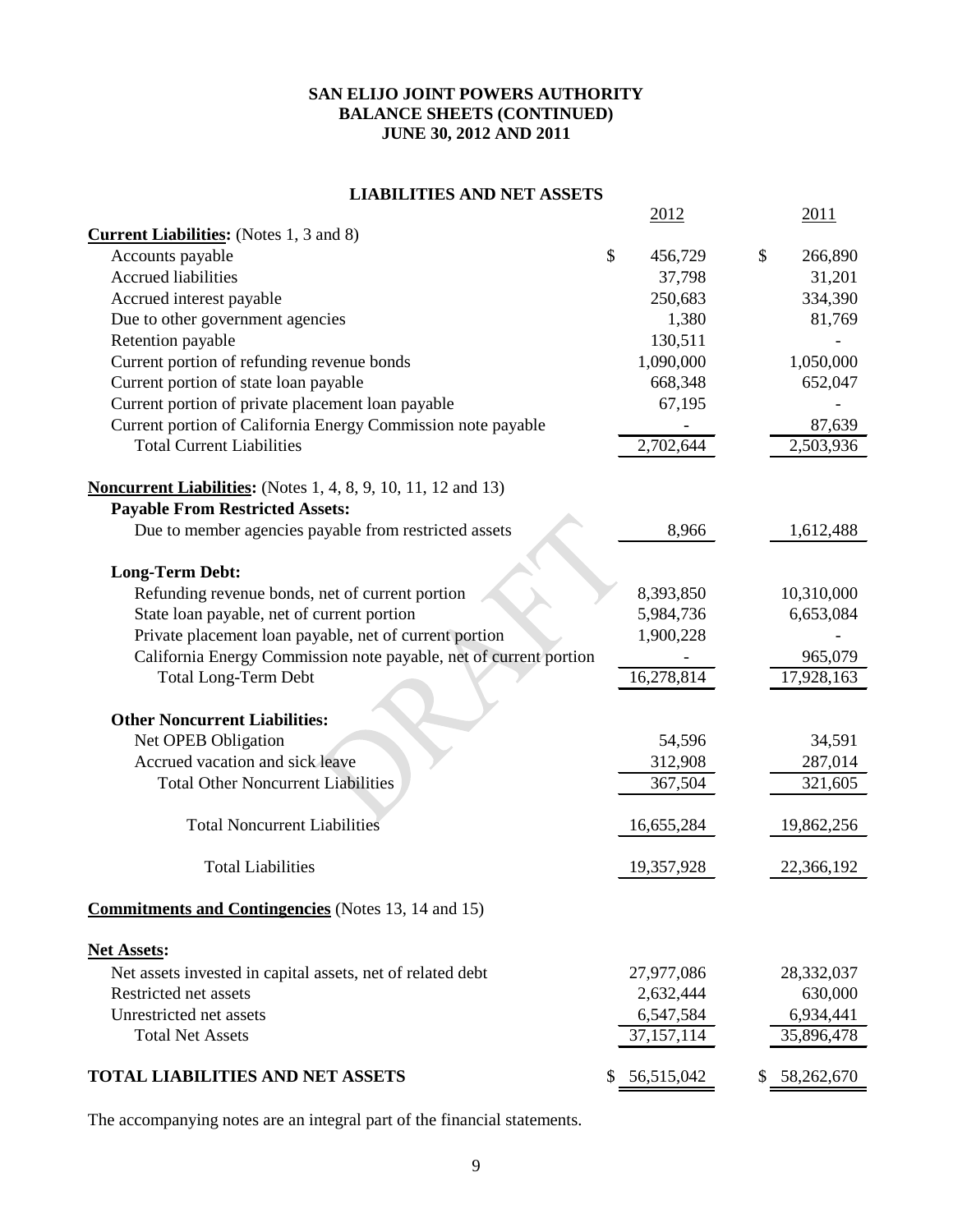# SAN ELIJO JOINT POWERS AUTHORITY
## BALANCE SHEETS (CONTINUED)
## JUNE 30, 2012 AND 2011

### LIABILITIES AND NET ASSETS

| | 2012 | 2011 |
|---|---|---|
| **Current Liabilities:** (Notes 1, 3 and 8) | | |
| Accounts payable | $ 456,729 | $ 266,890 |
| Accrued liabilities | 37,798 | 31,201 |
| Accrued interest payable | 250,683 | 334,390 |
| Due to other government agencies | 1,380 | 81,769 |
| Retention payable | 130,511 | - |
| Current portion of refunding revenue bonds | 1,090,000 | 1,050,000 |
| Current portion of state loan payable | 668,348 | 652,047 |
| Current portion of private placement loan payable | 67,195 | - |
| Current portion of California Energy Commission note payable | - | 87,639 |
| Total Current Liabilities | 2,702,644 | 2,503,936 |
| **Noncurrent Liabilities:** (Notes 1, 4, 8, 9, 10, 11, 12 and 13) | | |
| **Payable From Restricted Assets:** | | |
| Due to member agencies payable from restricted assets | 8,966 | 1,612,488 |
| **Long-Term Debt:** | | |
| Refunding revenue bonds, net of current portion | 8,393,850 | 10,310,000 |
| State loan payable, net of current portion | 5,984,736 | 6,653,084 |
| Private placement loan payable, net of current portion | 1,900,228 | - |
| California Energy Commission note payable, net of current portion | - | 965,079 |
| Total Long-Term Debt | 16,278,814 | 17,928,163 |
| **Other Noncurrent Liabilities:** | | |
| Net OPEB Obligation | 54,596 | 34,591 |
| Accrued vacation and sick leave | 312,908 | 287,014 |
| Total Other Noncurrent Liabilities | 367,504 | 321,605 |
| Total Noncurrent Liabilities | 16,655,284 | 19,862,256 |
| Total Liabilities | 19,357,928 | 22,366,192 |
| **Commitments and Contingencies** (Notes 13, 14 and 15) | | |
| **Net Assets:** | | |
| Net assets invested in capital assets, net of related debt | 27,977,086 | 28,332,037 |
| Restricted net assets | 2,632,444 | 630,000 |
| Unrestricted net assets | 6,547,584 | 6,934,441 |
| Total Net Assets | 37,157,114 | 35,896,478 |
| **TOTAL LIABILITIES AND NET ASSETS** | $ 56,515,042 | $ 58,262,670 |

The accompanying notes are an integral part of the financial statements.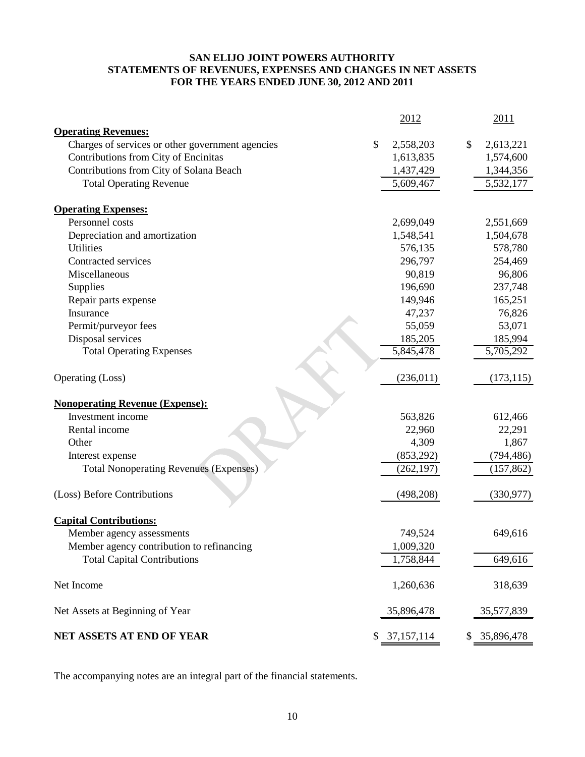# SAN ELIJO JOINT POWERS AUTHORITY
## STATEMENTS OF REVENUES, EXPENSES AND CHANGES IN NET ASSETS
## FOR THE YEARS ENDED JUNE 30, 2012 AND 2011

| | 2012 | 2011 |
|---|---|---|
| **Operating Revenues:** | | |
| Charges of services or other government agencies | $ 2,558,203 | $ 2,613,221 |
| Contributions from City of Encinitas | 1,613,835 | 1,574,600 |
| Contributions from City of Solana Beach | 1,437,429 | 1,344,356 |
| Total Operating Revenue | 5,609,467 | 5,532,177 |
| **Operating Expenses:** | | |
| Personnel costs | 2,699,049 | 2,551,669 |
| Depreciation and amortization | 1,548,541 | 1,504,678 |
| Utilities | 576,135 | 578,780 |
| Contracted services | 296,797 | 254,469 |
| Miscellaneous | 90,819 | 96,806 |
| Supplies | 196,690 | 237,748 |
| Repair parts expense | 149,946 | 165,251 |
| Insurance | 47,237 | 76,826 |
| Permit/purveyor fees | 55,059 | 53,071 |
| Disposal services | 185,205 | 185,994 |
| Total Operating Expenses | 5,845,478 | 5,705,292 |
| Operating (Loss) | (236,011) | (173,115) |
| **Nonoperating Revenue (Expense):** | | |
| Investment income | 563,826 | 612,466 |
| Rental income | 22,960 | 22,291 |
| Other | 4,309 | 1,867 |
| Interest expense | (853,292) | (794,486) |
| Total Nonoperating Revenues (Expenses) | (262,197) | (157,862) |
| (Loss) Before Contributions | (498,208) | (330,977) |
| **Capital Contributions:** | | |
| Member agency assessments | 749,524 | 649,616 |
| Member agency contribution to refinancing | 1,009,320 | |
| Total Capital Contributions | 1,758,844 | 649,616 |
| Net Income | 1,260,636 | 318,639 |
| Net Assets at Beginning of Year | 35,896,478 | 35,577,839 |
| **NET ASSETS AT END OF YEAR** | $ 37,157,114 | $ 35,896,478 |

The accompanying notes are an integral part of the financial statements.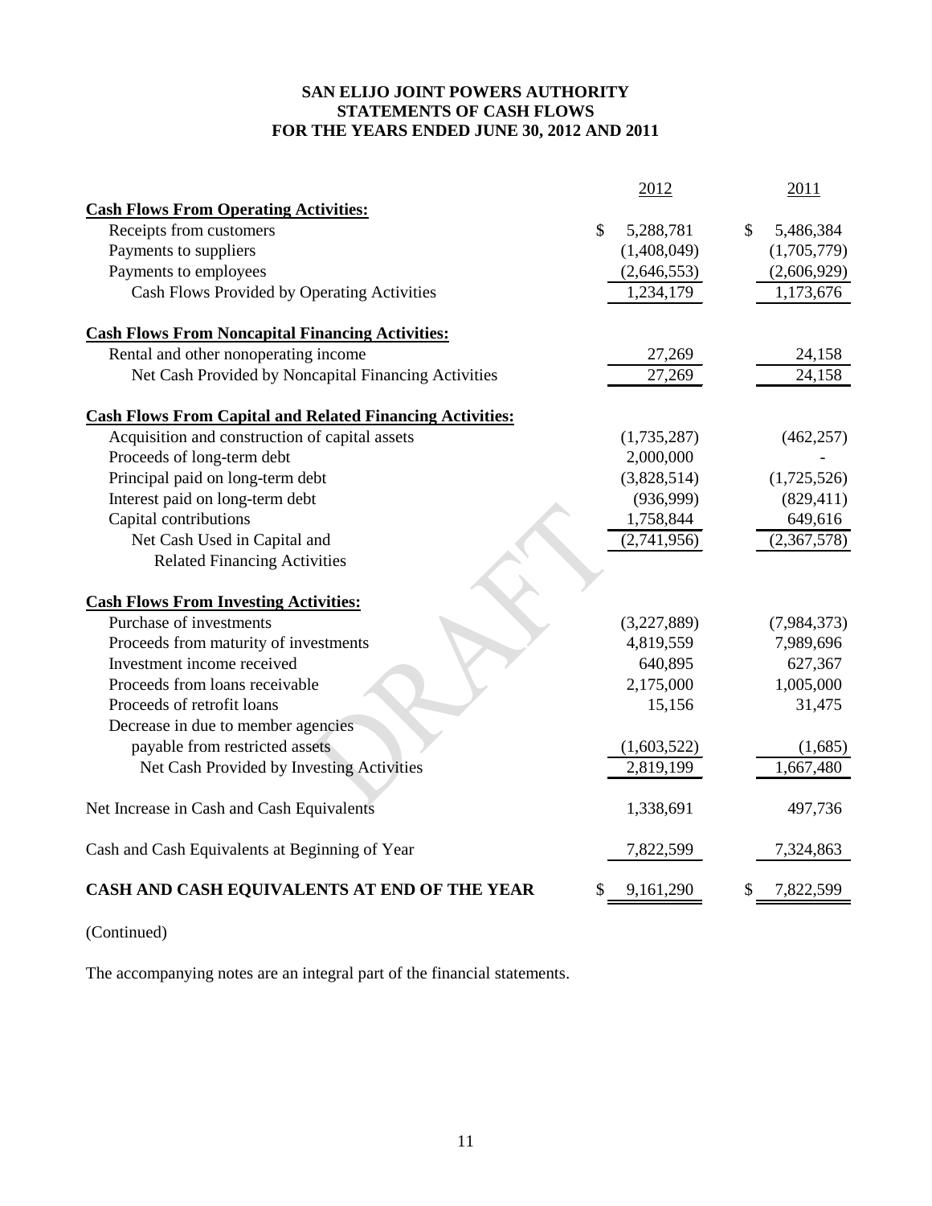**SAN ELIJO JOINT POWERS AUTHORITY**
**STATEMENTS OF CASH FLOWS**
**FOR THE YEARS ENDED JUNE 30, 2012 AND 2011**

| | 2012 | 2011 |
|---|---|---|
| **Cash Flows From Operating Activities:** | | |
| Receipts from customers | $ 5,288,781 | $ 5,486,384 |
| Payments to suppliers | (1,408,049) | (1,705,779) |
| Payments to employees | (2,646,553) | (2,606,929) |
| Cash Flows Provided by Operating Activities | 1,234,179 | 1,173,676 |
| **Cash Flows From Noncapital Financing Activities:** | | |
| Rental and other nonoperating income | 27,269 | 24,158 |
| Net Cash Provided by Noncapital Financing Activities | 27,269 | 24,158 |
| **Cash Flows From Capital and Related Financing Activities:** | | |
| Acquisition and construction of capital assets | (1,735,287) | (462,257) |
| Proceeds of long-term debt | 2,000,000 | - |
| Principal paid on long-term debt | (3,828,514) | (1,725,526) |
| Interest paid on long-term debt | (936,999) | (829,411) |
| Capital contributions | 1,758,844 | 649,616 |
| Net Cash Used in Capital and Related Financing Activities | (2,741,956) | (2,367,578) |
| **Cash Flows From Investing Activities:** | | |
| Purchase of investments | (3,227,889) | (7,984,373) |
| Proceeds from maturity of investments | 4,819,559 | 7,989,696 |
| Investment income received | 640,895 | 627,367 |
| Proceeds from loans receivable | 2,175,000 | 1,005,000 |
| Proceeds of retrofit loans | 15,156 | 31,475 |
| Decrease in due to member agencies payable from restricted assets | (1,603,522) | (1,685) |
| Net Cash Provided by Investing Activities | 2,819,199 | 1,667,480 |
| Net Increase in Cash and Cash Equivalents | 1,338,691 | 497,736 |
| Cash and Cash Equivalents at Beginning of Year | 7,822,599 | 7,324,863 |
| **CASH AND CASH EQUIVALENTS AT END OF THE YEAR** | $ 9,161,290 | $ 7,822,599 |

(Continued)

The accompanying notes are an integral part of the financial statements.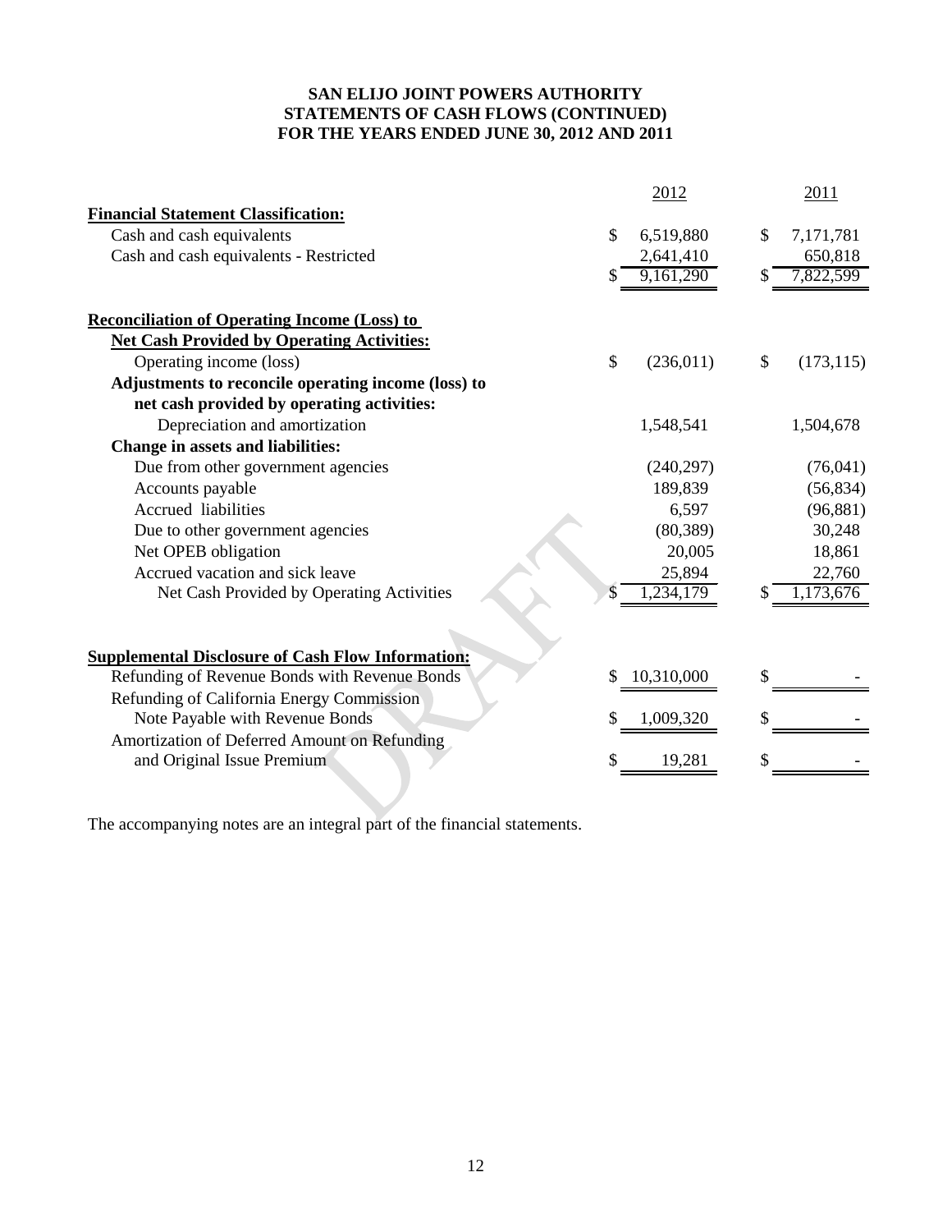# SAN ELIJO JOINT POWERS AUTHORITY
## STATEMENTS OF CASH FLOWS (CONTINUED)
## FOR THE YEARS ENDED JUNE 30, 2012 AND 2011

| | 2012 | 2011 |
|---|---|---|
| **Financial Statement Classification:** | | |
| Cash and cash equivalents | $ 6,519,880 | $ 7,171,781 |
| Cash and cash equivalents - Restricted | 2,641,410 | 650,818 |
| | $ 9,161,290 | $ 7,822,599 |
| **Reconciliation of Operating Income (Loss) to Net Cash Provided by Operating Activities:** | | |
| Operating income (loss) | $ (236,011) | $ (173,115) |
| **Adjustments to reconcile operating income (loss) to net cash provided by operating activities:** | | |
| Depreciation and amortization | 1,548,541 | 1,504,678 |
| **Change in assets and liabilities:** | | |
| Due from other government agencies | (240,297) | (76,041) |
| Accounts payable | 189,839 | (56,834) |
| Accrued liabilities | 6,597 | (96,881) |
| Due to other government agencies | (80,389) | 30,248 |
| Net OPEB obligation | 20,005 | 18,861 |
| Accrued vacation and sick leave | 25,894 | 22,760 |
| Net Cash Provided by Operating Activities | $ 1,234,179 | $ 1,173,676 |
| **Supplemental Disclosure of Cash Flow Information:** | | |
| Refunding of Revenue Bonds with Revenue Bonds | $ 10,310,000 | $ - |
| Refunding of California Energy Commission Note Payable with Revenue Bonds | $ 1,009,320 | $ - |
| Amortization of Deferred Amount on Refunding and Original Issue Premium | $ 19,281 | $ - |

The accompanying notes are an integral part of the financial statements.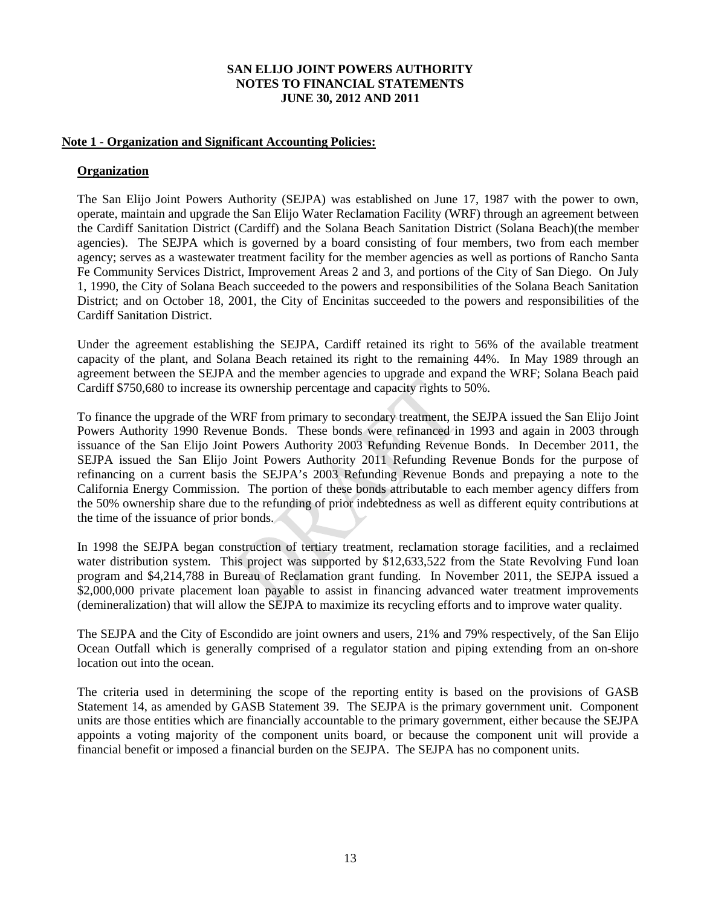# SAN ELIJO JOINT POWERS AUTHORITY
# NOTES TO FINANCIAL STATEMENTS
# JUNE 30, 2012 AND 2011

## Note 1 - Organization and Significant Accounting Policies:

### Organization

The San Elijo Joint Powers Authority (SEJPA) was established on June 17, 1987 with the power to own, operate, maintain and upgrade the San Elijo Water Reclamation Facility (WRF) through an agreement between the Cardiff Sanitation District (Cardiff) and the Solana Beach Sanitation District (Solana Beach)(the member agencies). The SEJPA which is governed by a board consisting of four members, two from each member agency; serves as a wastewater treatment facility for the member agencies as well as portions of Rancho Santa Fe Community Services District, Improvement Areas 2 and 3, and portions of the City of San Diego. On July 1, 1990, the City of Solana Beach succeeded to the powers and responsibilities of the Solana Beach Sanitation District; and on October 18, 2001, the City of Encinitas succeeded to the powers and responsibilities of the Cardiff Sanitation District.

Under the agreement establishing the SEJPA, Cardiff retained its right to 56% of the available treatment capacity of the plant, and Solana Beach retained its right to the remaining 44%. In May 1989 through an agreement between the SEJPA and the member agencies to upgrade and expand the WRF; Solana Beach paid Cardiff $750,680 to increase its ownership percentage and capacity rights to 50%.

To finance the upgrade of the WRF from primary to secondary treatment, the SEJPA issued the San Elijo Joint Powers Authority 1990 Revenue Bonds. These bonds were refinanced in 1993 and again in 2003 through issuance of the San Elijo Joint Powers Authority 2003 Refunding Revenue Bonds. In December 2011, the SEJPA issued the San Elijo Joint Powers Authority 2011 Refunding Revenue Bonds for the purpose of refinancing on a current basis the SEJPA's 2003 Refunding Revenue Bonds and prepaying a note to the California Energy Commission. The portion of these bonds attributable to each member agency differs from the 50% ownership share due to the refunding of prior indebtedness as well as different equity contributions at the time of the issuance of prior bonds.

In 1998 the SEJPA began construction of tertiary treatment, reclamation storage facilities, and a reclaimed water distribution system. This project was supported by $12,633,522 from the State Revolving Fund loan program and $4,214,788 in Bureau of Reclamation grant funding. In November 2011, the SEJPA issued a $2,000,000 private placement loan payable to assist in financing advanced water treatment improvements (demineralization) that will allow the SEJPA to maximize its recycling efforts and to improve water quality.

The SEJPA and the City of Escondido are joint owners and users, 21% and 79% respectively, of the San Elijo Ocean Outfall which is generally comprised of a regulator station and piping extending from an on-shore location out into the ocean.

The criteria used in determining the scope of the reporting entity is based on the provisions of GASB Statement 14, as amended by GASB Statement 39. The SEJPA is the primary government unit. Component units are those entities which are financially accountable to the primary government, either because the SEJPA appoints a voting majority of the component units board, or because the component unit will provide a financial benefit or imposed a financial burden on the SEJPA. The SEJPA has no component units.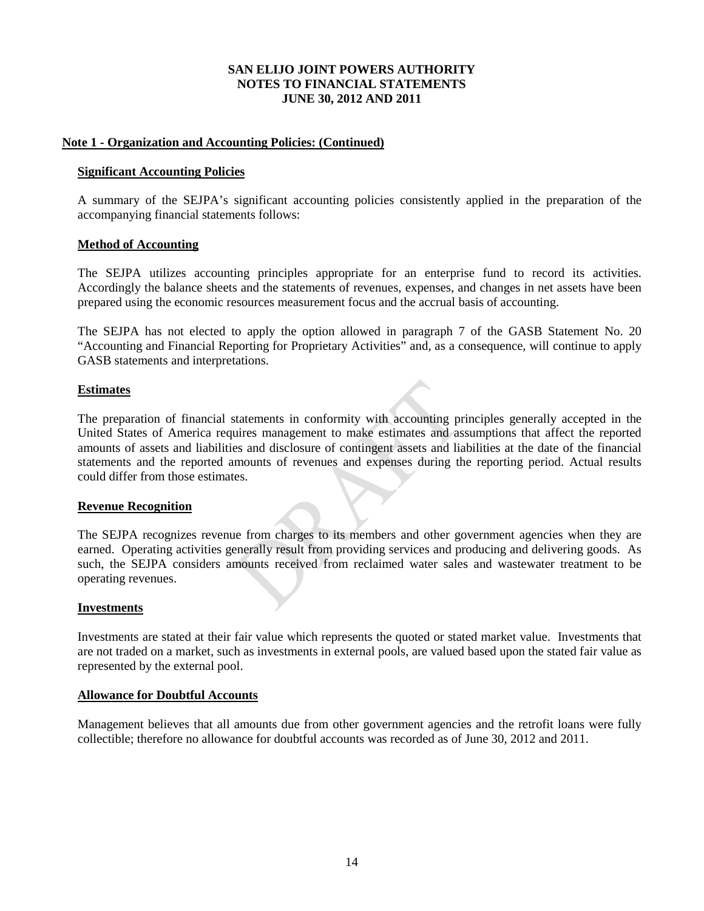**SAN ELIJO JOINT POWERS AUTHORITY**
**NOTES TO FINANCIAL STATEMENTS**
**JUNE 30, 2012 AND 2011**

## Note 1 - Organization and Accounting Policies: (Continued)

### Significant Accounting Policies

A summary of the SEJPA's significant accounting policies consistently applied in the preparation of the accompanying financial statements follows:

### Method of Accounting

The SEJPA utilizes accounting principles appropriate for an enterprise fund to record its activities. Accordingly the balance sheets and the statements of revenues, expenses, and changes in net assets have been prepared using the economic resources measurement focus and the accrual basis of accounting.

The SEJPA has not elected to apply the option allowed in paragraph 7 of the GASB Statement No. 20 "Accounting and Financial Reporting for Proprietary Activities" and, as a consequence, will continue to apply GASB statements and interpretations.

### Estimates

The preparation of financial statements in conformity with accounting principles generally accepted in the United States of America requires management to make estimates and assumptions that affect the reported amounts of assets and liabilities and disclosure of contingent assets and liabilities at the date of the financial statements and the reported amounts of revenues and expenses during the reporting period. Actual results could differ from those estimates.

### Revenue Recognition

The SEJPA recognizes revenue from charges to its members and other government agencies when they are earned. Operating activities generally result from providing services and producing and delivering goods. As such, the SEJPA considers amounts received from reclaimed water sales and wastewater treatment to be operating revenues.

### Investments

Investments are stated at their fair value which represents the quoted or stated market value. Investments that are not traded on a market, such as investments in external pools, are valued based upon the stated fair value as represented by the external pool.

### Allowance for Doubtful Accounts

Management believes that all amounts due from other government agencies and the retrofit loans were fully collectible; therefore no allowance for doubtful accounts was recorded as of June 30, 2012 and 2011.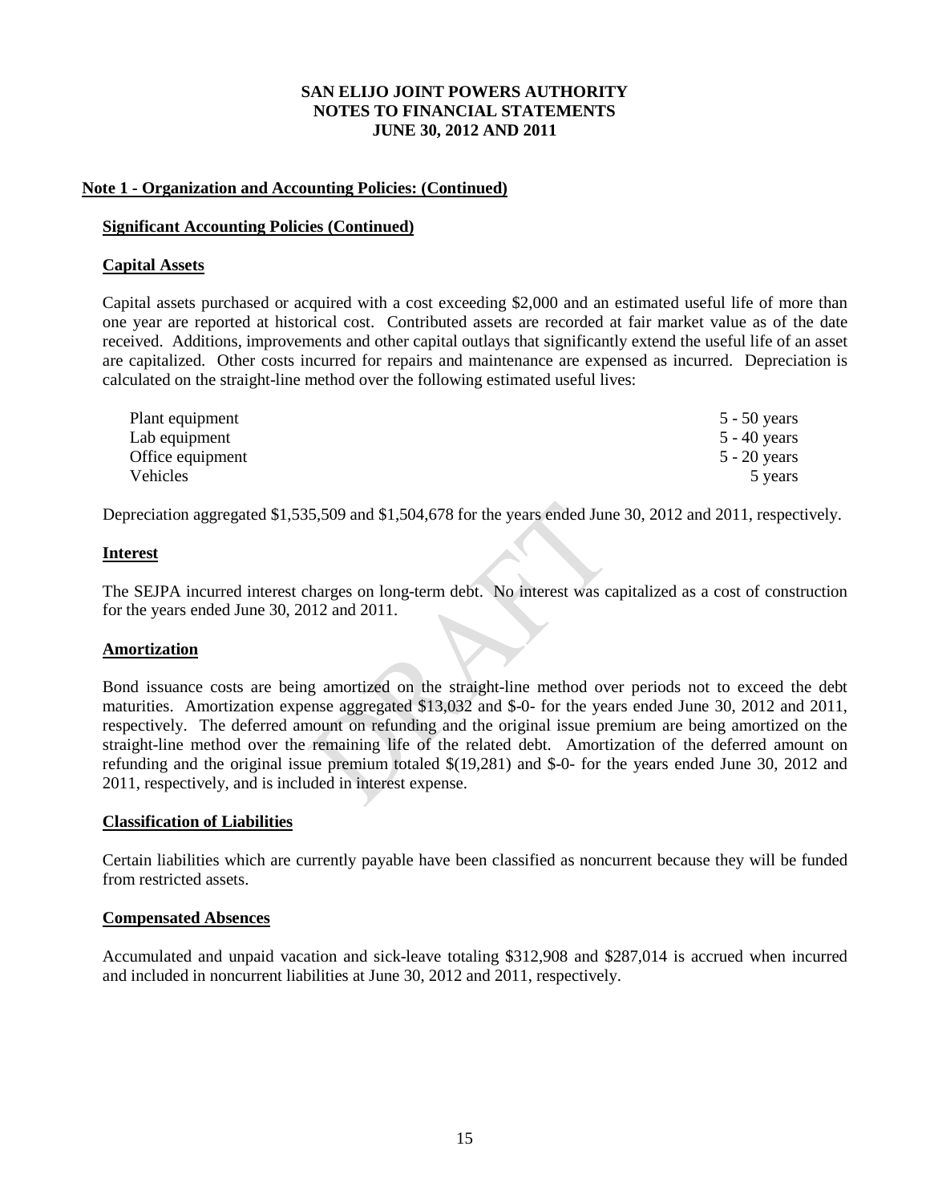**SAN ELIJO JOINT POWERS AUTHORITY**
**NOTES TO FINANCIAL STATEMENTS**
**JUNE 30, 2012 AND 2011**

## Note 1 - Organization and Accounting Policies: (Continued)

### Significant Accounting Policies (Continued)

#### Capital Assets

Capital assets purchased or acquired with a cost exceeding $2,000 and an estimated useful life of more than one year are reported at historical cost. Contributed assets are recorded at fair market value as of the date received. Additions, improvements and other capital outlays that significantly extend the useful life of an asset are capitalized. Other costs incurred for repairs and maintenance are expensed as incurred. Depreciation is calculated on the straight-line method over the following estimated useful lives:

| | |
|---|---|
| Plant equipment | 5 - 50 years |
| Lab equipment | 5 - 40 years |
| Office equipment | 5 - 20 years |
| Vehicles | 5 years |

Depreciation aggregated $1,535,509 and $1,504,678 for the years ended June 30, 2012 and 2011, respectively.

#### Interest

The SEJPA incurred interest charges on long-term debt. No interest was capitalized as a cost of construction for the years ended June 30, 2012 and 2011.

#### Amortization

Bond issuance costs are being amortized on the straight-line method over periods not to exceed the debt maturities. Amortization expense aggregated $13,032 and $-0- for the years ended June 30, 2012 and 2011, respectively. The deferred amount on refunding and the original issue premium are being amortized on the straight-line method over the remaining life of the related debt. Amortization of the deferred amount on refunding and the original issue premium totaled $(19,281) and $-0- for the years ended June 30, 2012 and 2011, respectively, and is included in interest expense.

#### Classification of Liabilities

Certain liabilities which are currently payable have been classified as noncurrent because they will be funded from restricted assets.

#### Compensated Absences

Accumulated and unpaid vacation and sick-leave totaling $312,908 and $287,014 is accrued when incurred and included in noncurrent liabilities at June 30, 2012 and 2011, respectively.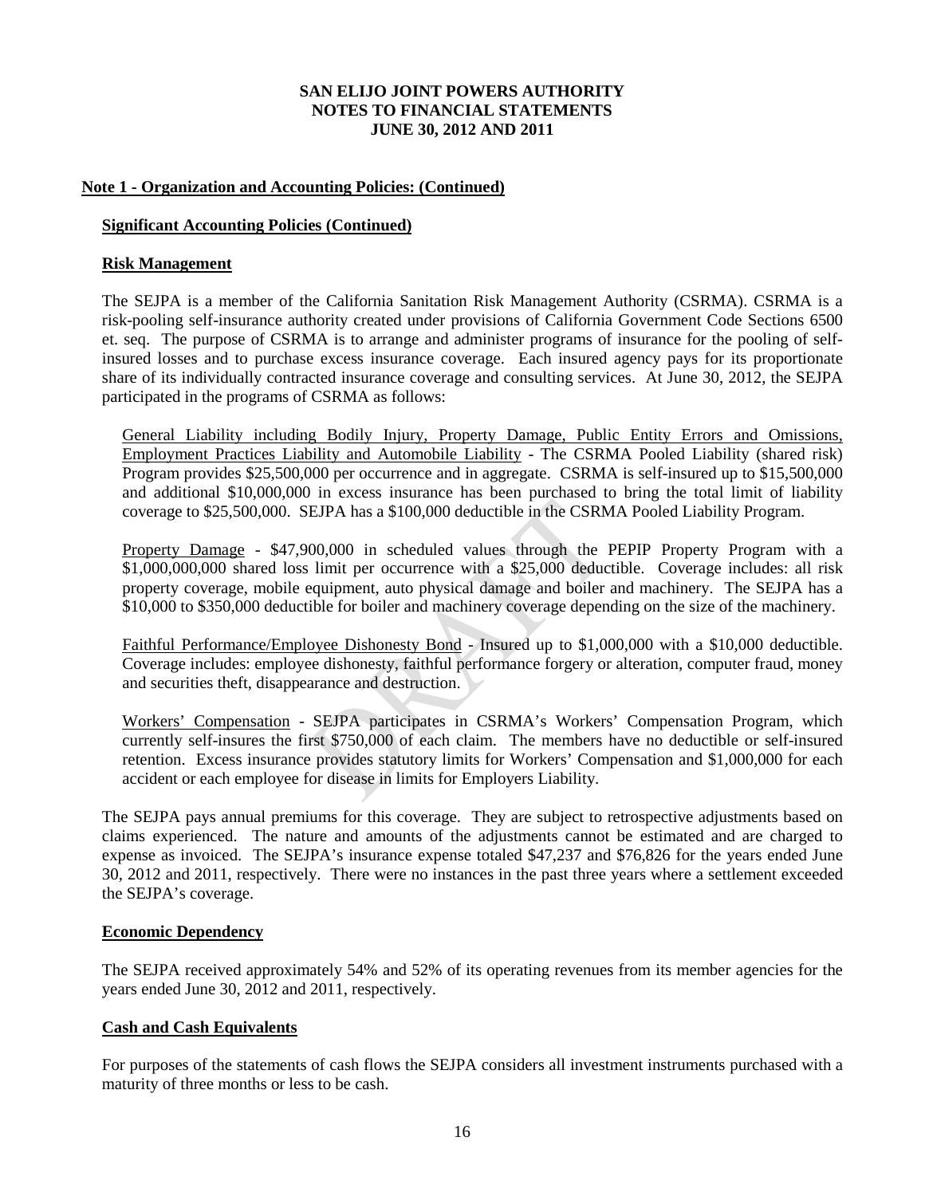**SAN ELIJO JOINT POWERS AUTHORITY**
**NOTES TO FINANCIAL STATEMENTS**
**JUNE 30, 2012 AND 2011**

**Note 1 - Organization and Accounting Policies: (Continued)**

**Significant Accounting Policies (Continued)**

**Risk Management**

The SEJPA is a member of the California Sanitation Risk Management Authority (CSRMA). CSRMA is a risk-pooling self-insurance authority created under provisions of California Government Code Sections 6500 et. seq. The purpose of CSRMA is to arrange and administer programs of insurance for the pooling of self-insured losses and to purchase excess insurance coverage. Each insured agency pays for its proportionate share of its individually contracted insurance coverage and consulting services. At June 30, 2012, the SEJPA participated in the programs of CSRMA as follows:

General Liability including Bodily Injury, Property Damage, Public Entity Errors and Omissions, Employment Practices Liability and Automobile Liability - The CSRMA Pooled Liability (shared risk) Program provides $25,500,000 per occurrence and in aggregate. CSRMA is self-insured up to $15,500,000 and additional $10,000,000 in excess insurance has been purchased to bring the total limit of liability coverage to $25,500,000. SEJPA has a $100,000 deductible in the CSRMA Pooled Liability Program.

Property Damage - $47,900,000 in scheduled values through the PEPIP Property Program with a $1,000,000,000 shared loss limit per occurrence with a $25,000 deductible. Coverage includes: all risk property coverage, mobile equipment, auto physical damage and boiler and machinery. The SEJPA has a $10,000 to $350,000 deductible for boiler and machinery coverage depending on the size of the machinery.

Faithful Performance/Employee Dishonesty Bond - Insured up to $1,000,000 with a $10,000 deductible. Coverage includes: employee dishonesty, faithful performance forgery or alteration, computer fraud, money and securities theft, disappearance and destruction.

Workers' Compensation - SEJPA participates in CSRMA's Workers' Compensation Program, which currently self-insures the first $750,000 of each claim. The members have no deductible or self-insured retention. Excess insurance provides statutory limits for Workers' Compensation and $1,000,000 for each accident or each employee for disease in limits for Employers Liability.

The SEJPA pays annual premiums for this coverage. They are subject to retrospective adjustments based on claims experienced. The nature and amounts of the adjustments cannot be estimated and are charged to expense as invoiced. The SEJPA's insurance expense totaled $47,237 and $76,826 for the years ended June 30, 2012 and 2011, respectively. There were no instances in the past three years where a settlement exceeded the SEJPA's coverage.

**Economic Dependency**

The SEJPA received approximately 54% and 52% of its operating revenues from its member agencies for the years ended June 30, 2012 and 2011, respectively.

**Cash and Cash Equivalents**

For purposes of the statements of cash flows the SEJPA considers all investment instruments purchased with a maturity of three months or less to be cash.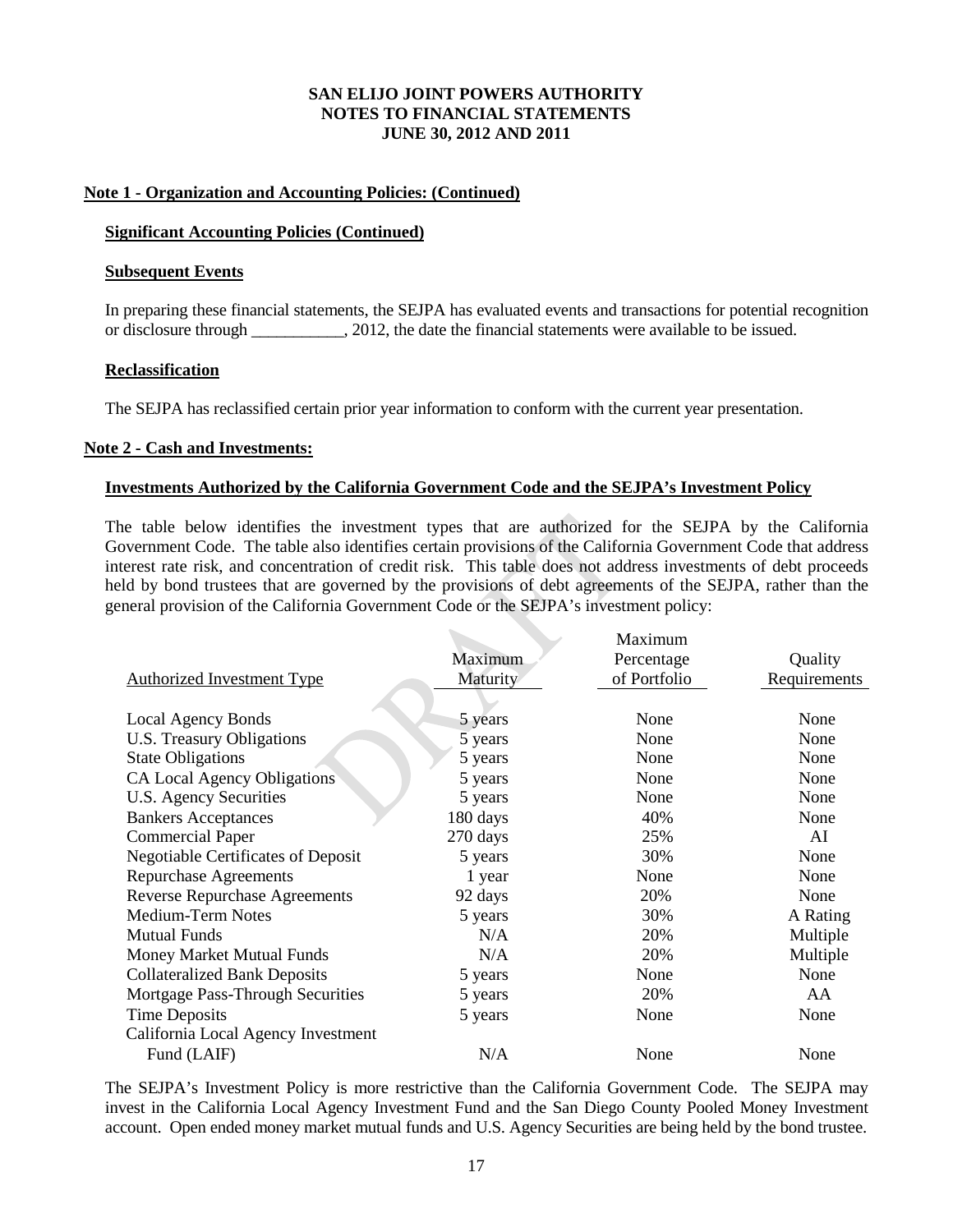**SAN ELIJO JOINT POWERS AUTHORITY**
**NOTES TO FINANCIAL STATEMENTS**
**JUNE 30, 2012 AND 2011**

**Note 1 - Organization and Accounting Policies: (Continued)**

**Significant Accounting Policies (Continued)**

**Subsequent Events**

In preparing these financial statements, the SEJPA has evaluated events and transactions for potential recognition or disclosure through ___________, 2012, the date the financial statements were available to be issued.

**Reclassification**

The SEJPA has reclassified certain prior year information to conform with the current year presentation.

**Note 2 - Cash and Investments:**

**Investments Authorized by the California Government Code and the SEJPA's Investment Policy**

The table below identifies the investment types that are authorized for the SEJPA by the California Government Code. The table also identifies certain provisions of the California Government Code that address interest rate risk, and concentration of credit risk. This table does not address investments of debt proceeds held by bond trustees that are governed by the provisions of debt agreements of the SEJPA, rather than the general provision of the California Government Code or the SEJPA's investment policy:

| Authorized Investment Type | Maximum Maturity | Maximum Percentage of Portfolio | Quality Requirements |
|---|---|---|---|
| Local Agency Bonds | 5 years | None | None |
| U.S. Treasury Obligations | 5 years | None | None |
| State Obligations | 5 years | None | None |
| CA Local Agency Obligations | 5 years | None | None |
| U.S. Agency Securities | 5 years | None | None |
| Bankers Acceptances | 180 days | 40% | None |
| Commercial Paper | 270 days | 25% | AI |
| Negotiable Certificates of Deposit | 5 years | 30% | None |
| Repurchase Agreements | 1 year | None | None |
| Reverse Repurchase Agreements | 92 days | 20% | None |
| Medium-Term Notes | 5 years | 30% | A Rating |
| Mutual Funds | N/A | 20% | Multiple |
| Money Market Mutual Funds | N/A | 20% | Multiple |
| Collateralized Bank Deposits | 5 years | None | None |
| Mortgage Pass-Through Securities | 5 years | 20% | AA |
| Time Deposits | 5 years | None | None |
| California Local Agency Investment Fund (LAIF) | N/A | None | None |

The SEJPA's Investment Policy is more restrictive than the California Government Code. The SEJPA may invest in the California Local Agency Investment Fund and the San Diego County Pooled Money Investment account. Open ended money market mutual funds and U.S. Agency Securities are being held by the bond trustee.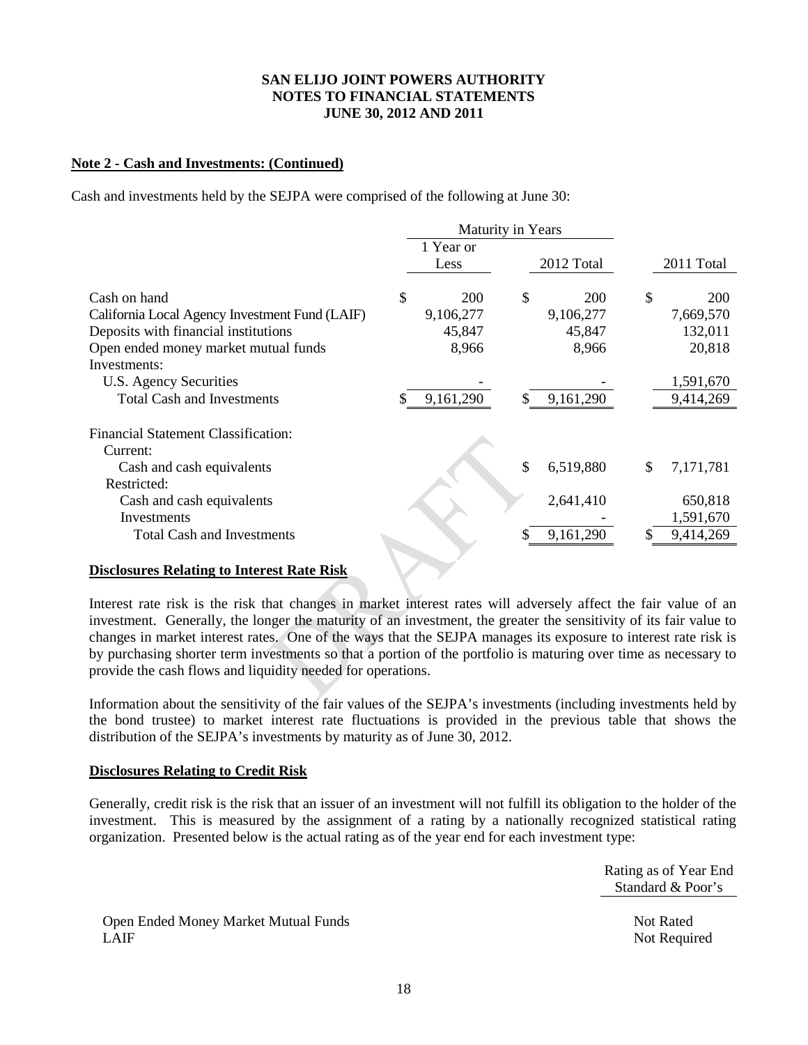**SAN ELIJO JOINT POWERS AUTHORITY**
**NOTES TO FINANCIAL STATEMENTS**
**JUNE 30, 2012 AND 2011**

**Note 2 - Cash and Investments: (Continued)**

Cash and investments held by the SEJPA were comprised of the following at June 30:

| | Maturity in Years | | |
|---|---|---|---|
| | 1 Year or Less | 2012 Total | 2011 Total |
| Cash on hand | $ 200 | $ 200 | $ 200 |
| California Local Agency Investment Fund (LAIF) | 9,106,277 | 9,106,277 | 7,669,570 |
| Deposits with financial institutions | 45,847 | 45,847 | 132,011 |
| Open ended money market mutual funds | 8,966 | 8,966 | 20,818 |
| Investments: | | | |
| U.S. Agency Securities | - | - | 1,591,670 |
| Total Cash and Investments | $ 9,161,290 | $ 9,161,290 | 9,414,269 |
| Financial Statement Classification: | | | |
| Current: | | | |
| Cash and cash equivalents | | $ 6,519,880 | $ 7,171,781 |
| Restricted: | | | |
| Cash and cash equivalents | | 2,641,410 | 650,818 |
| Investments | | - | 1,591,670 |
| Total Cash and Investments | | $ 9,161,290 | $ 9,414,269 |

**Disclosures Relating to Interest Rate Risk**

Interest rate risk is the risk that changes in market interest rates will adversely affect the fair value of an investment. Generally, the longer the maturity of an investment, the greater the sensitivity of its fair value to changes in market interest rates. One of the ways that the SEJPA manages its exposure to interest rate risk is by purchasing shorter term investments so that a portion of the portfolio is maturing over time as necessary to provide the cash flows and liquidity needed for operations.

Information about the sensitivity of the fair values of the SEJPA's investments (including investments held by the bond trustee) to market interest rate fluctuations is provided in the previous table that shows the distribution of the SEJPA's investments by maturity as of June 30, 2012.

**Disclosures Relating to Credit Risk**

Generally, credit risk is the risk that an issuer of an investment will not fulfill its obligation to the holder of the investment. This is measured by the assignment of a rating by a nationally recognized statistical rating organization. Presented below is the actual rating as of the year end for each investment type:

| | Rating as of Year End Standard & Poor's |
|---|---|
| Open Ended Money Market Mutual Funds | Not Rated |
| LAIF | Not Required |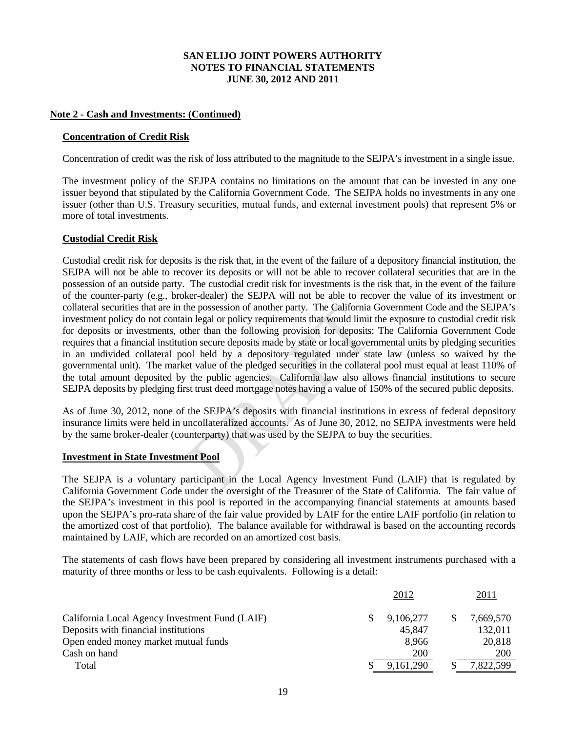**SAN ELIJO JOINT POWERS AUTHORITY**
**NOTES TO FINANCIAL STATEMENTS**
**JUNE 30, 2012 AND 2011**

**Note 2 - Cash and Investments: (Continued)**

**Concentration of Credit Risk**

Concentration of credit was the risk of loss attributed to the magnitude to the SEJPA's investment in a single issue.

The investment policy of the SEJPA contains no limitations on the amount that can be invested in any one issuer beyond that stipulated by the California Government Code. The SEJPA holds no investments in any one issuer (other than U.S. Treasury securities, mutual funds, and external investment pools) that represent 5% or more of total investments.

**Custodial Credit Risk**

Custodial credit risk for deposits is the risk that, in the event of the failure of a depository financial institution, the SEJPA will not be able to recover its deposits or will not be able to recover collateral securities that are in the possession of an outside party. The custodial credit risk for investments is the risk that, in the event of the failure of the counter-party (e.g., broker-dealer) the SEJPA will not be able to recover the value of its investment or collateral securities that are in the possession of another party. The California Government Code and the SEJPA's investment policy do not contain legal or policy requirements that would limit the exposure to custodial credit risk for deposits or investments, other than the following provision for deposits: The California Government Code requires that a financial institution secure deposits made by state or local governmental units by pledging securities in an undivided collateral pool held by a depository regulated under state law (unless so waived by the governmental unit). The market value of the pledged securities in the collateral pool must equal at least 110% of the total amount deposited by the public agencies. California law also allows financial institutions to secure SEJPA deposits by pledging first trust deed mortgage notes having a value of 150% of the secured public deposits.

As of June 30, 2012, none of the SEJPA's deposits with financial institutions in excess of federal depository insurance limits were held in uncollateralized accounts. As of June 30, 2012, no SEJPA investments were held by the same broker-dealer (counterparty) that was used by the SEJPA to buy the securities.

**Investment in State Investment Pool**

The SEJPA is a voluntary participant in the Local Agency Investment Fund (LAIF) that is regulated by California Government Code under the oversight of the Treasurer of the State of California. The fair value of the SEJPA's investment in this pool is reported in the accompanying financial statements at amounts based upon the SEJPA's pro-rata share of the fair value provided by LAIF for the entire LAIF portfolio (in relation to the amortized cost of that portfolio). The balance available for withdrawal is based on the accounting records maintained by LAIF, which are recorded on an amortized cost basis.

The statements of cash flows have been prepared by considering all investment instruments purchased with a maturity of three months or less to be cash equivalents. Following is a detail:

| | 2012 | 2011 |
|---|---|---|
| California Local Agency Investment Fund (LAIF) | $ 9,106,277 | $ 7,669,570 |
| Deposits with financial institutions | 45,847 | 132,011 |
| Open ended money market mutual funds | 8,966 | 20,818 |
| Cash on hand | 200 | 200 |
| Total | $ 9,161,290 | $ 7,822,599 |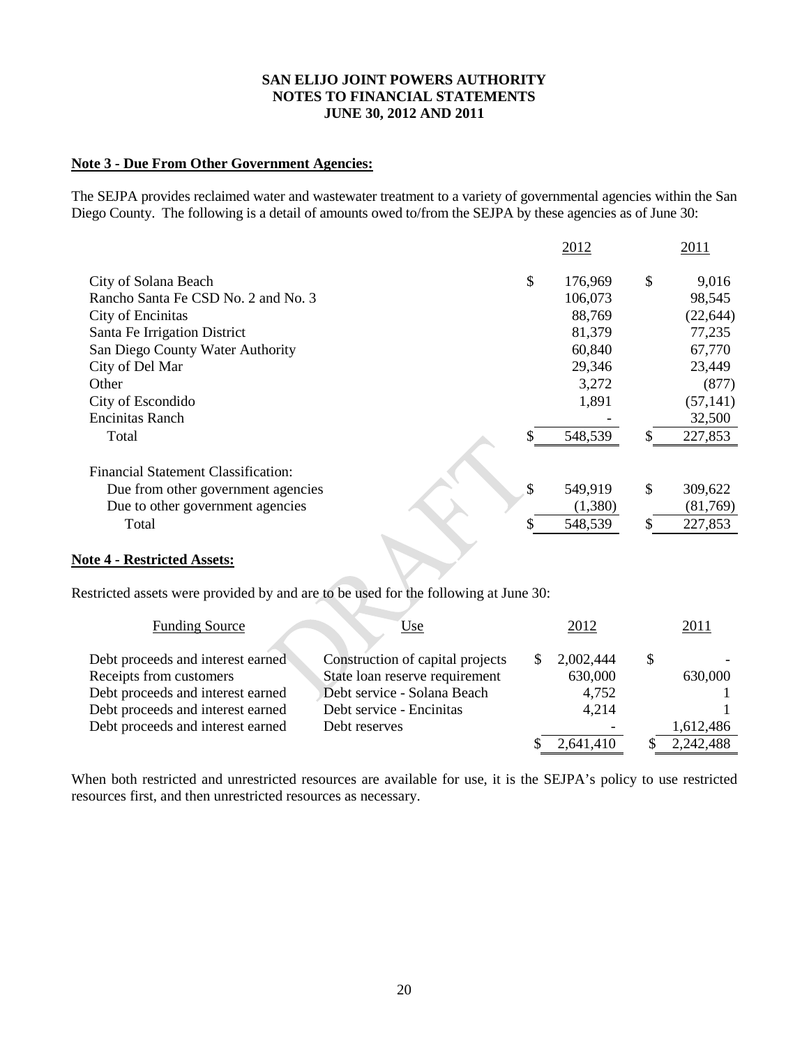**SAN ELIJO JOINT POWERS AUTHORITY**
**NOTES TO FINANCIAL STATEMENTS**
**JUNE 30, 2012 AND 2011**

## Note 3 - Due From Other Government Agencies:

The SEJPA provides reclaimed water and wastewater treatment to a variety of governmental agencies within the San Diego County. The following is a detail of amounts owed to/from the SEJPA by these agencies as of June 30:

| | 2012 | 2011 |
|---|---|---|
| City of Solana Beach | $ 176,969 | $ 9,016 |
| Rancho Santa Fe CSD No. 2 and No. 3 | 106,073 | 98,545 |
| City of Encinitas | 88,769 | (22,644) |
| Santa Fe Irrigation District | 81,379 | 77,235 |
| San Diego County Water Authority | 60,840 | 67,770 |
| City of Del Mar | 29,346 | 23,449 |
| Other | 3,272 | (877) |
| City of Escondido | 1,891 | (57,141) |
| Encinitas Ranch | - | 32,500 |
| Total | $ 548,539 | $ 227,853 |
| Financial Statement Classification: | | |
| Due from other government agencies | $ 549,919 | $ 309,622 |
| Due to other government agencies | (1,380) | (81,769) |
| Total | $ 548,539 | $ 227,853 |

## Note 4 - Restricted Assets:

Restricted assets were provided by and are to be used for the following at June 30:

| Funding Source | Use | 2012 | 2011 |
|---|---|---|---|
| Debt proceeds and interest earned | Construction of capital projects | $ 2,002,444 | $ - |
| Receipts from customers | State loan reserve requirement | 630,000 | 630,000 |
| Debt proceeds and interest earned | Debt service - Solana Beach | 4,752 | 1 |
| Debt proceeds and interest earned | Debt service - Encinitas | 4,214 | 1 |
| Debt proceeds and interest earned | Debt reserves | - | 1,612,486 |
| | | $ 2,641,410 | $ 2,242,488 |

When both restricted and unrestricted resources are available for use, it is the SEJPA's policy to use restricted resources first, and then unrestricted resources as necessary.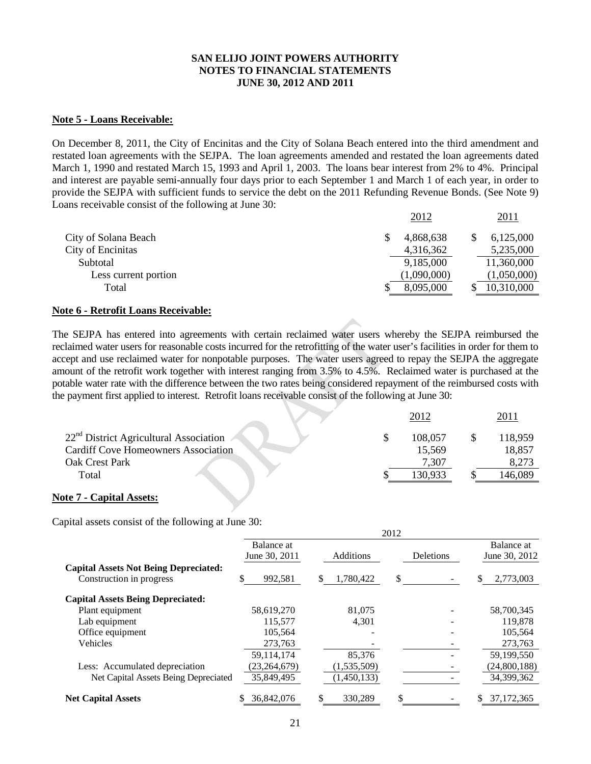**SAN ELIJO JOINT POWERS AUTHORITY**
**NOTES TO FINANCIAL STATEMENTS**
**JUNE 30, 2012 AND 2011**

**Note 5 - Loans Receivable:**

On December 8, 2011, the City of Encinitas and the City of Solana Beach entered into the third amendment and restated loan agreements with the SEJPA. The loan agreements amended and restated the loan agreements dated March 1, 1990 and restated March 15, 1993 and April 1, 2003. The loans bear interest from 2% to 4%. Principal and interest are payable semi-annually four days prior to each September 1 and March 1 of each year, in order to provide the SEJPA with sufficient funds to service the debt on the 2011 Refunding Revenue Bonds. (See Note 9) Loans receivable consist of the following at June 30:

| | 2012 | 2011 |
|---|---|---|
| City of Solana Beach | $ 4,868,638 | $ 6,125,000 |
| City of Encinitas | 4,316,362 | 5,235,000 |
| Subtotal | 9,185,000 | 11,360,000 |
| Less current portion | (1,090,000) | (1,050,000) |
| Total | $ 8,095,000 | $ 10,310,000 |

**Note 6 - Retrofit Loans Receivable:**

The SEJPA has entered into agreements with certain reclaimed water users whereby the SEJPA reimbursed the reclaimed water users for reasonable costs incurred for the retrofitting of the water user's facilities in order for them to accept and use reclaimed water for nonpotable purposes. The water users agreed to repay the SEJPA the aggregate amount of the retrofit work together with interest ranging from 3.5% to 4.5%. Reclaimed water is purchased at the potable water rate with the difference between the two rates being considered repayment of the reimbursed costs with the payment first applied to interest. Retrofit loans receivable consist of the following at June 30:

| | 2012 | 2011 |
|---|---|---|
| 22nd District Agricultural Association | $ 108,057 | $ 118,959 |
| Cardiff Cove Homeowners Association | 15,569 | 18,857 |
| Oak Crest Park | 7,307 | 8,273 |
| Total | $ 130,933 | $ 146,089 |

**Note 7 - Capital Assets:**

Capital assets consist of the following at June 30:

| | 2012 | | | |
|---|---|---|---|---|
| | Balance at June 30, 2011 | Additions | Deletions | Balance at June 30, 2012 |
| **Capital Assets Not Being Depreciated:** | | | | |
| Construction in progress | $ 992,581 | $ 1,780,422 | $ - | $ 2,773,003 |
| **Capital Assets Being Depreciated:** | | | | |
| Plant equipment | 58,619,270 | 81,075 | - | 58,700,345 |
| Lab equipment | 115,577 | 4,301 | - | 119,878 |
| Office equipment | 105,564 | - | - | 105,564 |
| Vehicles | 273,763 | - | - | 273,763 |
| | 59,114,174 | 85,376 | - | 59,199,550 |
| Less: Accumulated depreciation | (23,264,679) | (1,535,509) | - | (24,800,188) |
| Net Capital Assets Being Depreciated | 35,849,495 | (1,450,133) | - | 34,399,362 |
| **Net Capital Assets** | $ 36,842,076 | $ 330,289 | $ - | $ 37,172,365 |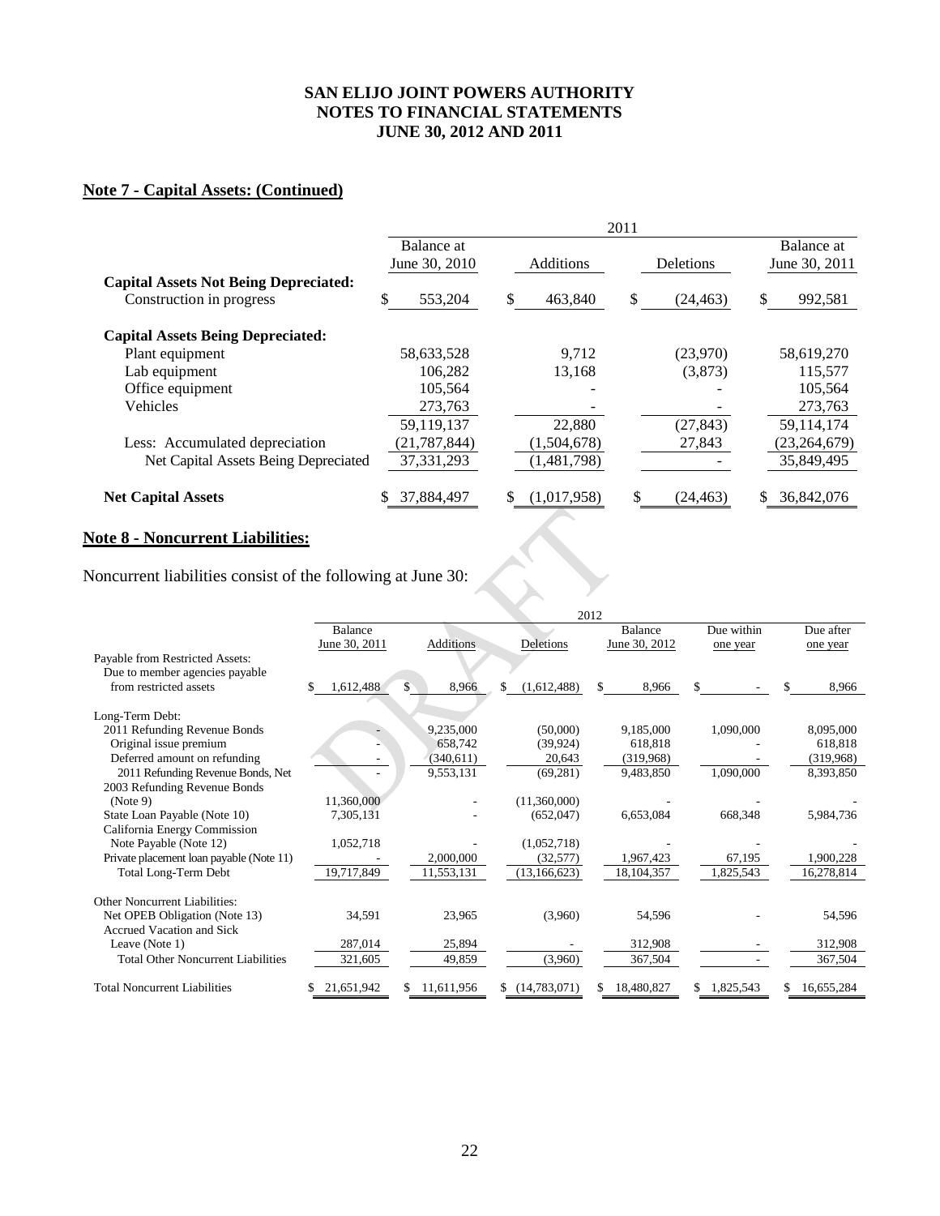## Note 7 - Capital Assets: (Continued)

| | 2011 | | | |
|---|---|---|---|---|
| | Balance at June 30, 2010 | Additions | Deletions | Balance at June 30, 2011 |
| **Capital Assets Not Being Depreciated:** | | | | |
| Construction in progress | $ 553,204 | $ 463,840 | $ (24,463) | $ 992,581 |
| **Capital Assets Being Depreciated:** | | | | |
| Plant equipment | 58,633,528 | 9,712 | (23,970) | 58,619,270 |
| Lab equipment | 106,282 | 13,168 | (3,873) | 115,577 |
| Office equipment | 105,564 | - | - | 105,564 |
| Vehicles | 273,763 | - | - | 273,763 |
| | 59,119,137 | 22,880 | (27,843) | 59,114,174 |
| Less: Accumulated depreciation | (21,787,844) | (1,504,678) | 27,843 | (23,264,679) |
| Net Capital Assets Being Depreciated | 37,331,293 | (1,481,798) | - | 35,849,495 |
| **Net Capital Assets** | $ 37,884,497 | $ (1,017,958) | $ (24,463) | $ 36,842,076 |

## Note 8 - Noncurrent Liabilities:

Noncurrent liabilities consist of the following at June 30:

| | 2012 | | | | | |
|---|---|---|---|---|---|---|
| | Balance June 30, 2011 | Additions | Deletions | Balance June 30, 2012 | Due within one year | Due after one year |
| Payable from Restricted Assets: | | | | | | |
| Due to member agencies payable from restricted assets | $ 1,612,488 | $ 8,966 | $ (1,612,488) | $ 8,966 | $ - | $ 8,966 |
| Long-Term Debt: | | | | | | |
| 2011 Refunding Revenue Bonds | - | 9,235,000 | (50,000) | 9,185,000 | 1,090,000 | 8,095,000 |
| Original issue premium | - | 658,742 | (39,924) | 618,818 | - | 618,818 |
| Deferred amount on refunding | - | (340,611) | 20,643 | (319,968) | - | (319,968) |
| 2011 Refunding Revenue Bonds, Net | - | 9,553,131 | (69,281) | 9,483,850 | 1,090,000 | 8,393,850 |
| 2003 Refunding Revenue Bonds (Note 9) | 11,360,000 | - | (11,360,000) | - | - | - |
| State Loan Payable (Note 10) | 7,305,131 | - | (652,047) | 6,653,084 | 668,348 | 5,984,736 |
| California Energy Commission Note Payable (Note 12) | 1,052,718 | - | (1,052,718) | - | - | - |
| Private placement loan payable (Note 11) | - | 2,000,000 | (32,577) | 1,967,423 | 67,195 | 1,900,228 |
| Total Long-Term Debt | 19,717,849 | 11,553,131 | (13,166,623) | 18,104,357 | 1,825,543 | 16,278,814 |
| Other Noncurrent Liabilities: | | | | | | |
| Net OPEB Obligation (Note 13) | 34,591 | 23,965 | (3,960) | 54,596 | - | 54,596 |
| Accrued Vacation and Sick Leave (Note 1) | 287,014 | 25,894 | - | 312,908 | - | 312,908 |
| Total Other Noncurrent Liabilities | 321,605 | 49,859 | (3,960) | 367,504 | - | 367,504 |
| Total Noncurrent Liabilities | $ 21,651,942 | $ 11,611,956 | $ (14,783,071) | $ 18,480,827 | $ 1,825,543 | $ 16,655,284 |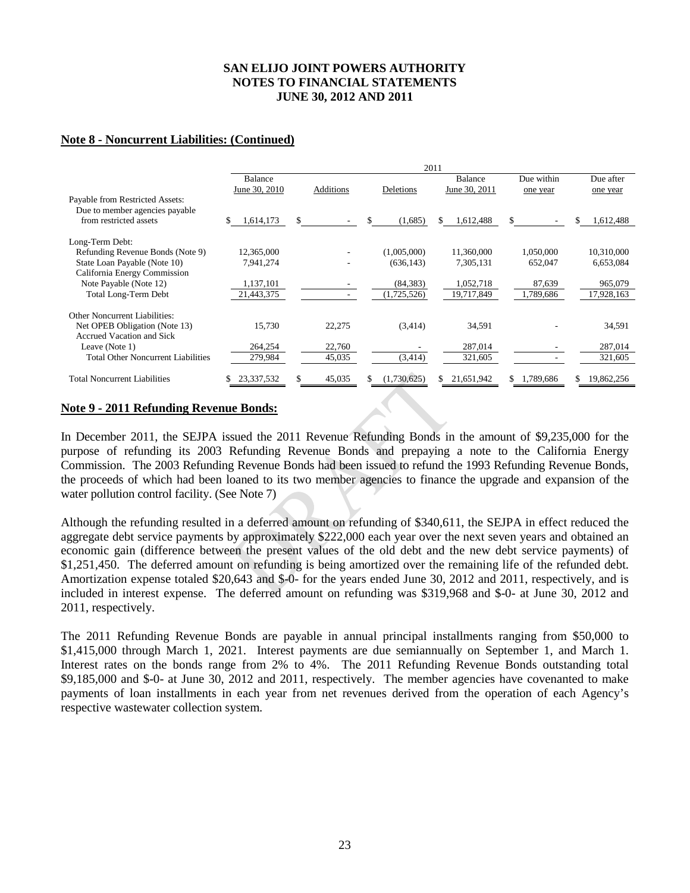**SAN ELIJO JOINT POWERS AUTHORITY**
**NOTES TO FINANCIAL STATEMENTS**
**JUNE 30, 2012 AND 2011**

## Note 8 - Noncurrent Liabilities: (Continued)

| | 2011 | | | | | |
|---|---|---|---|---|---|---|
| | Balance June 30, 2010 | Additions | Deletions | Balance June 30, 2011 | Due within one year | Due after one year |
| Payable from Restricted Assets: | | | | | | |
| Due to member agencies payable from restricted assets | $ 1,614,173 | $ - | $ (1,685) | $ 1,612,488 | $ - | $ 1,612,488 |
| Long-Term Debt: | | | | | | |
| Refunding Revenue Bonds (Note 9) | 12,365,000 | - | (1,005,000) | 11,360,000 | 1,050,000 | 10,310,000 |
| State Loan Payable (Note 10) | 7,941,274 | - | (636,143) | 7,305,131 | 652,047 | 6,653,084 |
| California Energy Commission Note Payable (Note 12) | 1,137,101 | - | (84,383) | 1,052,718 | 87,639 | 965,079 |
| Total Long-Term Debt | 21,443,375 | - | (1,725,526) | 19,717,849 | 1,789,686 | 17,928,163 |
| Other Noncurrent Liabilities: | | | | | | |
| Net OPEB Obligation (Note 13) | 15,730 | 22,275 | (3,414) | 34,591 | - | 34,591 |
| Accrued Vacation and Sick Leave (Note 1) | 264,254 | 22,760 | - | 287,014 | - | 287,014 |
| Total Other Noncurrent Liabilities | 279,984 | 45,035 | (3,414) | 321,605 | - | 321,605 |
| Total Noncurrent Liabilities | $ 23,337,532 | $ 45,035 | $ (1,730,625) | $ 21,651,942 | $ 1,789,686 | $ 19,862,256 |

## Note 9 - 2011 Refunding Revenue Bonds:

In December 2011, the SEJPA issued the 2011 Revenue Refunding Bonds in the amount of $9,235,000 for the purpose of refunding its 2003 Refunding Revenue Bonds and prepaying a note to the California Energy Commission. The 2003 Refunding Revenue Bonds had been issued to refund the 1993 Refunding Revenue Bonds, the proceeds of which had been loaned to its two member agencies to finance the upgrade and expansion of the water pollution control facility. (See Note 7)

Although the refunding resulted in a deferred amount on refunding of $340,611, the SEJPA in effect reduced the aggregate debt service payments by approximately $222,000 each year over the next seven years and obtained an economic gain (difference between the present values of the old debt and the new debt service payments) of $1,251,450. The deferred amount on refunding is being amortized over the remaining life of the refunded debt. Amortization expense totaled $20,643 and $-0- for the years ended June 30, 2012 and 2011, respectively, and is included in interest expense. The deferred amount on refunding was $319,968 and $-0- at June 30, 2012 and 2011, respectively.

The 2011 Refunding Revenue Bonds are payable in annual principal installments ranging from $50,000 to $1,415,000 through March 1, 2021. Interest payments are due semiannually on September 1, and March 1. Interest rates on the bonds range from 2% to 4%. The 2011 Refunding Revenue Bonds outstanding total $9,185,000 and $-0- at June 30, 2012 and 2011, respectively. The member agencies have covenanted to make payments of loan installments in each year from net revenues derived from the operation of each Agency's respective wastewater collection system.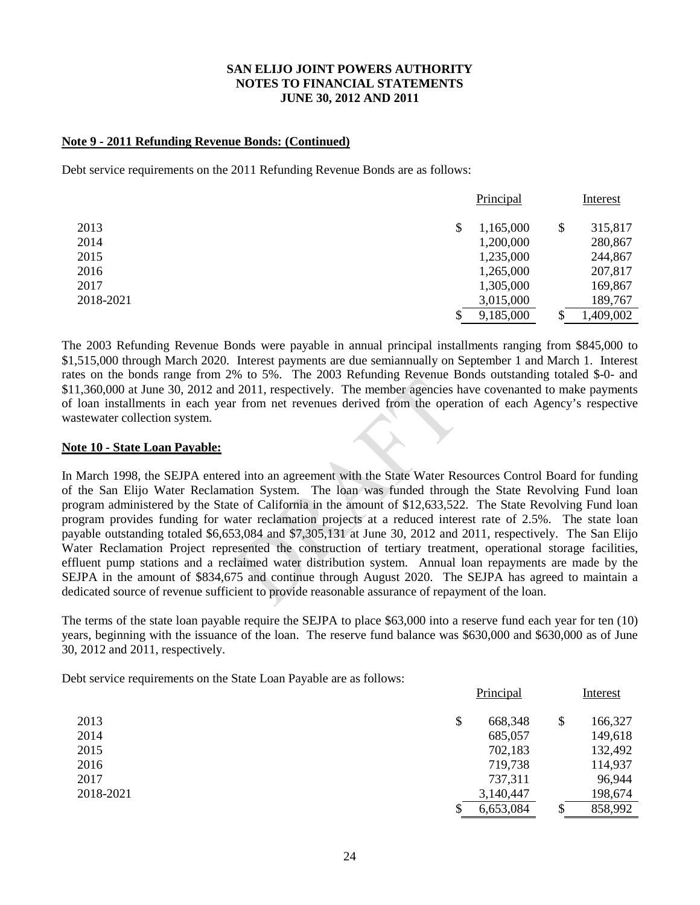**SAN ELIJO JOINT POWERS AUTHORITY**
**NOTES TO FINANCIAL STATEMENTS**
**JUNE 30, 2012 AND 2011**

**Note 9 - 2011 Refunding Revenue Bonds: (Continued)**

Debt service requirements on the 2011 Refunding Revenue Bonds are as follows:

| | Principal | Interest |
|---|---|---|
| 2013 | $ 1,165,000 | $ 315,817 |
| 2014 | 1,200,000 | 280,867 |
| 2015 | 1,235,000 | 244,867 |
| 2016 | 1,265,000 | 207,817 |
| 2017 | 1,305,000 | 169,867 |
| 2018-2021 | 3,015,000 | 189,767 |
| | $ 9,185,000 | $ 1,409,002 |

The 2003 Refunding Revenue Bonds were payable in annual principal installments ranging from $845,000 to $1,515,000 through March 2020. Interest payments are due semiannually on September 1 and March 1. Interest rates on the bonds range from 2% to 5%. The 2003 Refunding Revenue Bonds outstanding totaled $-0- and $11,360,000 at June 30, 2012 and 2011, respectively. The member agencies have covenanted to make payments of loan installments in each year from net revenues derived from the operation of each Agency's respective wastewater collection system.

**Note 10 - State Loan Payable:**

In March 1998, the SEJPA entered into an agreement with the State Water Resources Control Board for funding of the San Elijo Water Reclamation System. The loan was funded through the State Revolving Fund loan program administered by the State of California in the amount of $12,633,522. The State Revolving Fund loan program provides funding for water reclamation projects at a reduced interest rate of 2.5%. The state loan payable outstanding totaled $6,653,084 and $7,305,131 at June 30, 2012 and 2011, respectively. The San Elijo Water Reclamation Project represented the construction of tertiary treatment, operational storage facilities, effluent pump stations and a reclaimed water distribution system. Annual loan repayments are made by the SEJPA in the amount of $834,675 and continue through August 2020. The SEJPA has agreed to maintain a dedicated source of revenue sufficient to provide reasonable assurance of repayment of the loan.

The terms of the state loan payable require the SEJPA to place $63,000 into a reserve fund each year for ten (10) years, beginning with the issuance of the loan. The reserve fund balance was $630,000 and $630,000 as of June 30, 2012 and 2011, respectively.

Debt service requirements on the State Loan Payable are as follows:

| | Principal | Interest |
|---|---|---|
| 2013 | $ 668,348 | $ 166,327 |
| 2014 | 685,057 | 149,618 |
| 2015 | 702,183 | 132,492 |
| 2016 | 719,738 | 114,937 |
| 2017 | 737,311 | 96,944 |
| 2018-2021 | 3,140,447 | 198,674 |
| | $ 6,653,084 | $ 858,992 |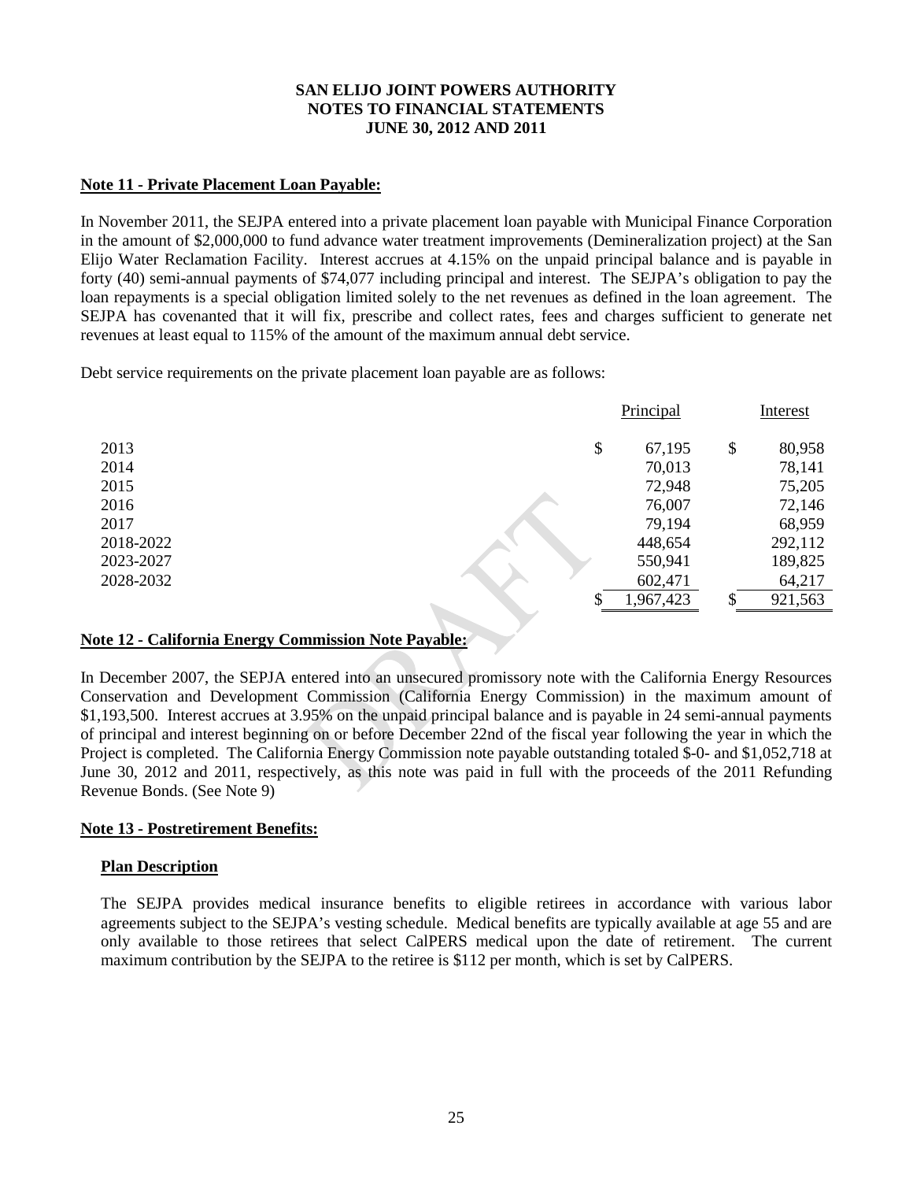# SAN ELIJO JOINT POWERS AUTHORITY
## NOTES TO FINANCIAL STATEMENTS
## JUNE 30, 2012 AND 2011

**Note 11 - Private Placement Loan Payable:**

In November 2011, the SEJPA entered into a private placement loan payable with Municipal Finance Corporation in the amount of $2,000,000 to fund advance water treatment improvements (Demineralization project) at the San Elijo Water Reclamation Facility. Interest accrues at 4.15% on the unpaid principal balance and is payable in forty (40) semi-annual payments of $74,077 including principal and interest. The SEJPA's obligation to pay the loan repayments is a special obligation limited solely to the net revenues as defined in the loan agreement. The SEJPA has covenanted that it will fix, prescribe and collect rates, fees and charges sufficient to generate net revenues at least equal to 115% of the amount of the maximum annual debt service.

Debt service requirements on the private placement loan payable are as follows:

| | Principal | Interest |
|---|---|---|
| 2013 | $ 67,195 | $ 80,958 |
| 2014 | 70,013 | 78,141 |
| 2015 | 72,948 | 75,205 |
| 2016 | 76,007 | 72,146 |
| 2017 | 79,194 | 68,959 |
| 2018-2022 | 448,654 | 292,112 |
| 2023-2027 | 550,941 | 189,825 |
| 2028-2032 | 602,471 | 64,217 |
| | $ 1,967,423 | $ 921,563 |

**Note 12 - California Energy Commission Note Payable:**

In December 2007, the SEPJA entered into an unsecured promissory note with the California Energy Resources Conservation and Development Commission (California Energy Commission) in the maximum amount of $1,193,500. Interest accrues at 3.95% on the unpaid principal balance and is payable in 24 semi-annual payments of principal and interest beginning on or before December 22nd of the fiscal year following the year in which the Project is completed. The California Energy Commission note payable outstanding totaled $-0- and $1,052,718 at June 30, 2012 and 2011, respectively, as this note was paid in full with the proceeds of the 2011 Refunding Revenue Bonds. (See Note 9)

**Note 13 - Postretirement Benefits:**

**Plan Description**

The SEJPA provides medical insurance benefits to eligible retirees in accordance with various labor agreements subject to the SEJPA's vesting schedule. Medical benefits are typically available at age 55 and are only available to those retirees that select CalPERS medical upon the date of retirement. The current maximum contribution by the SEJPA to the retiree is $112 per month, which is set by CalPERS.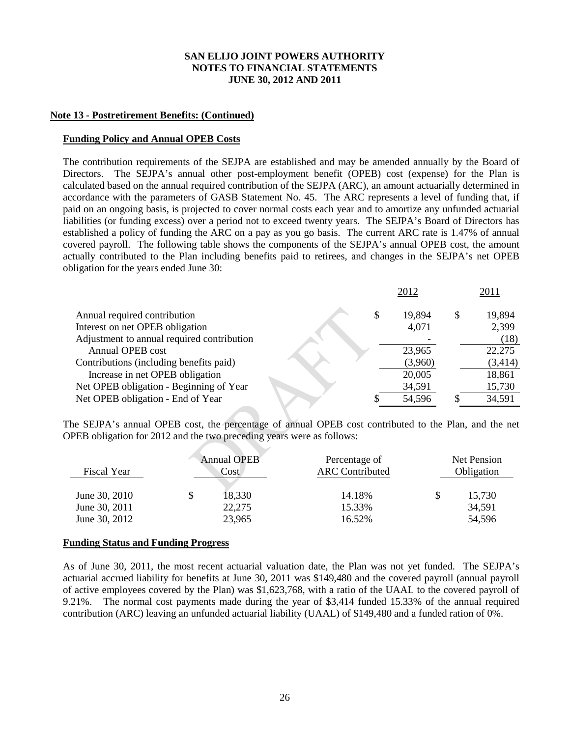**SAN ELIJO JOINT POWERS AUTHORITY**
**NOTES TO FINANCIAL STATEMENTS**
**JUNE 30, 2012 AND 2011**

**Note 13 - Postretirement Benefits: (Continued)**

**Funding Policy and Annual OPEB Costs**

The contribution requirements of the SEJPA are established and may be amended annually by the Board of Directors. The SEJPA's annual other post-employment benefit (OPEB) cost (expense) for the Plan is calculated based on the annual required contribution of the SEJPA (ARC), an amount actuarially determined in accordance with the parameters of GASB Statement No. 45. The ARC represents a level of funding that, if paid on an ongoing basis, is projected to cover normal costs each year and to amortize any unfunded actuarial liabilities (or funding excess) over a period not to exceed twenty years. The SEJPA's Board of Directors has established a policy of funding the ARC on a pay as you go basis. The current ARC rate is 1.47% of annual covered payroll. The following table shows the components of the SEJPA's annual OPEB cost, the amount actually contributed to the Plan including benefits paid to retirees, and changes in the SEJPA's net OPEB obligation for the years ended June 30:

| | 2012 | 2011 |
|---|---|---|
| Annual required contribution | $ 19,894 | $ 19,894 |
| Interest on net OPEB obligation | 4,071 | 2,399 |
| Adjustment to annual required contribution | - | (18) |
| Annual OPEB cost | 23,965 | 22,275 |
| Contributions (including benefits paid) | (3,960) | (3,414) |
| Increase in net OPEB obligation | 20,005 | 18,861 |
| Net OPEB obligation - Beginning of Year | 34,591 | 15,730 |
| Net OPEB obligation - End of Year | $ 54,596 | $ 34,591 |

The SEJPA's annual OPEB cost, the percentage of annual OPEB cost contributed to the Plan, and the net OPEB obligation for 2012 and the two preceding years were as follows:

| Fiscal Year | Annual OPEB Cost | Percentage of ARC Contributed | Net Pension Obligation |
|---|---|---|---|
| June 30, 2010 | $ 18,330 | 14.18% | $ 15,730 |
| June 30, 2011 | 22,275 | 15.33% | 34,591 |
| June 30, 2012 | 23,965 | 16.52% | 54,596 |

**Funding Status and Funding Progress**

As of June 30, 2011, the most recent actuarial valuation date, the Plan was not yet funded. The SEJPA's actuarial accrued liability for benefits at June 30, 2011 was $149,480 and the covered payroll (annual payroll of active employees covered by the Plan) was $1,623,768, with a ratio of the UAAL to the covered payroll of 9.21%. The normal cost payments made during the year of $3,414 funded 15.33% of the annual required contribution (ARC) leaving an unfunded actuarial liability (UAAL) of $149,480 and a funded ration of 0%.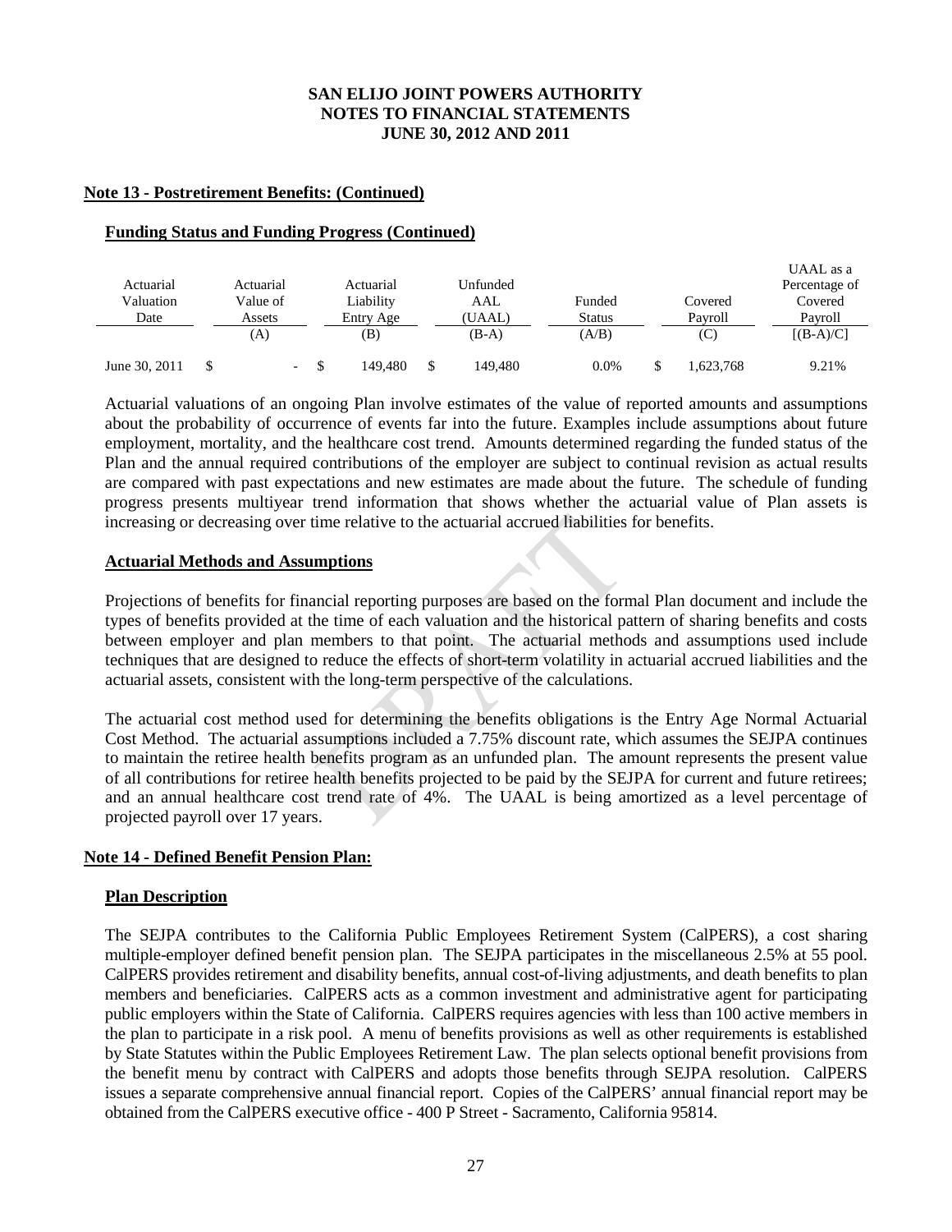**SAN ELIJO JOINT POWERS AUTHORITY**
**NOTES TO FINANCIAL STATEMENTS**
**JUNE 30, 2012 AND 2011**

## Note 13 - Postretirement Benefits: (Continued)

### Funding Status and Funding Progress (Continued)

| Actuarial Valuation Date | Actuarial Value of Assets (A) | Actuarial Liability Entry Age (B) | Unfunded AAL (UAAL) (B-A) | Funded Status (A/B) | Covered Payroll (C) | UAAL as a Percentage of Covered Payroll [(B-A)/C] |
|---|---|---|---|---|---|---|
| June 30, 2011 | $ - | $ 149,480 | $ 149,480 | 0.0% | $ 1,623,768 | 9.21% |

Actuarial valuations of an ongoing Plan involve estimates of the value of reported amounts and assumptions about the probability of occurrence of events far into the future. Examples include assumptions about future employment, mortality, and the healthcare cost trend. Amounts determined regarding the funded status of the Plan and the annual required contributions of the employer are subject to continual revision as actual results are compared with past expectations and new estimates are made about the future. The schedule of funding progress presents multiyear trend information that shows whether the actuarial value of Plan assets is increasing or decreasing over time relative to the actuarial accrued liabilities for benefits.

### Actuarial Methods and Assumptions

Projections of benefits for financial reporting purposes are based on the formal Plan document and include the types of benefits provided at the time of each valuation and the historical pattern of sharing benefits and costs between employer and plan members to that point. The actuarial methods and assumptions used include techniques that are designed to reduce the effects of short-term volatility in actuarial accrued liabilities and the actuarial assets, consistent with the long-term perspective of the calculations.

The actuarial cost method used for determining the benefits obligations is the Entry Age Normal Actuarial Cost Method. The actuarial assumptions included a 7.75% discount rate, which assumes the SEJPA continues to maintain the retiree health benefits program as an unfunded plan. The amount represents the present value of all contributions for retiree health benefits projected to be paid by the SEJPA for current and future retirees; and an annual healthcare cost trend rate of 4%. The UAAL is being amortized as a level percentage of projected payroll over 17 years.

## Note 14 - Defined Benefit Pension Plan:

### Plan Description

The SEJPA contributes to the California Public Employees Retirement System (CalPERS), a cost sharing multiple-employer defined benefit pension plan. The SEJPA participates in the miscellaneous 2.5% at 55 pool. CalPERS provides retirement and disability benefits, annual cost-of-living adjustments, and death benefits to plan members and beneficiaries. CalPERS acts as a common investment and administrative agent for participating public employers within the State of California. CalPERS requires agencies with less than 100 active members in the plan to participate in a risk pool. A menu of benefits provisions as well as other requirements is established by State Statutes within the Public Employees Retirement Law. The plan selects optional benefit provisions from the benefit menu by contract with CalPERS and adopts those benefits through SEJPA resolution. CalPERS issues a separate comprehensive annual financial report. Copies of the CalPERS' annual financial report may be obtained from the CalPERS executive office - 400 P Street - Sacramento, California 95814.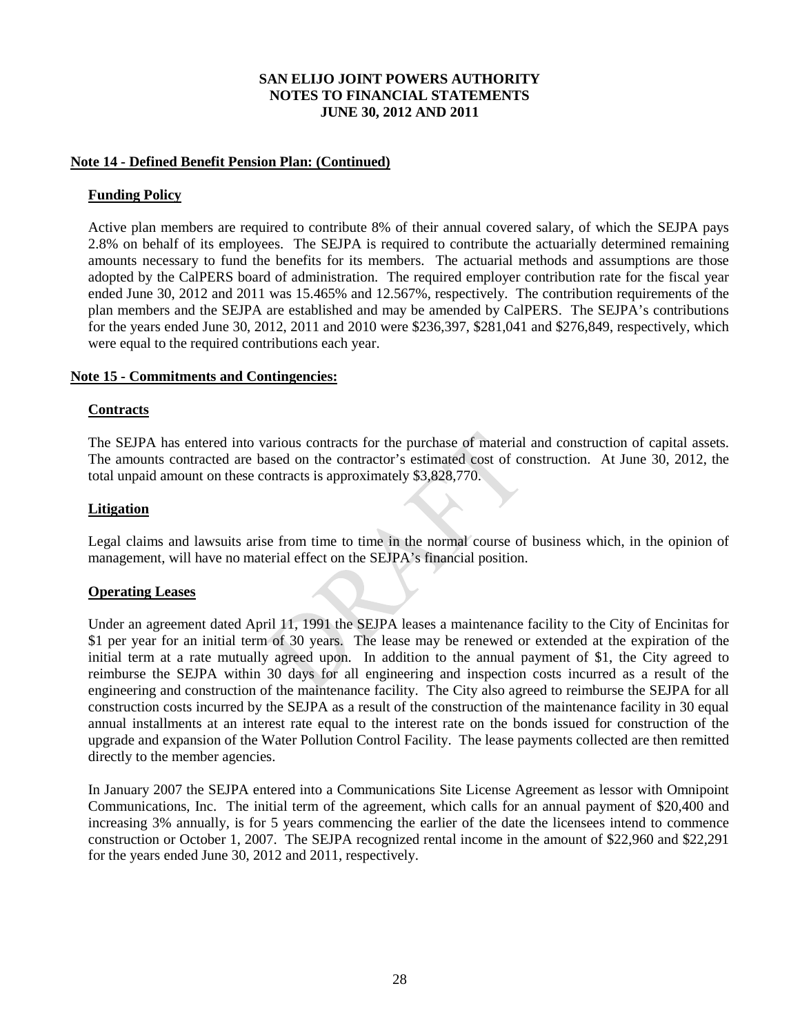**SAN ELIJO JOINT POWERS AUTHORITY**
**NOTES TO FINANCIAL STATEMENTS**
**JUNE 30, 2012 AND 2011**

## Note 14 - Defined Benefit Pension Plan: (Continued)

### Funding Policy

Active plan members are required to contribute 8% of their annual covered salary, of which the SEJPA pays 2.8% on behalf of its employees. The SEJPA is required to contribute the actuarially determined remaining amounts necessary to fund the benefits for its members. The actuarial methods and assumptions are those adopted by the CalPERS board of administration. The required employer contribution rate for the fiscal year ended June 30, 2012 and 2011 was 15.465% and 12.567%, respectively. The contribution requirements of the plan members and the SEJPA are established and may be amended by CalPERS. The SEJPA's contributions for the years ended June 30, 2012, 2011 and 2010 were $236,397, $281,041 and $276,849, respectively, which were equal to the required contributions each year.

## Note 15 - Commitments and Contingencies:

### Contracts

The SEJPA has entered into various contracts for the purchase of material and construction of capital assets. The amounts contracted are based on the contractor's estimated cost of construction. At June 30, 2012, the total unpaid amount on these contracts is approximately $3,828,770.

### Litigation

Legal claims and lawsuits arise from time to time in the normal course of business which, in the opinion of management, will have no material effect on the SEJPA's financial position.

### Operating Leases

Under an agreement dated April 11, 1991 the SEJPA leases a maintenance facility to the City of Encinitas for $1 per year for an initial term of 30 years. The lease may be renewed or extended at the expiration of the initial term at a rate mutually agreed upon. In addition to the annual payment of $1, the City agreed to reimburse the SEJPA within 30 days for all engineering and inspection costs incurred as a result of the engineering and construction of the maintenance facility. The City also agreed to reimburse the SEJPA for all construction costs incurred by the SEJPA as a result of the construction of the maintenance facility in 30 equal annual installments at an interest rate equal to the interest rate on the bonds issued for construction of the upgrade and expansion of the Water Pollution Control Facility. The lease payments collected are then remitted directly to the member agencies.

In January 2007 the SEJPA entered into a Communications Site License Agreement as lessor with Omnipoint Communications, Inc. The initial term of the agreement, which calls for an annual payment of $20,400 and increasing 3% annually, is for 5 years commencing the earlier of the date the licensees intend to commence construction or October 1, 2007. The SEJPA recognized rental income in the amount of $22,960 and $22,291 for the years ended June 30, 2012 and 2011, respectively.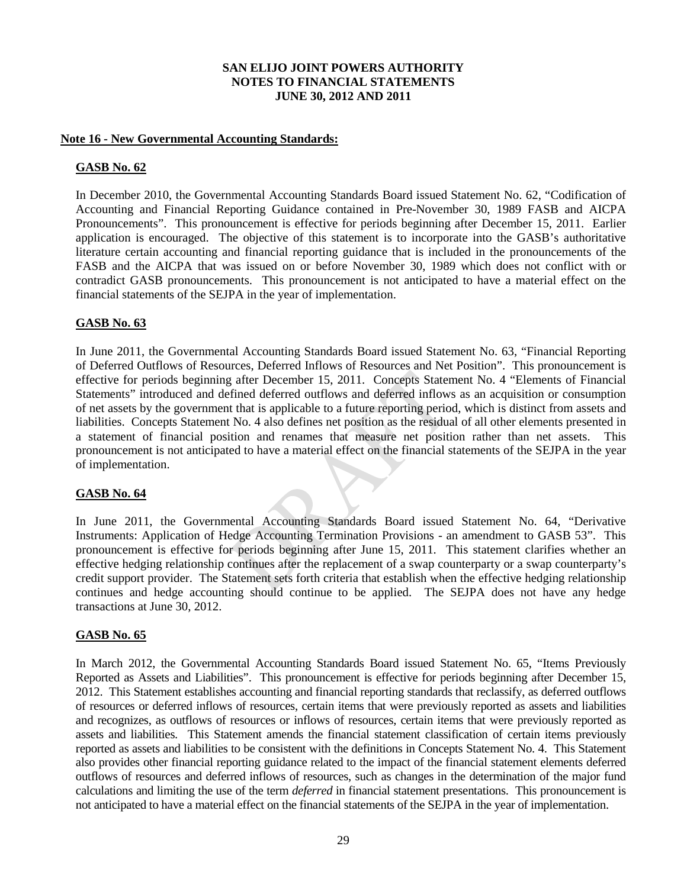# SAN ELIJO JOINT POWERS AUTHORITY
## NOTES TO FINANCIAL STATEMENTS
## JUNE 30, 2012 AND 2011

**Note 16 - New Governmental Accounting Standards:**

**GASB No. 62**

In December 2010, the Governmental Accounting Standards Board issued Statement No. 62, "Codification of Accounting and Financial Reporting Guidance contained in Pre-November 30, 1989 FASB and AICPA Pronouncements". This pronouncement is effective for periods beginning after December 15, 2011. Earlier application is encouraged. The objective of this statement is to incorporate into the GASB's authoritative literature certain accounting and financial reporting guidance that is included in the pronouncements of the FASB and the AICPA that was issued on or before November 30, 1989 which does not conflict with or contradict GASB pronouncements. This pronouncement is not anticipated to have a material effect on the financial statements of the SEJPA in the year of implementation.

**GASB No. 63**

In June 2011, the Governmental Accounting Standards Board issued Statement No. 63, "Financial Reporting of Deferred Outflows of Resources, Deferred Inflows of Resources and Net Position". This pronouncement is effective for periods beginning after December 15, 2011. Concepts Statement No. 4 "Elements of Financial Statements" introduced and defined deferred outflows and deferred inflows as an acquisition or consumption of net assets by the government that is applicable to a future reporting period, which is distinct from assets and liabilities. Concepts Statement No. 4 also defines net position as the residual of all other elements presented in a statement of financial position and renames that measure net position rather than net assets. This pronouncement is not anticipated to have a material effect on the financial statements of the SEJPA in the year of implementation.

**GASB No. 64**

In June 2011, the Governmental Accounting Standards Board issued Statement No. 64, "Derivative Instruments: Application of Hedge Accounting Termination Provisions - an amendment to GASB 53". This pronouncement is effective for periods beginning after June 15, 2011. This statement clarifies whether an effective hedging relationship continues after the replacement of a swap counterparty or a swap counterparty's credit support provider. The Statement sets forth criteria that establish when the effective hedging relationship continues and hedge accounting should continue to be applied. The SEJPA does not have any hedge transactions at June 30, 2012.

**GASB No. 65**

In March 2012, the Governmental Accounting Standards Board issued Statement No. 65, "Items Previously Reported as Assets and Liabilities". This pronouncement is effective for periods beginning after December 15, 2012. This Statement establishes accounting and financial reporting standards that reclassify, as deferred outflows of resources or deferred inflows of resources, certain items that were previously reported as assets and liabilities and recognizes, as outflows of resources or inflows of resources, certain items that were previously reported as assets and liabilities. This Statement amends the financial statement classification of certain items previously reported as assets and liabilities to be consistent with the definitions in Concepts Statement No. 4. This Statement also provides other financial reporting guidance related to the impact of the financial statement elements deferred outflows of resources and deferred inflows of resources, such as changes in the determination of the major fund calculations and limiting the use of the term *deferred* in financial statement presentations. This pronouncement is not anticipated to have a material effect on the financial statements of the SEJPA in the year of implementation.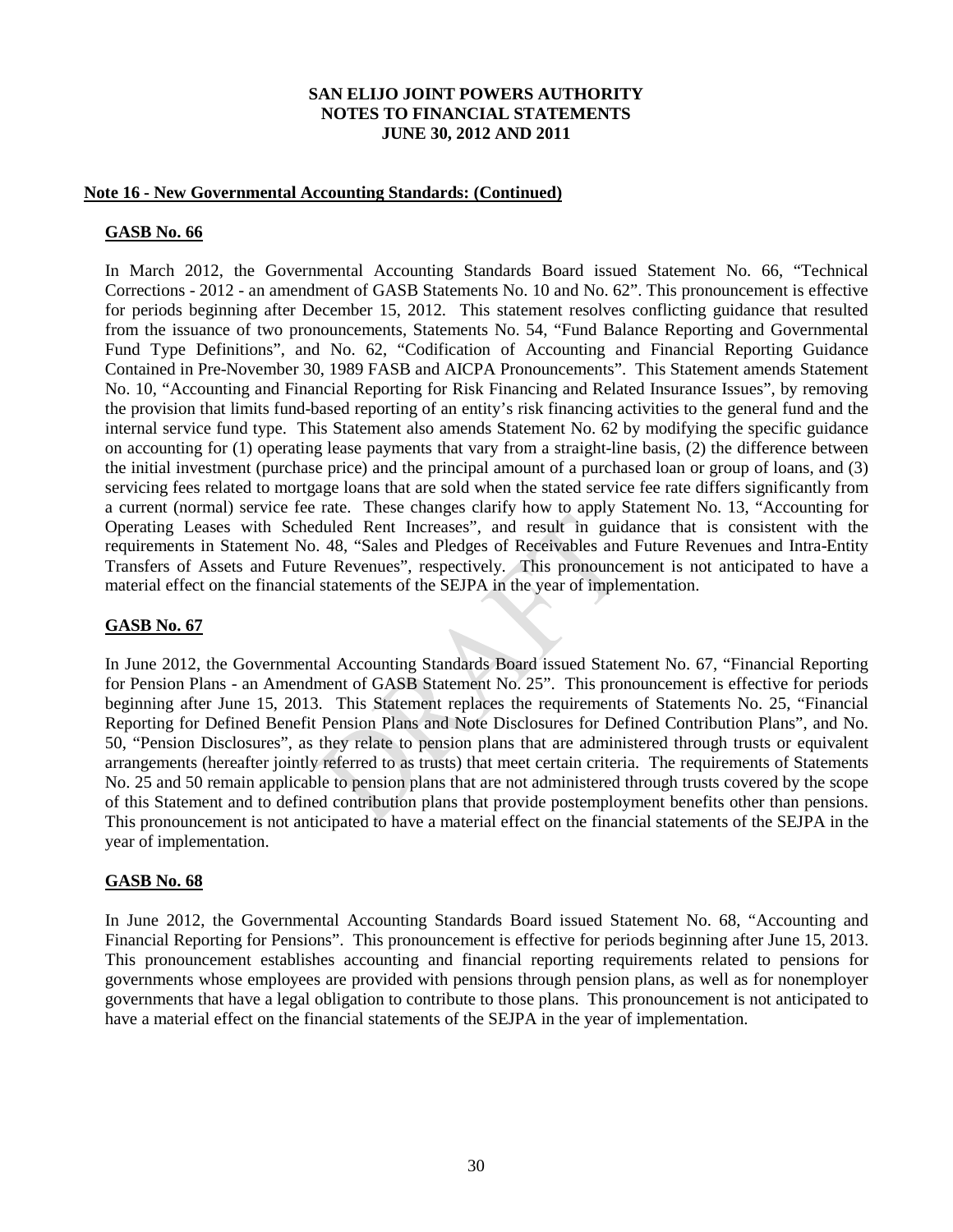**SAN ELIJO JOINT POWERS AUTHORITY**
**NOTES TO FINANCIAL STATEMENTS**
**JUNE 30, 2012 AND 2011**

**Note 16 - New Governmental Accounting Standards: (Continued)**

**GASB No. 66**

In March 2012, the Governmental Accounting Standards Board issued Statement No. 66, "Technical Corrections - 2012 - an amendment of GASB Statements No. 10 and No. 62". This pronouncement is effective for periods beginning after December 15, 2012. This statement resolves conflicting guidance that resulted from the issuance of two pronouncements, Statements No. 54, "Fund Balance Reporting and Governmental Fund Type Definitions", and No. 62, "Codification of Accounting and Financial Reporting Guidance Contained in Pre-November 30, 1989 FASB and AICPA Pronouncements". This Statement amends Statement No. 10, "Accounting and Financial Reporting for Risk Financing and Related Insurance Issues", by removing the provision that limits fund-based reporting of an entity's risk financing activities to the general fund and the internal service fund type. This Statement also amends Statement No. 62 by modifying the specific guidance on accounting for (1) operating lease payments that vary from a straight-line basis, (2) the difference between the initial investment (purchase price) and the principal amount of a purchased loan or group of loans, and (3) servicing fees related to mortgage loans that are sold when the stated service fee rate differs significantly from a current (normal) service fee rate. These changes clarify how to apply Statement No. 13, "Accounting for Operating Leases with Scheduled Rent Increases", and result in guidance that is consistent with the requirements in Statement No. 48, "Sales and Pledges of Receivables and Future Revenues and Intra-Entity Transfers of Assets and Future Revenues", respectively. This pronouncement is not anticipated to have a material effect on the financial statements of the SEJPA in the year of implementation.

**GASB No. 67**

In June 2012, the Governmental Accounting Standards Board issued Statement No. 67, "Financial Reporting for Pension Plans - an Amendment of GASB Statement No. 25". This pronouncement is effective for periods beginning after June 15, 2013. This Statement replaces the requirements of Statements No. 25, "Financial Reporting for Defined Benefit Pension Plans and Note Disclosures for Defined Contribution Plans", and No. 50, "Pension Disclosures", as they relate to pension plans that are administered through trusts or equivalent arrangements (hereafter jointly referred to as trusts) that meet certain criteria. The requirements of Statements No. 25 and 50 remain applicable to pension plans that are not administered through trusts covered by the scope of this Statement and to defined contribution plans that provide postemployment benefits other than pensions. This pronouncement is not anticipated to have a material effect on the financial statements of the SEJPA in the year of implementation.

**GASB No. 68**

In June 2012, the Governmental Accounting Standards Board issued Statement No. 68, "Accounting and Financial Reporting for Pensions". This pronouncement is effective for periods beginning after June 15, 2013. This pronouncement establishes accounting and financial reporting requirements related to pensions for governments whose employees are provided with pensions through pension plans, as well as for nonemployer governments that have a legal obligation to contribute to those plans. This pronouncement is not anticipated to have a material effect on the financial statements of the SEJPA in the year of implementation.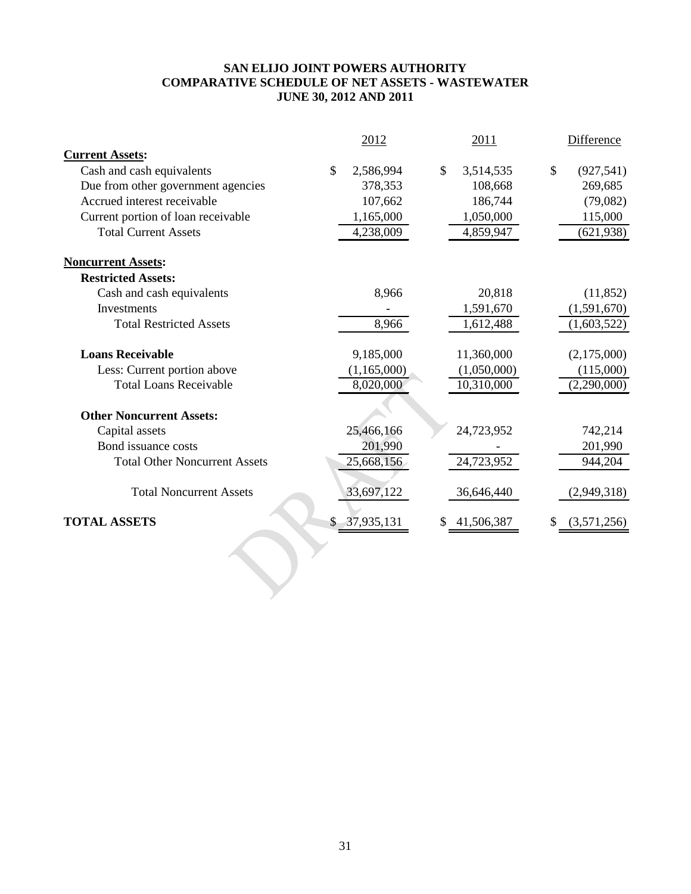# SAN ELIJO JOINT POWERS AUTHORITY
## COMPARATIVE SCHEDULE OF NET ASSETS - WASTEWATER
### JUNE 30, 2012 AND 2011

| | 2012 | 2011 | Difference |
|---|---|---|---|
| **Current Assets:** | | | |
| Cash and cash equivalents | $ 2,586,994 | $ 3,514,535 | $ (927,541) |
| Due from other government agencies | 378,353 | 108,668 | 269,685 |
| Accrued interest receivable | 107,662 | 186,744 | (79,082) |
| Current portion of loan receivable | 1,165,000 | 1,050,000 | 115,000 |
| Total Current Assets | 4,238,009 | 4,859,947 | (621,938) |
| **Noncurrent Assets:** | | | |
| **Restricted Assets:** | | | |
| Cash and cash equivalents | 8,966 | 20,818 | (11,852) |
| Investments | - | 1,591,670 | (1,591,670) |
| Total Restricted Assets | 8,966 | 1,612,488 | (1,603,522) |
| **Loans Receivable** | 9,185,000 | 11,360,000 | (2,175,000) |
| Less: Current portion above | (1,165,000) | (1,050,000) | (115,000) |
| Total Loans Receivable | 8,020,000 | 10,310,000 | (2,290,000) |
| **Other Noncurrent Assets:** | | | |
| Capital assets | 25,466,166 | 24,723,952 | 742,214 |
| Bond issuance costs | 201,990 | - | 201,990 |
| Total Other Noncurrent Assets | 25,668,156 | 24,723,952 | 944,204 |
| Total Noncurrent Assets | 33,697,122 | 36,646,440 | (2,949,318) |
| **TOTAL ASSETS** | $ 37,935,131 | $ 41,506,387 | $ (3,571,256) |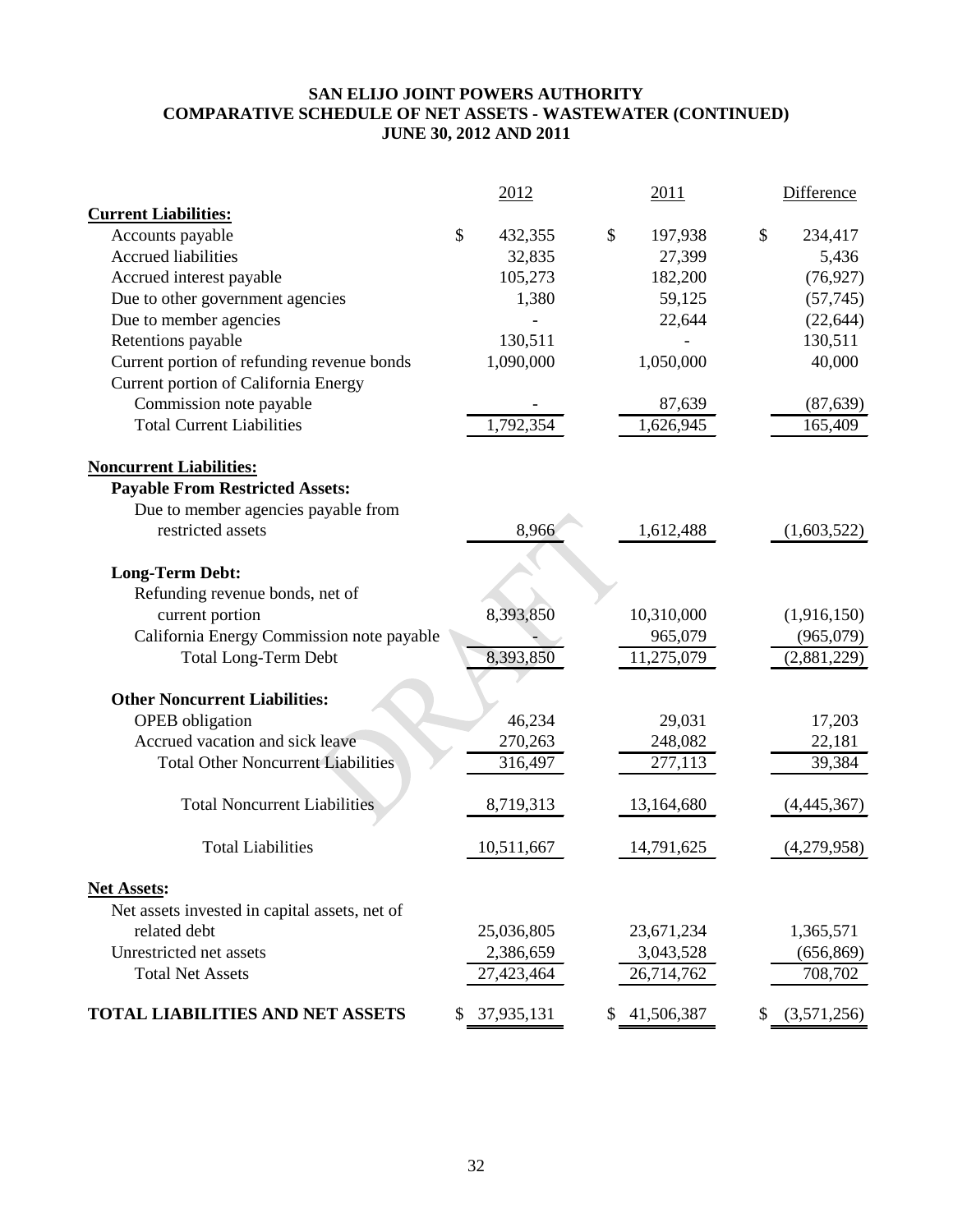# SAN ELIJO JOINT POWERS AUTHORITY
## COMPARATIVE SCHEDULE OF NET ASSETS - WASTEWATER (CONTINUED)
## JUNE 30, 2012 AND 2011

| | 2012 | 2011 | Difference |
|---|---|---|---|
| **Current Liabilities:** | | | |
| Accounts payable | $ 432,355 | $ 197,938 | $ 234,417 |
| Accrued liabilities | 32,835 | 27,399 | 5,436 |
| Accrued interest payable | 105,273 | 182,200 | (76,927) |
| Due to other government agencies | 1,380 | 59,125 | (57,745) |
| Due to member agencies | - | 22,644 | (22,644) |
| Retentions payable | 130,511 | - | 130,511 |
| Current portion of refunding revenue bonds | 1,090,000 | 1,050,000 | 40,000 |
| Current portion of California Energy Commission note payable | - | 87,639 | (87,639) |
| Total Current Liabilities | 1,792,354 | 1,626,945 | 165,409 |
| **Noncurrent Liabilities:** | | | |
| **Payable From Restricted Assets:** | | | |
| Due to member agencies payable from restricted assets | 8,966 | 1,612,488 | (1,603,522) |
| **Long-Term Debt:** | | | |
| Refunding revenue bonds, net of current portion | 8,393,850 | 10,310,000 | (1,916,150) |
| California Energy Commission note payable | - | 965,079 | (965,079) |
| Total Long-Term Debt | 8,393,850 | 11,275,079 | (2,881,229) |
| **Other Noncurrent Liabilities:** | | | |
| OPEB obligation | 46,234 | 29,031 | 17,203 |
| Accrued vacation and sick leave | 270,263 | 248,082 | 22,181 |
| Total Other Noncurrent Liabilities | 316,497 | 277,113 | 39,384 |
| Total Noncurrent Liabilities | 8,719,313 | 13,164,680 | (4,445,367) |
| Total Liabilities | 10,511,667 | 14,791,625 | (4,279,958) |
| **Net Assets:** | | | |
| Net assets invested in capital assets, net of related debt | 25,036,805 | 23,671,234 | 1,365,571 |
| Unrestricted net assets | 2,386,659 | 3,043,528 | (656,869) |
| Total Net Assets | 27,423,464 | 26,714,762 | 708,702 |
| **TOTAL LIABILITIES AND NET ASSETS** | $ 37,935,131 | $ 41,506,387 | $ (3,571,256) |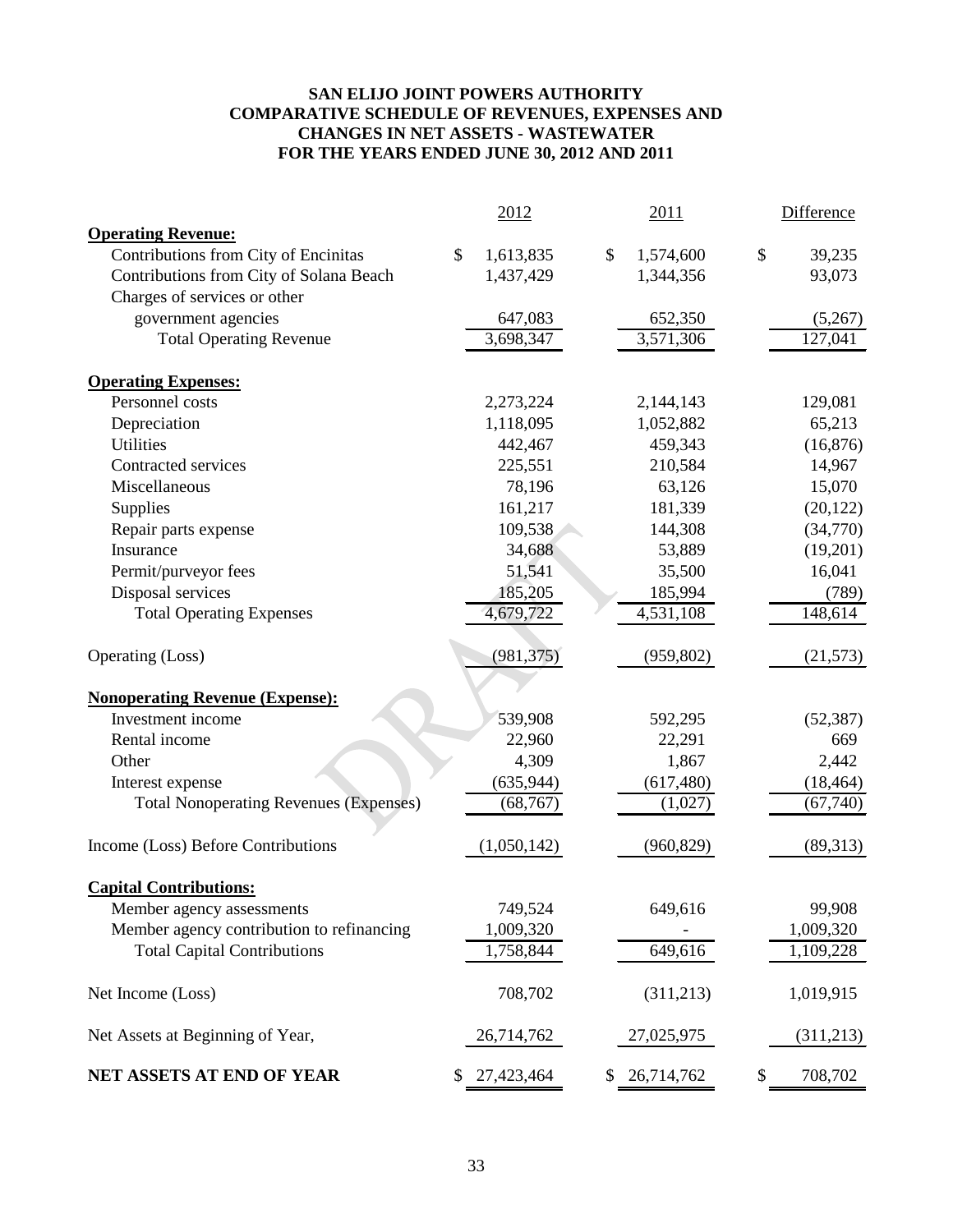# SAN ELIJO JOINT POWERS AUTHORITY
## COMPARATIVE SCHEDULE OF REVENUES, EXPENSES AND CHANGES IN NET ASSETS - WASTEWATER
## FOR THE YEARS ENDED JUNE 30, 2012 AND 2011

| | 2012 | 2011 | Difference |
|---|---|---|---|
| **Operating Revenue:** | | | |
| Contributions from City of Encinitas | $ 1,613,835 | $ 1,574,600 | $ 39,235 |
| Contributions from City of Solana Beach | 1,437,429 | 1,344,356 | 93,073 |
| Charges of services or other government agencies | 647,083 | 652,350 | (5,267) |
| Total Operating Revenue | 3,698,347 | 3,571,306 | 127,041 |
| **Operating Expenses:** | | | |
| Personnel costs | 2,273,224 | 2,144,143 | 129,081 |
| Depreciation | 1,118,095 | 1,052,882 | 65,213 |
| Utilities | 442,467 | 459,343 | (16,876) |
| Contracted services | 225,551 | 210,584 | 14,967 |
| Miscellaneous | 78,196 | 63,126 | 15,070 |
| Supplies | 161,217 | 181,339 | (20,122) |
| Repair parts expense | 109,538 | 144,308 | (34,770) |
| Insurance | 34,688 | 53,889 | (19,201) |
| Permit/purveyor fees | 51,541 | 35,500 | 16,041 |
| Disposal services | 185,205 | 185,994 | (789) |
| Total Operating Expenses | 4,679,722 | 4,531,108 | 148,614 |
| Operating (Loss) | (981,375) | (959,802) | (21,573) |
| **Nonoperating Revenue (Expense):** | | | |
| Investment income | 539,908 | 592,295 | (52,387) |
| Rental income | 22,960 | 22,291 | 669 |
| Other | 4,309 | 1,867 | 2,442 |
| Interest expense | (635,944) | (617,480) | (18,464) |
| Total Nonoperating Revenues (Expenses) | (68,767) | (1,027) | (67,740) |
| Income (Loss) Before Contributions | (1,050,142) | (960,829) | (89,313) |
| **Capital Contributions:** | | | |
| Member agency assessments | 749,524 | 649,616 | 99,908 |
| Member agency contribution to refinancing | 1,009,320 | - | 1,009,320 |
| Total Capital Contributions | 1,758,844 | 649,616 | 1,109,228 |
| Net Income (Loss) | 708,702 | (311,213) | 1,019,915 |
| Net Assets at Beginning of Year, | 26,714,762 | 27,025,975 | (311,213) |
| **NET ASSETS AT END OF YEAR** | $ 27,423,464 | $ 26,714,762 | $ 708,702 |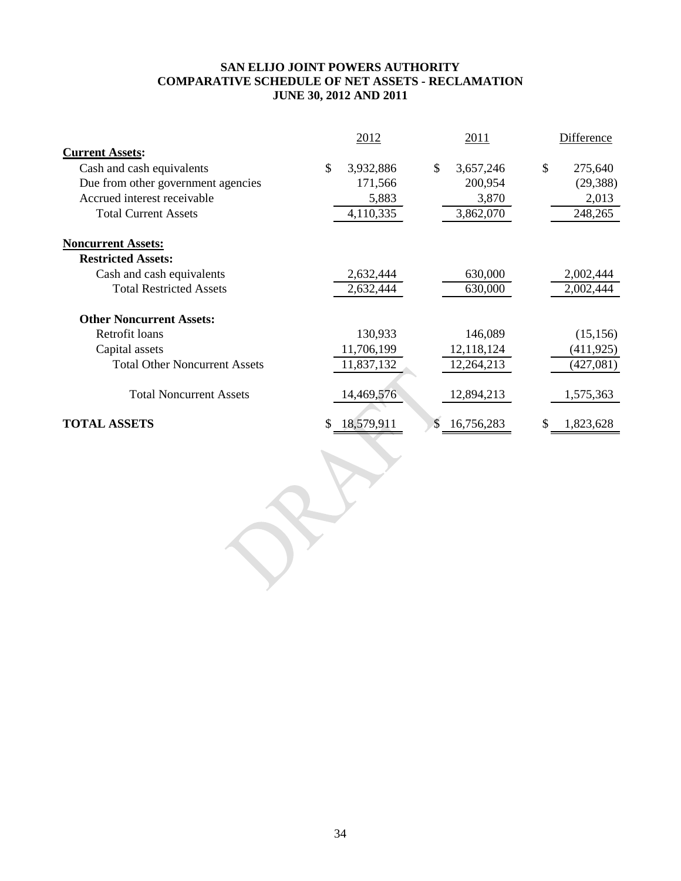**SAN ELIJO JOINT POWERS AUTHORITY**
**COMPARATIVE SCHEDULE OF NET ASSETS - RECLAMATION**
**JUNE 30, 2012 AND 2011**

| | 2012 | 2011 | Difference |
|---|---|---|---|
| **Current Assets:** | | | |
| Cash and cash equivalents | $ 3,932,886 | $ 3,657,246 | $ 275,640 |
| Due from other government agencies | 171,566 | 200,954 | (29,388) |
| Accrued interest receivable | 5,883 | 3,870 | 2,013 |
| Total Current Assets | 4,110,335 | 3,862,070 | 248,265 |
| **Noncurrent Assets:** | | | |
| **Restricted Assets:** | | | |
| Cash and cash equivalents | 2,632,444 | 630,000 | 2,002,444 |
| Total Restricted Assets | 2,632,444 | 630,000 | 2,002,444 |
| **Other Noncurrent Assets:** | | | |
| Retrofit loans | 130,933 | 146,089 | (15,156) |
| Capital assets | 11,706,199 | 12,118,124 | (411,925) |
| Total Other Noncurrent Assets | 11,837,132 | 12,264,213 | (427,081) |
| Total Noncurrent Assets | 14,469,576 | 12,894,213 | 1,575,363 |
| **TOTAL ASSETS** | $ 18,579,911 | $ 16,756,283 | $ 1,823,628 |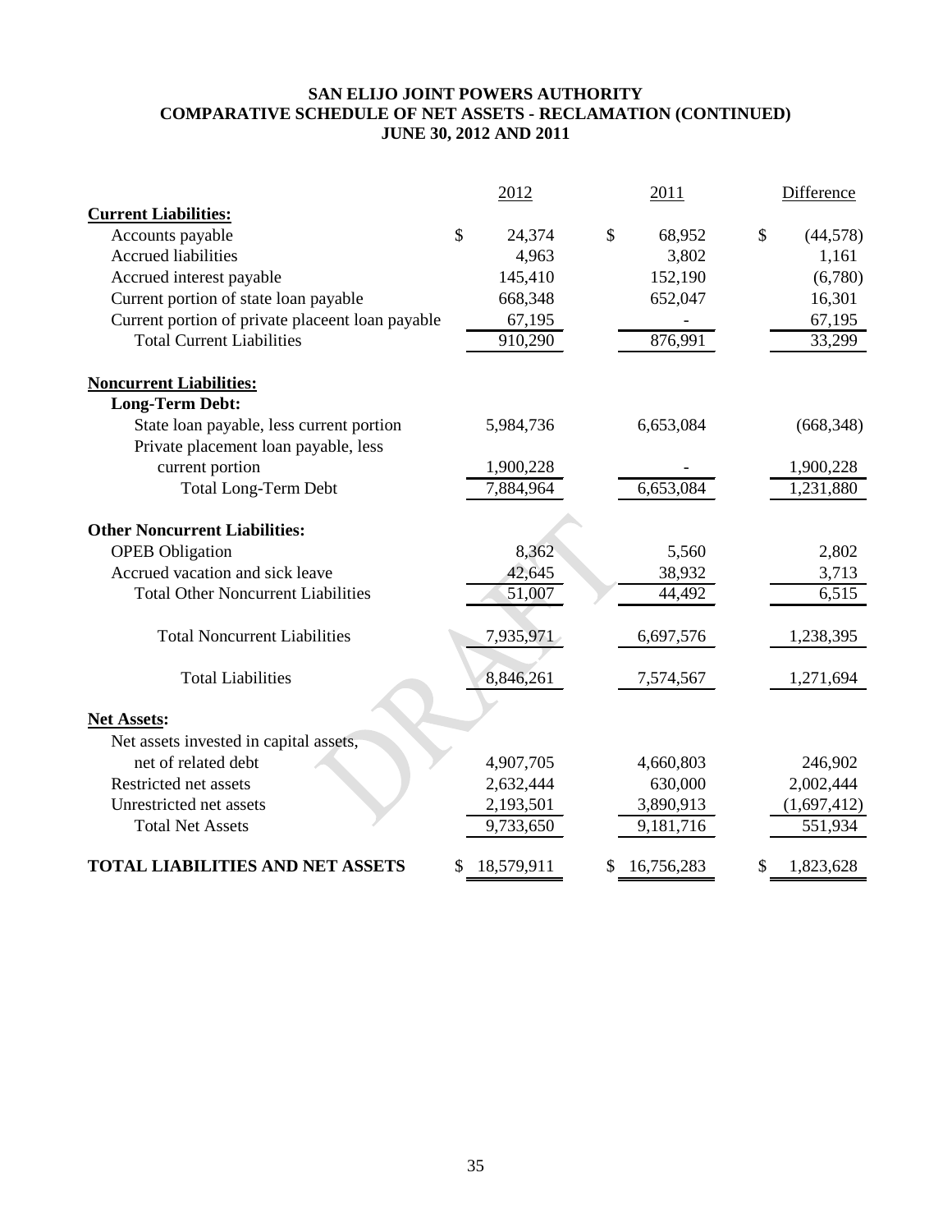# SAN ELIJO JOINT POWERS AUTHORITY
## COMPARATIVE SCHEDULE OF NET ASSETS - RECLAMATION (CONTINUED)
### JUNE 30, 2012 AND 2011

| | 2012 | 2011 | Difference |
|---|---|---|---|
| **Current Liabilities:** | | | |
| Accounts payable | $ 24,374 | $ 68,952 | $ (44,578) |
| Accrued liabilities | 4,963 | 3,802 | 1,161 |
| Accrued interest payable | 145,410 | 152,190 | (6,780) |
| Current portion of state loan payable | 668,348 | 652,047 | 16,301 |
| Current portion of private placeent loan payable | 67,195 | - | 67,195 |
| Total Current Liabilities | 910,290 | 876,991 | 33,299 |
| **Noncurrent Liabilities:** | | | |
| **Long-Term Debt:** | | | |
| State loan payable, less current portion | 5,984,736 | 6,653,084 | (668,348) |
| Private placement loan payable, less current portion | 1,900,228 | - | 1,900,228 |
| Total Long-Term Debt | 7,884,964 | 6,653,084 | 1,231,880 |
| **Other Noncurrent Liabilities:** | | | |
| OPEB Obligation | 8,362 | 5,560 | 2,802 |
| Accrued vacation and sick leave | 42,645 | 38,932 | 3,713 |
| Total Other Noncurrent Liabilities | 51,007 | 44,492 | 6,515 |
| Total Noncurrent Liabilities | 7,935,971 | 6,697,576 | 1,238,395 |
| Total Liabilities | 8,846,261 | 7,574,567 | 1,271,694 |
| **Net Assets:** | | | |
| Net assets invested in capital assets, net of related debt | 4,907,705 | 4,660,803 | 246,902 |
| Restricted net assets | 2,632,444 | 630,000 | 2,002,444 |
| Unrestricted net assets | 2,193,501 | 3,890,913 | (1,697,412) |
| Total Net Assets | 9,733,650 | 9,181,716 | 551,934 |
| **TOTAL LIABILITIES AND NET ASSETS** | $ 18,579,911 | $ 16,756,283 | $ 1,823,628 |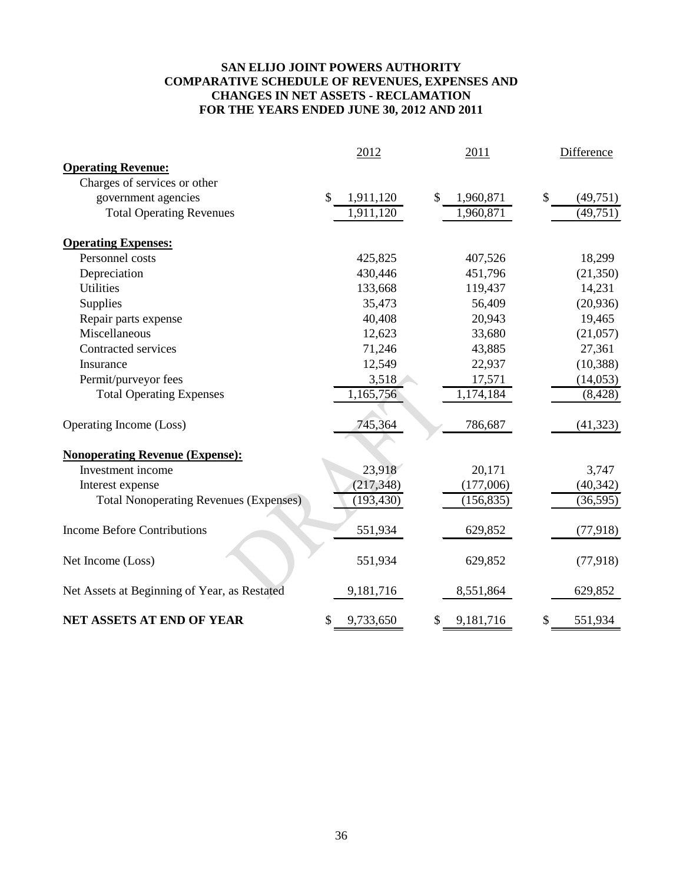# SAN ELIJO JOINT POWERS AUTHORITY
## COMPARATIVE SCHEDULE OF REVENUES, EXPENSES AND CHANGES IN NET ASSETS - RECLAMATION
## FOR THE YEARS ENDED JUNE 30, 2012 AND 2011

| | 2012 | 2011 | Difference |
|---|---|---|---|
| **Operating Revenue:** | | | |
| Charges of services or other government agencies | $ 1,911,120 | $ 1,960,871 | $ (49,751) |
| Total Operating Revenues | 1,911,120 | 1,960,871 | (49,751) |
| **Operating Expenses:** | | | |
| Personnel costs | 425,825 | 407,526 | 18,299 |
| Depreciation | 430,446 | 451,796 | (21,350) |
| Utilities | 133,668 | 119,437 | 14,231 |
| Supplies | 35,473 | 56,409 | (20,936) |
| Repair parts expense | 40,408 | 20,943 | 19,465 |
| Miscellaneous | 12,623 | 33,680 | (21,057) |
| Contracted services | 71,246 | 43,885 | 27,361 |
| Insurance | 12,549 | 22,937 | (10,388) |
| Permit/purveyor fees | 3,518 | 17,571 | (14,053) |
| Total Operating Expenses | 1,165,756 | 1,174,184 | (8,428) |
| Operating Income (Loss) | 745,364 | 786,687 | (41,323) |
| **Nonoperating Revenue (Expense):** | | | |
| Investment income | 23,918 | 20,171 | 3,747 |
| Interest expense | (217,348) | (177,006) | (40,342) |
| Total Nonoperating Revenues (Expenses) | (193,430) | (156,835) | (36,595) |
| Income Before Contributions | 551,934 | 629,852 | (77,918) |
| Net Income (Loss) | 551,934 | 629,852 | (77,918) |
| Net Assets at Beginning of Year, as Restated | 9,181,716 | 8,551,864 | 629,852 |
| **NET ASSETS AT END OF YEAR** | $ 9,733,650 | $ 9,181,716 | $ 551,934 |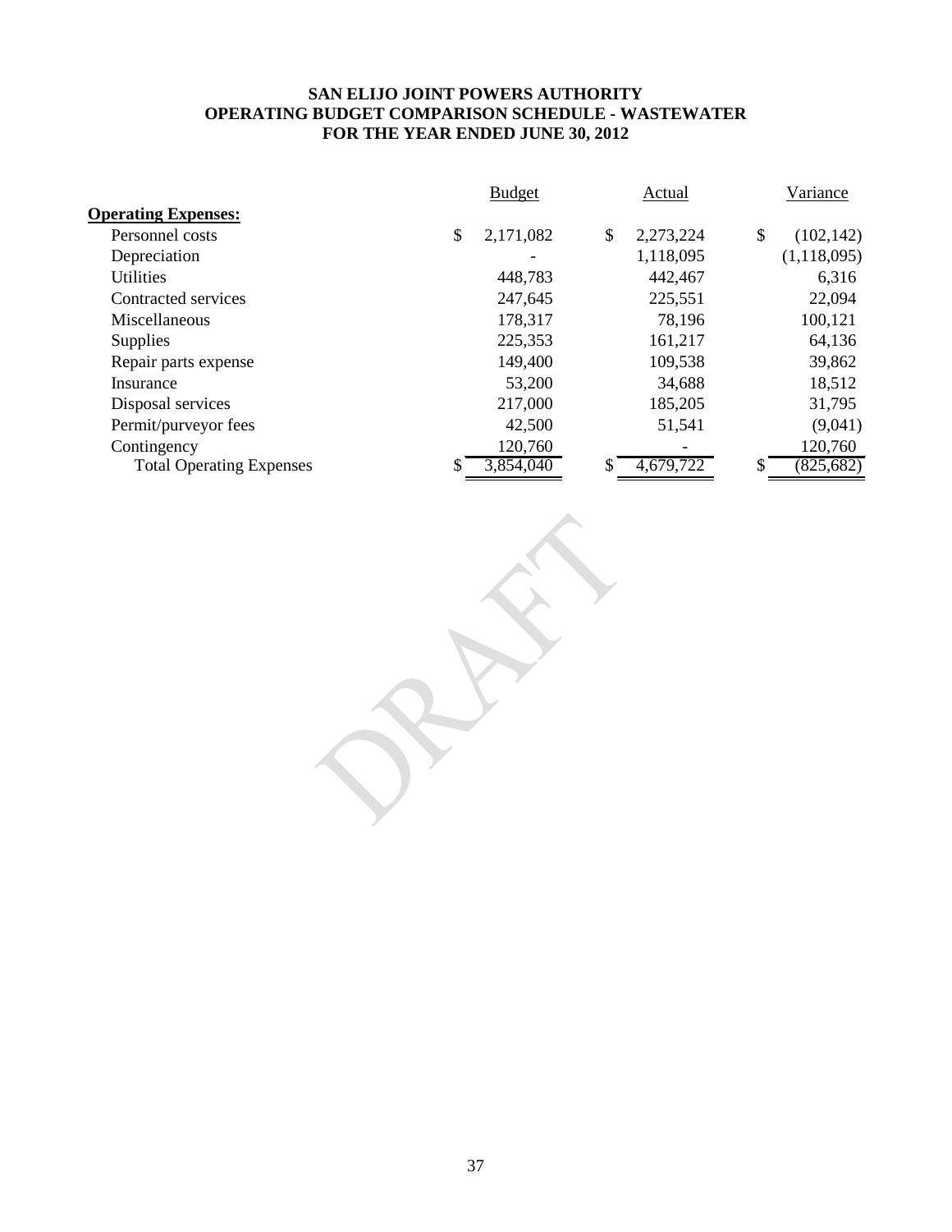# SAN ELIJO JOINT POWERS AUTHORITY
## OPERATING BUDGET COMPARISON SCHEDULE - WASTEWATER
## FOR THE YEAR ENDED JUNE 30, 2012

| | Budget | Actual | Variance |
|---|---|---|---|
| **Operating Expenses:** | | | |
| Personnel costs | $ 2,171,082 | $ 2,273,224 | $ (102,142) |
| Depreciation | - | 1,118,095 | (1,118,095) |
| Utilities | 448,783 | 442,467 | 6,316 |
| Contracted services | 247,645 | 225,551 | 22,094 |
| Miscellaneous | 178,317 | 78,196 | 100,121 |
| Supplies | 225,353 | 161,217 | 64,136 |
| Repair parts expense | 149,400 | 109,538 | 39,862 |
| Insurance | 53,200 | 34,688 | 18,512 |
| Disposal services | 217,000 | 185,205 | 31,795 |
| Permit/purveyor fees | 42,500 | 51,541 | (9,041) |
| Contingency | 120,760 | - | 120,760 |
| Total Operating Expenses | $ 3,854,040 | $ 4,679,722 | $ (825,682) |

DRAFT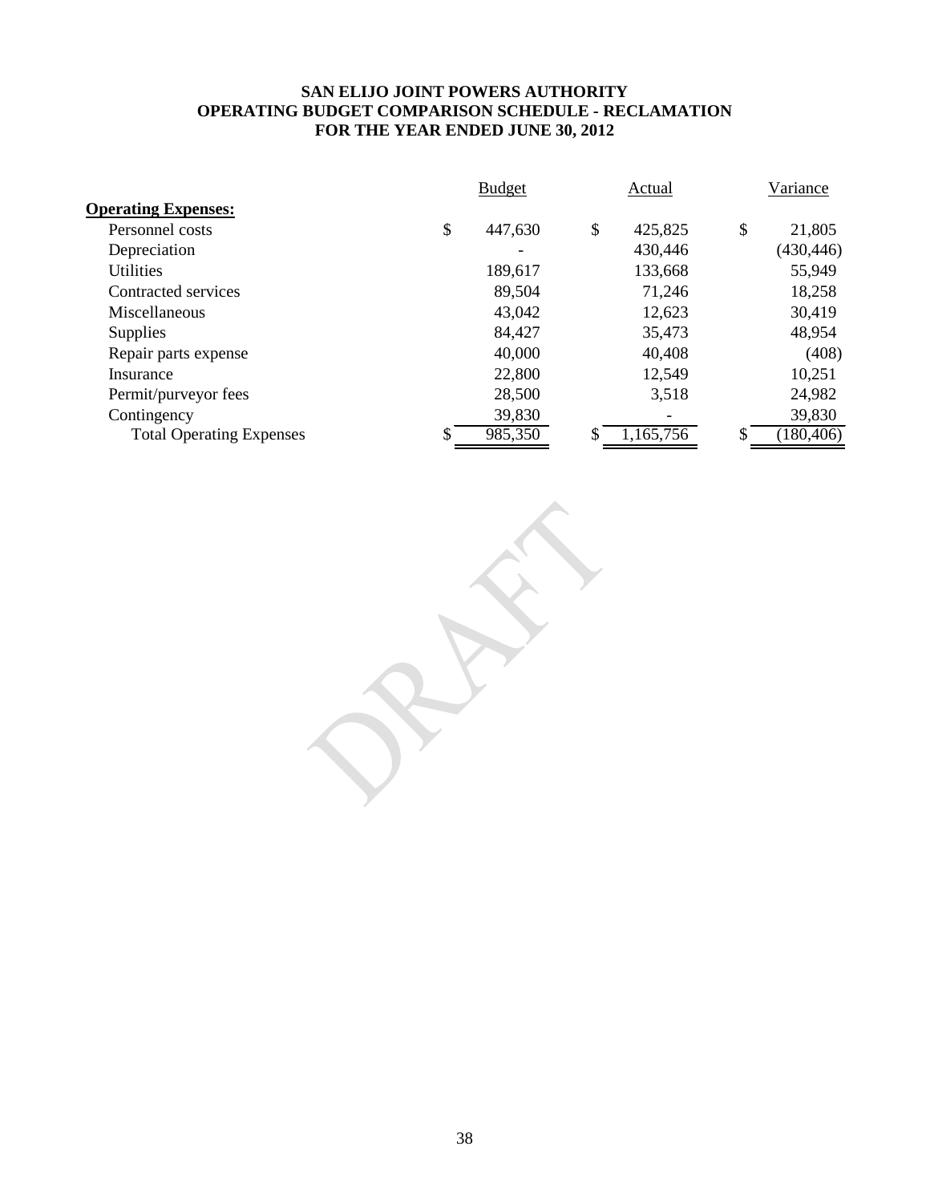**SAN ELIJO JOINT POWERS AUTHORITY**
**OPERATING BUDGET COMPARISON SCHEDULE - RECLAMATION**
**FOR THE YEAR ENDED JUNE 30, 2012**

| | Budget | Actual | Variance |
|---|---|---|---|
| **Operating Expenses:** | | | |
| Personnel costs | $ 447,630 | $ 425,825 | $ 21,805 |
| Depreciation | - | 430,446 | (430,446) |
| Utilities | 189,617 | 133,668 | 55,949 |
| Contracted services | 89,504 | 71,246 | 18,258 |
| Miscellaneous | 43,042 | 12,623 | 30,419 |
| Supplies | 84,427 | 35,473 | 48,954 |
| Repair parts expense | 40,000 | 40,408 | (408) |
| Insurance | 22,800 | 12,549 | 10,251 |
| Permit/purveyor fees | 28,500 | 3,518 | 24,982 |
| Contingency | 39,830 | - | 39,830 |
| Total Operating Expenses | $ 985,350 | $ 1,165,756 | $ (180,406) |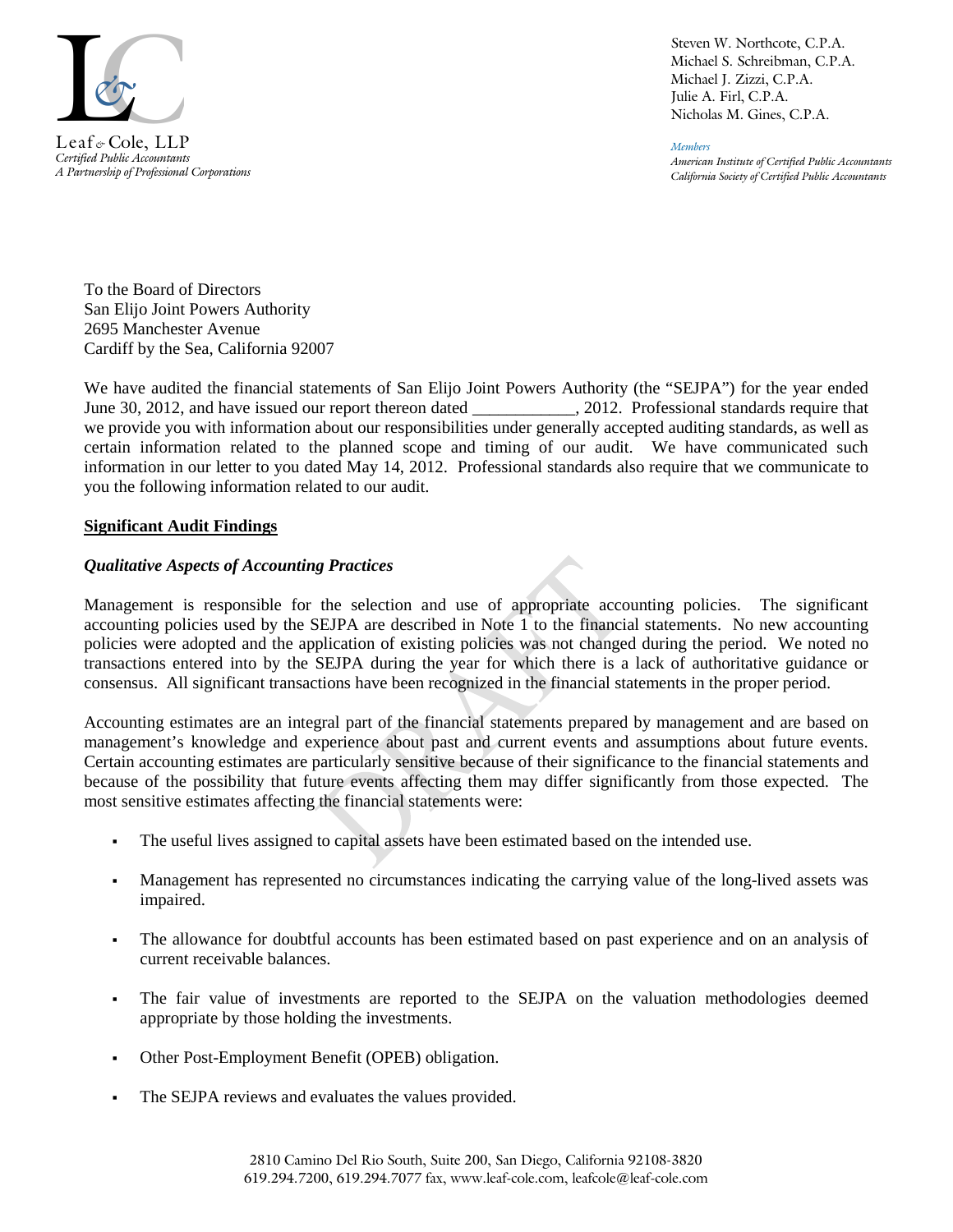Leaf & Cole, LLP
*Certified Public Accountants*
*A Partnership of Professional Corporations*

Steven W. Northcote, C.P.A.
Michael S. Schreibman, C.P.A.
Michael J. Zizzi, C.P.A.
Julie A. Firl, C.P.A.
Nicholas M. Gines, C.P.A.

*Members*
*American Institute of Certified Public Accountants*
*California Society of Certified Public Accountants*

To the Board of Directors
San Elijo Joint Powers Authority
2695 Manchester Avenue
Cardiff by the Sea, California 92007

We have audited the financial statements of San Elijo Joint Powers Authority (the "SEJPA") for the year ended June 30, 2012, and have issued our report thereon dated \_\_\_\_\_\_\_\_\_\_\_\_, 2012. Professional standards require that we provide you with information about our responsibilities under generally accepted auditing standards, as well as certain information related to the planned scope and timing of our audit. We have communicated such information in our letter to you dated May 14, 2012. Professional standards also require that we communicate to you the following information related to our audit.

**Significant Audit Findings**

***Qualitative Aspects of Accounting Practices***

Management is responsible for the selection and use of appropriate accounting policies. The significant accounting policies used by the SEJPA are described in Note 1 to the financial statements. No new accounting policies were adopted and the application of existing policies was not changed during the period. We noted no transactions entered into by the SEJPA during the year for which there is a lack of authoritative guidance or consensus. All significant transactions have been recognized in the financial statements in the proper period.

Accounting estimates are an integral part of the financial statements prepared by management and are based on management's knowledge and experience about past and current events and assumptions about future events. Certain accounting estimates are particularly sensitive because of their significance to the financial statements and because of the possibility that future events affecting them may differ significantly from those expected. The most sensitive estimates affecting the financial statements were:

- The useful lives assigned to capital assets have been estimated based on the intended use.
- Management has represented no circumstances indicating the carrying value of the long-lived assets was impaired.
- The allowance for doubtful accounts has been estimated based on past experience and on an analysis of current receivable balances.
- The fair value of investments are reported to the SEJPA on the valuation methodologies deemed appropriate by those holding the investments.
- Other Post-Employment Benefit (OPEB) obligation.
- The SEJPA reviews and evaluates the values provided.

2810 Camino Del Rio South, Suite 200, San Diego, California 92108-3820
619.294.7200, 619.294.7077 fax, www.leaf-cole.com, leafcole@leaf-cole.com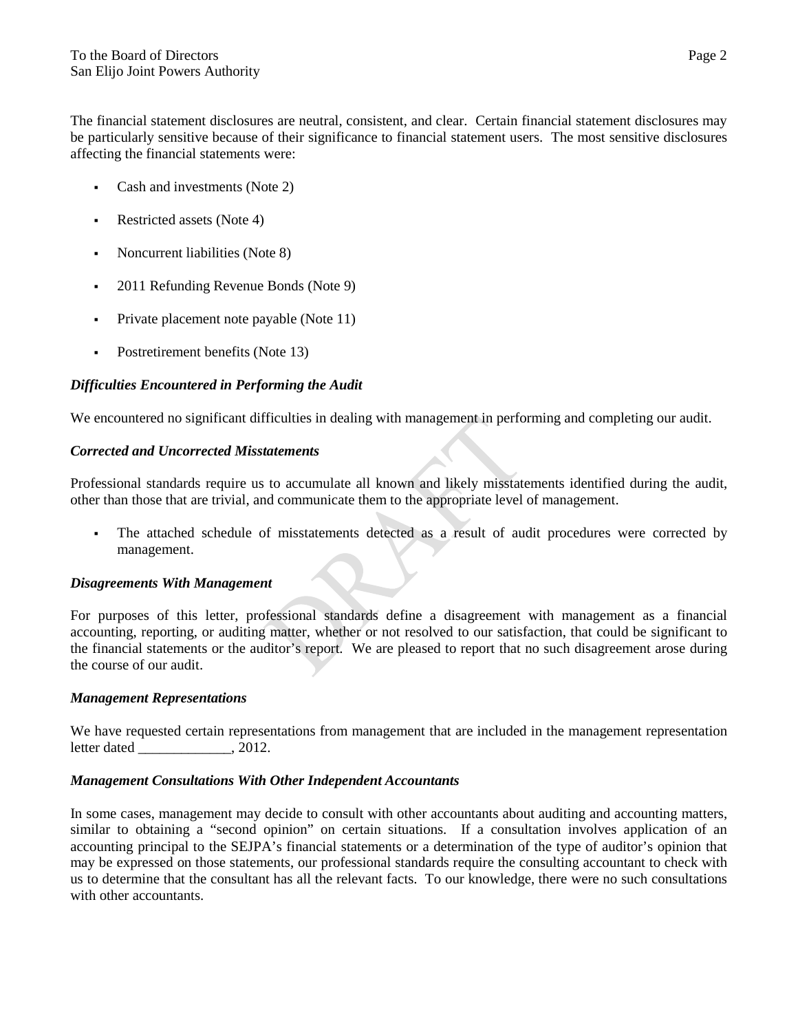The financial statement disclosures are neutral, consistent, and clear. Certain financial statement disclosures may be particularly sensitive because of their significance to financial statement users. The most sensitive disclosures affecting the financial statements were:

- Cash and investments (Note 2)
- Restricted assets (Note 4)
- Noncurrent liabilities (Note 8)
- 2011 Refunding Revenue Bonds (Note 9)
- Private placement note payable (Note 11)
- Postretirement benefits (Note 13)

***Difficulties Encountered in Performing the Audit***

We encountered no significant difficulties in dealing with management in performing and completing our audit.

***Corrected and Uncorrected Misstatements***

Professional standards require us to accumulate all known and likely misstatements identified during the audit, other than those that are trivial, and communicate them to the appropriate level of management.

- The attached schedule of misstatements detected as a result of audit procedures were corrected by management.

***Disagreements With Management***

For purposes of this letter, professional standards define a disagreement with management as a financial accounting, reporting, or auditing matter, whether or not resolved to our satisfaction, that could be significant to the financial statements or the auditor's report. We are pleased to report that no such disagreement arose during the course of our audit.

***Management Representations***

We have requested certain representations from management that are included in the management representation letter dated _____________, 2012.

***Management Consultations With Other Independent Accountants***

In some cases, management may decide to consult with other accountants about auditing and accounting matters, similar to obtaining a "second opinion" on certain situations. If a consultation involves application of an accounting principal to the SEJPA's financial statements or a determination of the type of auditor's opinion that may be expressed on those statements, our professional standards require the consulting accountant to check with us to determine that the consultant has all the relevant facts. To our knowledge, there were no such consultations with other accountants.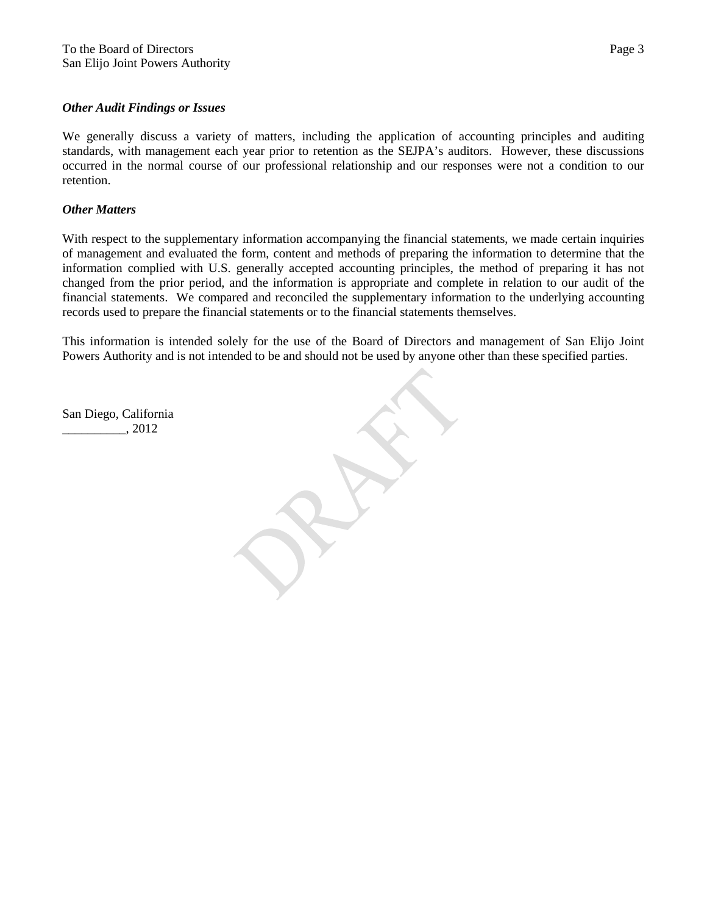### *Other Audit Findings or Issues*

We generally discuss a variety of matters, including the application of accounting principles and auditing standards, with management each year prior to retention as the SEJPA's auditors. However, these discussions occurred in the normal course of our professional relationship and our responses were not a condition to our retention.

### *Other Matters*

With respect to the supplementary information accompanying the financial statements, we made certain inquiries of management and evaluated the form, content and methods of preparing the information to determine that the information complied with U.S. generally accepted accounting principles, the method of preparing it has not changed from the prior period, and the information is appropriate and complete in relation to our audit of the financial statements. We compared and reconciled the supplementary information to the underlying accounting records used to prepare the financial statements or to the financial statements themselves.

This information is intended solely for the use of the Board of Directors and management of San Elijo Joint Powers Authority and is not intended to be and should not be used by anyone other than these specified parties.

San Diego, California
__________, 2012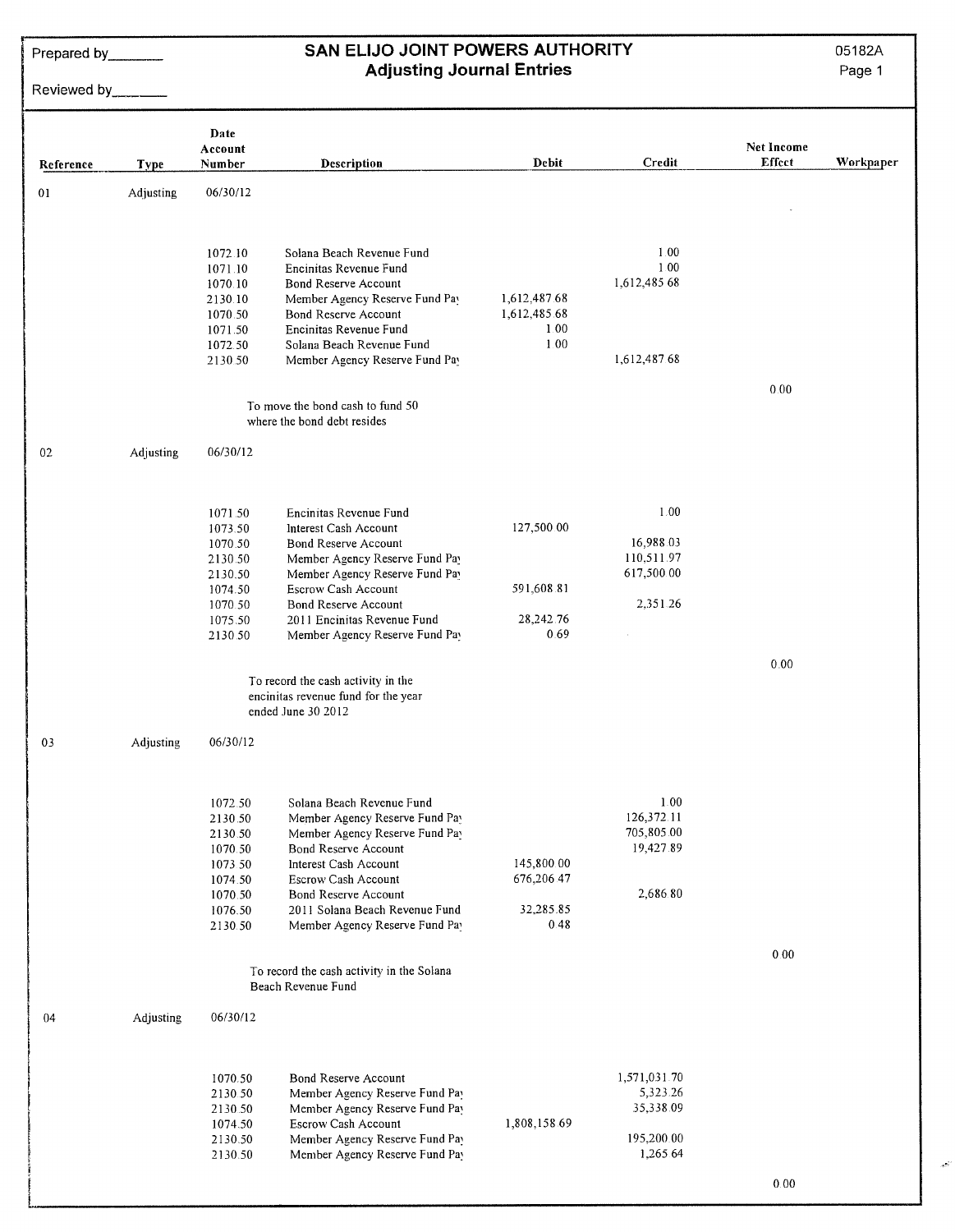Prepared by_______

Reviewed by_______

# SAN ELIJO JOINT POWERS AUTHORITY
## Adjusting Journal Entries

05182A

| Reference | Type | Date Account Number | Description | Debit | Credit | Net Income Effect | Workpaper |
|---|---|---|---|---|---|---|---|
| 01 | Adjusting | 06/30/12 | | | | | |
| | | 1072.10 | Solana Beach Revenue Fund | | 1.00 | | |
| | | 1071.10 | Encinitas Revenue Fund | | 1.00 | | |
| | | 1070.10 | Bond Reserve Account | | 1,612,485.68 | | |
| | | 2130.10 | Member Agency Reserve Fund Pay | 1,612,487.68 | | | |
| | | 1070.50 | Bond Reserve Account | 1,612,485.68 | | | |
| | | 1071.50 | Encinitas Revenue Fund | 1.00 | | | |
| | | 1072.50 | Solana Beach Revenue Fund | 1.00 | | | |
| | | 2130.50 | Member Agency Reserve Fund Pay | | 1,612,487.68 | | |
| | | | | | | 0.00 | |
| | | | To move the bond cash to fund 50 where the bond debt resides | | | | |
| 02 | Adjusting | 06/30/12 | | | | | |
| | | 1071.50 | Encinitas Revenue Fund | | 1.00 | | |
| | | 1073.50 | Interest Cash Account | 127,500.00 | | | |
| | | 1070.50 | Bond Reserve Account | | 16,988.03 | | |
| | | 2130.50 | Member Agency Reserve Fund Pay | | 110,511.97 | | |
| | | 2130.50 | Member Agency Reserve Fund Pay | | 617,500.00 | | |
| | | 1074.50 | Escrow Cash Account | 591,608.81 | | | |
| | | 1070.50 | Bond Reserve Account | | 2,351.26 | | |
| | | 1075.50 | 2011 Encinitas Revenue Fund | 28,242.76 | | | |
| | | 2130.50 | Member Agency Reserve Fund Pay | 0.69 | | | |
| | | | | | | 0.00 | |
| | | | To record the cash activity in the encinitas revenue fund for the year ended June 30 2012 | | | | |
| 03 | Adjusting | 06/30/12 | | | | | |
| | | 1072.50 | Solana Beach Revenue Fund | | 1.00 | | |
| | | 2130.50 | Member Agency Reserve Fund Pay | | 126,372.11 | | |
| | | 2130.50 | Member Agency Reserve Fund Pay | | 705,805.00 | | |
| | | 1070.50 | Bond Reserve Account | | 19,427.89 | | |
| | | 1073.50 | Interest Cash Account | 145,800.00 | | | |
| | | 1074.50 | Escrow Cash Account | 676,206.47 | | | |
| | | 1070.50 | Bond Reserve Account | | 2,686.80 | | |
| | | 1076.50 | 2011 Solana Beach Revenue Fund | 32,285.85 | | | |
| | | 2130.50 | Member Agency Reserve Fund Pay | 0.48 | | | |
| | | | | | | 0.00 | |
| | | | To record the cash activity in the Solana Beach Revenue Fund | | | | |
| 04 | Adjusting | 06/30/12 | | | | | |
| | | 1070.50 | Bond Reserve Account | | 1,571,031.70 | | |
| | | 2130.50 | Member Agency Reserve Fund Pay | | 5,323.26 | | |
| | | 2130.50 | Member Agency Reserve Fund Pay | | 35,338.09 | | |
| | | 1074.50 | Escrow Cash Account | 1,808,158.69 | | | |
| | | 2130.50 | Member Agency Reserve Fund Pay | | 195,200.00 | | |
| | | 2130.50 | Member Agency Reserve Fund Pay | | 1,265.64 | | |
| | | | | | | 0.00 | |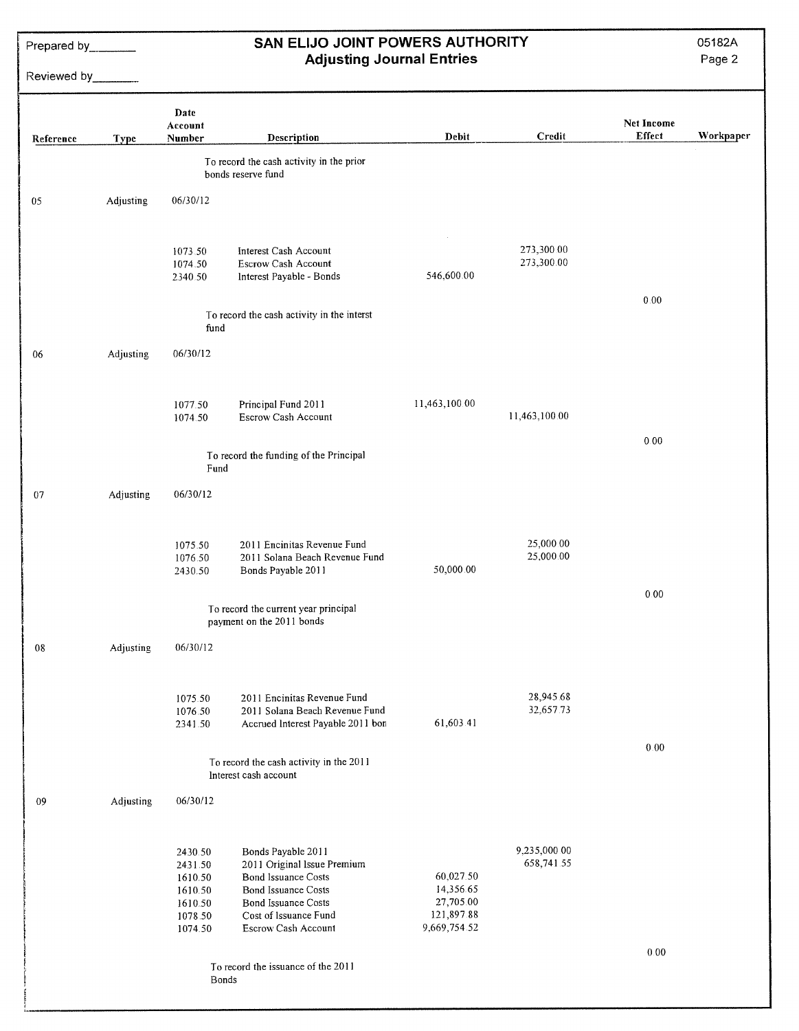Prepared by_______

Reviewed by_______

# SAN ELIJO JOINT POWERS AUTHORITY
## Adjusting Journal Entries

05182A

| Reference | Type | Date Account Number | Description | Debit | Credit | Net Income Effect | Workpaper |
|---|---|---|---|---|---|---|---|
| | | | To record the cash activity in the prior bonds reserve fund | | | | |
| 05 | Adjusting | 06/30/12 | | | | | |
| | | 1073.50 | Interest Cash Account | | 273,300.00 | | |
| | | 1074.50 | Escrow Cash Account | | 273,300.00 | | |
| | | 2340.50 | Interest Payable - Bonds | 546,600.00 | | | |
| | | | | | | 0.00 | |
| | | | To record the cash activity in the interst fund | | | | |
| 06 | Adjusting | 06/30/12 | | | | | |
| | | 1077.50 | Principal Fund 2011 | 11,463,100.00 | | | |
| | | 1074.50 | Escrow Cash Account | | 11,463,100.00 | | |
| | | | | | | 0.00 | |
| | | | To record the funding of the Principal Fund | | | | |
| 07 | Adjusting | 06/30/12 | | | | | |
| | | 1075.50 | 2011 Encinitas Revenue Fund | | 25,000.00 | | |
| | | 1076.50 | 2011 Solana Beach Revenue Fund | | 25,000.00 | | |
| | | 2430.50 | Bonds Payable 2011 | 50,000.00 | | | |
| | | | | | | 0.00 | |
| | | | To record the current year principal payment on the 2011 bonds | | | | |
| 08 | Adjusting | 06/30/12 | | | | | |
| | | 1075.50 | 2011 Encinitas Revenue Fund | | 28,945.68 | | |
| | | 1076.50 | 2011 Solana Beach Revenue Fund | | 32,657.73 | | |
| | | 2341.50 | Accrued Interest Payable 2011 bon | 61,603.41 | | | |
| | | | | | | 0.00 | |
| | | | To record the cash activity in the 2011 Interest cash account | | | | |
| 09 | Adjusting | 06/30/12 | | | | | |
| | | 2430.50 | Bonds Payable 2011 | | 9,235,000.00 | | |
| | | 2431.50 | 2011 Original Issue Premium | | 658,741.55 | | |
| | | 1610.50 | Bond Issuance Costs | 60,027.50 | | | |
| | | 1610.50 | Bond Issuance Costs | 14,356.65 | | | |
| | | 1610.50 | Bond Issuance Costs | 27,705.00 | | | |
| | | 1078.50 | Cost of Issuance Fund | 121,897.88 | | | |
| | | 1074.50 | Escrow Cash Account | 9,669,754.52 | | | |
| | | | | | | 0.00 | |
| | | | To record the issuance of the 2011 Bonds | | | | |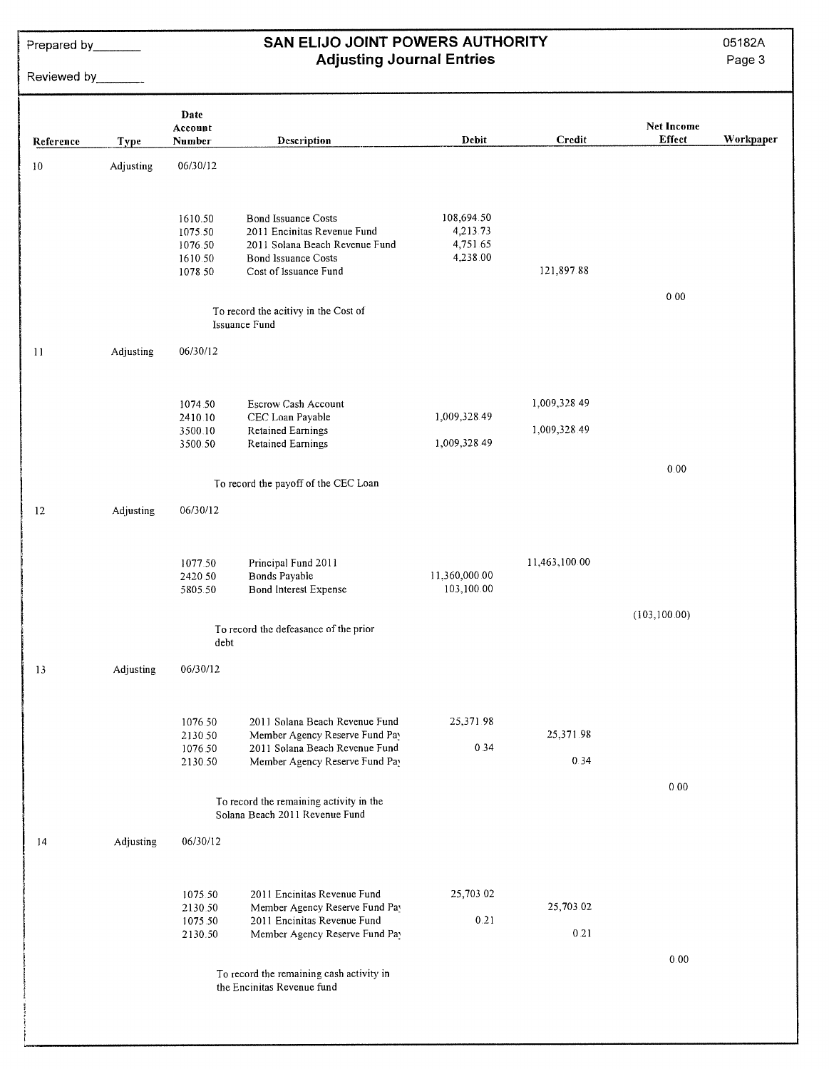Prepared by_______

Reviewed by_______

# SAN ELIJO JOINT POWERS AUTHORITY

## Adjusting Journal Entries

05182A

| Reference | Type | Date Account Number | Description | Debit | Credit | Net Income Effect | Workpaper |
|---|---|---|---|---|---|---|---|
| 10 | Adjusting | 06/30/12 | | | | | |
| | | 1610.50 | Bond Issuance Costs | 108,694.50 | | | |
| | | 1075.50 | 2011 Encinitas Revenue Fund | 4,213.73 | | | |
| | | 1076.50 | 2011 Solana Beach Revenue Fund | 4,751.65 | | | |
| | | 1610.50 | Bond Issuance Costs | 4,238.00 | | | |
| | | 1078.50 | Cost of Issuance Fund | | 121,897.88 | | |
| | | | | | | 0.00 | |
| | | | To record the acitivy in the Cost of Issuance Fund | | | | |
| 11 | Adjusting | 06/30/12 | | | | | |
| | | 1074.50 | Escrow Cash Account | | 1,009,328.49 | | |
| | | 2410.10 | CEC Loan Payable | 1,009,328.49 | | | |
| | | 3500.10 | Retained Earnings | | 1,009,328.49 | | |
| | | 3500.50 | Retained Earnings | 1,009,328.49 | | | |
| | | | | | | 0.00 | |
| | | | To record the payoff of the CEC Loan | | | | |
| 12 | Adjusting | 06/30/12 | | | | | |
| | | 1077.50 | Principal Fund 2011 | | 11,463,100.00 | | |
| | | 2420.50 | Bonds Payable | 11,360,000.00 | | | |
| | | 5805.50 | Bond Interest Expense | 103,100.00 | | | |
| | | | | | | (103,100.00) | |
| | | | To record the defeasance of the prior debt | | | | |
| 13 | Adjusting | 06/30/12 | | | | | |
| | | 1076.50 | 2011 Solana Beach Revenue Fund | 25,371.98 | | | |
| | | 2130.50 | Member Agency Reserve Fund Pay | | 25,371.98 | | |
| | | 1076.50 | 2011 Solana Beach Revenue Fund | 0.34 | | | |
| | | 2130.50 | Member Agency Reserve Fund Pay | | 0.34 | | |
| | | | | | | 0.00 | |
| | | | To record the remaining activity in the Solana Beach 2011 Revenue Fund | | | | |
| 14 | Adjusting | 06/30/12 | | | | | |
| | | 1075.50 | 2011 Encinitas Revenue Fund | 25,703.02 | | | |
| | | 2130.50 | Member Agency Reserve Fund Pay | | 25,703.02 | | |
| | | 1075.50 | 2011 Encinitas Revenue Fund | 0.21 | | | |
| | | 2130.50 | Member Agency Reserve Fund Pay | | 0.21 | | |
| | | | | | | 0.00 | |
| | | | To record the remaining cash activity in the Encinitas Revenue fund | | | | |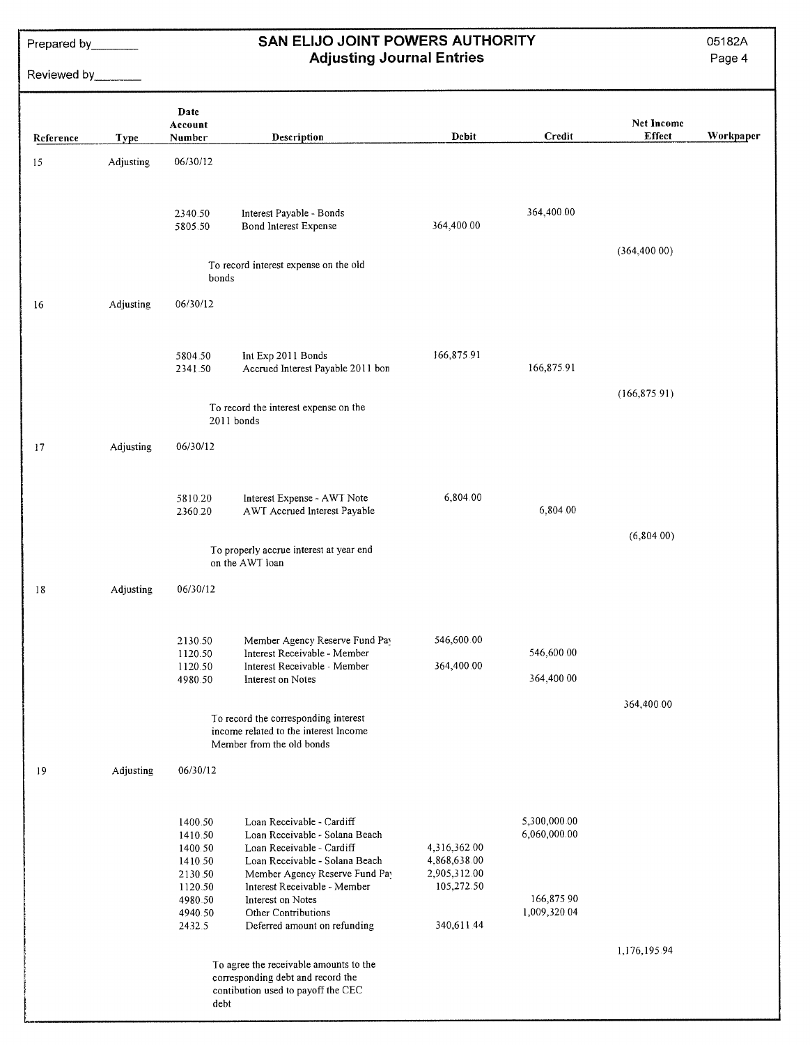Prepared by_______

Reviewed by_______

# SAN ELIJO JOINT POWERS AUTHORITY
## Adjusting Journal Entries

05182A

| Reference | Type | Date Account Number | Description | Debit | Credit | Net Income Effect | Workpaper |
|---|---|---|---|---|---|---|---|
| 15 | Adjusting | 06/30/12 | | | | | |
| | | 2340.50 | Interest Payable - Bonds | | 364,400.00 | | |
| | | 5805.50 | Bond Interest Expense | 364,400.00 | | | |
| | | | | | | (364,400.00) | |
| | | | To record interest expense on the old bonds | | | | |
| 16 | Adjusting | 06/30/12 | | | | | |
| | | 5804.50 | Int Exp 2011 Bonds | 166,875.91 | | | |
| | | 2341.50 | Accrued Interest Payable 2011 bon | | 166,875.91 | | |
| | | | | | | (166,875.91) | |
| | | | To record the interest expense on the 2011 bonds | | | | |
| 17 | Adjusting | 06/30/12 | | | | | |
| | | 5810.20 | Interest Expense - AWT Note | 6,804.00 | | | |
| | | 2360.20 | AWT Accrued Interest Payable | | 6,804.00 | | |
| | | | | | | (6,804.00) | |
| | | | To properly accrue interest at year end on the AWT loan | | | | |
| 18 | Adjusting | 06/30/12 | | | | | |
| | | 2130.50 | Member Agency Reserve Fund Pay | 546,600.00 | | | |
| | | 1120.50 | Interest Receivable - Member | | 546,600.00 | | |
| | | 1120.50 | Interest Receivable - Member | 364,400.00 | | | |
| | | 4980.50 | Interest on Notes | | 364,400.00 | | |
| | | | | | | 364,400.00 | |
| | | | To record the corresponding interest income related to the interest Income Member from the old bonds | | | | |
| 19 | Adjusting | 06/30/12 | | | | | |
| | | 1400.50 | Loan Receivable - Cardiff | | 5,300,000.00 | | |
| | | 1410.50 | Loan Receivable - Solana Beach | | 6,060,000.00 | | |
| | | 1400.50 | Loan Receivable - Cardiff | 4,316,362.00 | | | |
| | | 1410.50 | Loan Receivable - Solana Beach | 4,868,638.00 | | | |
| | | 2130.50 | Member Agency Reserve Fund Pay | 2,905,312.00 | | | |
| | | 1120.50 | Interest Receivable - Member | 105,272.50 | | | |
| | | 4980.50 | Interest on Notes | | 166,875.90 | | |
| | | 4940.50 | Other Contributions | | 1,009,320.04 | | |
| | | 2432.5 | Deferred amount on refunding | 340,611.44 | | | |
| | | | | | | 1,176,195.94 | |
| | | | To agree the receivable amounts to the corresponding debt and record the contibution used to payoff the CEC debt | | | | |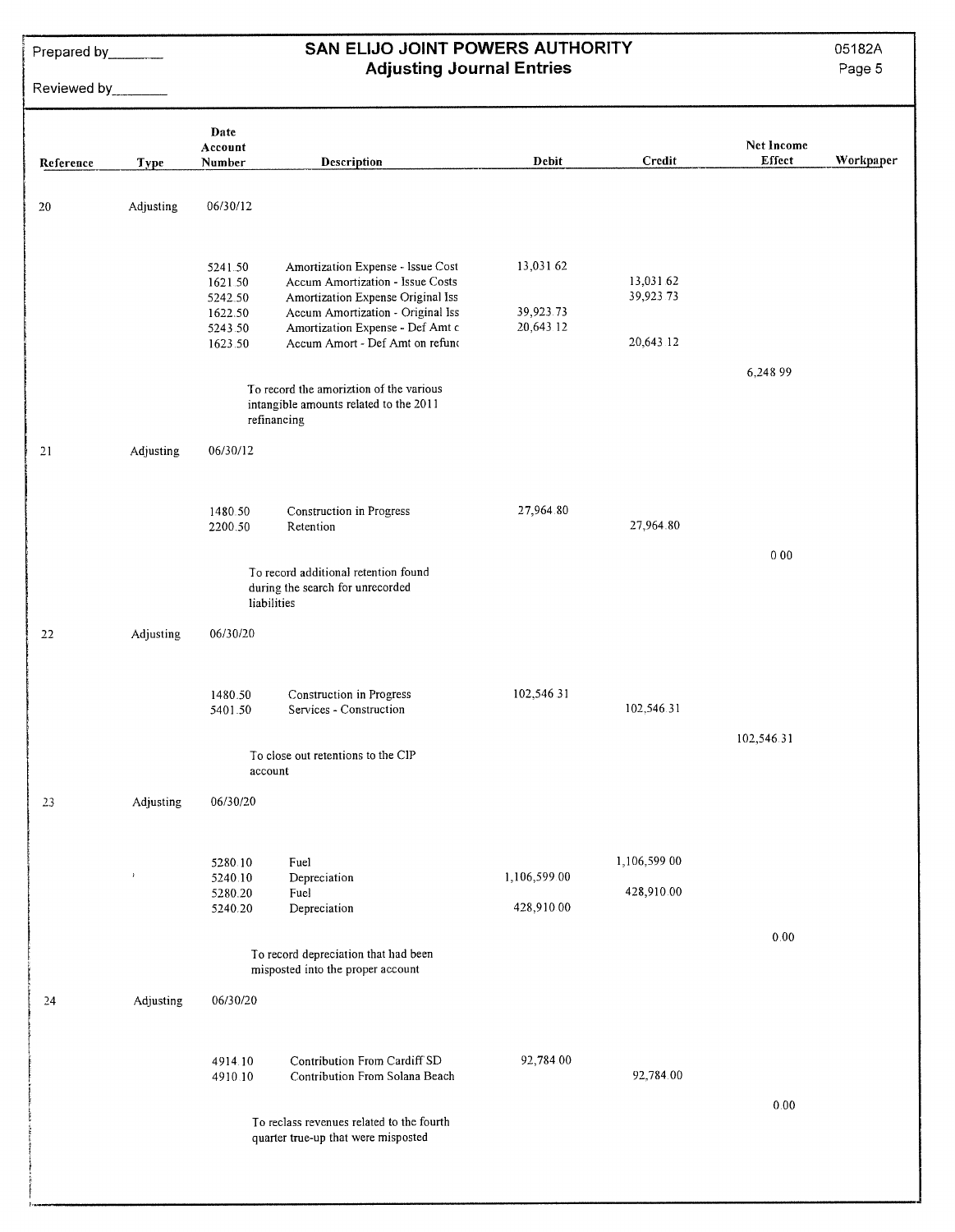Prepared by_______

Reviewed by_______

# SAN ELIJO JOINT POWERS AUTHORITY
## Adjusting Journal Entries

05182A

| Reference | Type | Date Account Number | Description | Debit | Credit | Net Income Effect | Workpaper |
|---|---|---|---|---|---|---|---|
| 20 | Adjusting | 06/30/12 | | | | | |
| | | 5241.50 | Amortization Expense - Issue Cost | 13,031.62 | | | |
| | | 1621.50 | Accum Amortization - Issue Costs | | 13,031.62 | | |
| | | 5242.50 | Amortization Expense Original Iss | | 39,923.73 | | |
| | | 1622.50 | Accum Amortization - Original Iss | 39,923.73 | | | |
| | | 5243.50 | Amortization Expense - Def Amt c | 20,643.12 | | | |
| | | 1623.50 | Accum Amort - Def Amt on refunc | | 20,643.12 | | |
| | | | | | | 6,248.99 | |
| | | | To record the amoriztion of the various intangible amounts related to the 2011 refinancing | | | | |
| 21 | Adjusting | 06/30/12 | | | | | |
| | | 1480.50 | Construction in Progress | 27,964.80 | | | |
| | | 2200.50 | Retention | | 27,964.80 | | |
| | | | | | | 0.00 | |
| | | | To record additional retention found during the search for unrecorded liabilities | | | | |
| 22 | Adjusting | 06/30/20 | | | | | |
| | | 1480.50 | Construction in Progress | 102,546.31 | | | |
| | | 5401.50 | Services - Construction | | 102,546.31 | | |
| | | | | | | 102,546.31 | |
| | | | To close out retentions to the CIP account | | | | |
| 23 | Adjusting | 06/30/20 | | | | | |
| | | 5280.10 | Fuel | | 1,106,599.00 | | |
| | | 5240.10 | Depreciation | 1,106,599.00 | | | |
| | | 5280.20 | Fuel | | 428,910.00 | | |
| | | 5240.20 | Depreciation | 428,910.00 | | | |
| | | | | | | 0.00 | |
| | | | To record depreciation that had been misposted into the proper account | | | | |
| 24 | Adjusting | 06/30/20 | | | | | |
| | | 4914.10 | Contribution From Cardiff SD | 92,784.00 | | | |
| | | 4910.10 | Contribution From Solana Beach | | 92,784.00 | | |
| | | | | | | 0.00 | |
| | | | To reclass revenues related to the fourth quarter true-up that were misposted | | | | |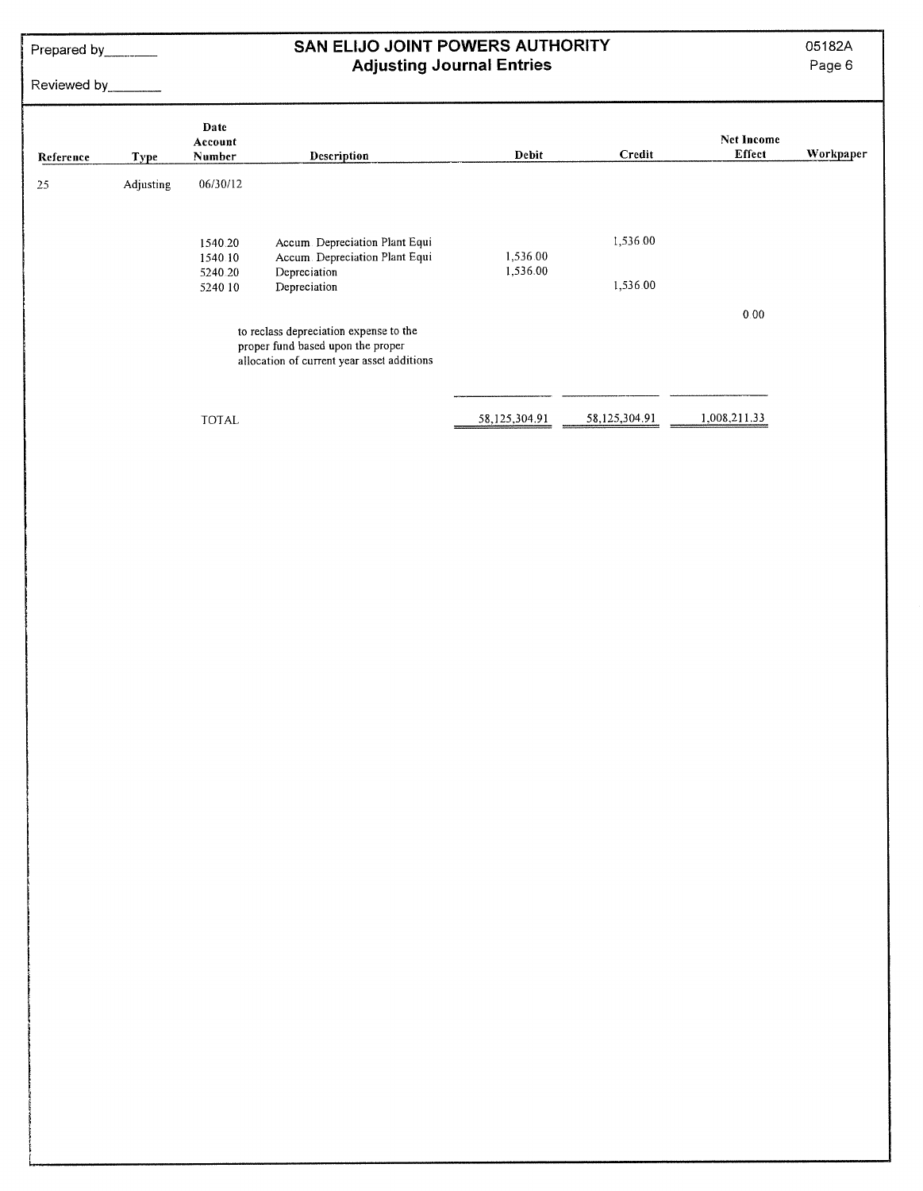Prepared by_______

Reviewed by_______

# SAN ELIJO JOINT POWERS AUTHORITY
## Adjusting Journal Entries

05182A

| Reference | Type | Date Account Number | Description | Debit | Credit | Net Income Effect | Workpaper |
|---|---|---|---|---|---|---|---|
| 25 | Adjusting | 06/30/12 | | | | | |
| | | 1540.20 | Accum. Depreciation Plant Equi | | 1,536.00 | | |
| | | 1540.10 | Accum. Depreciation Plant Equi | 1,536.00 | | | |
| | | 5240.20 | Depreciation | 1,536.00 | | | |
| | | 5240.10 | Depreciation | | 1,536.00 | | |
| | | | | | | 0.00 | |
| | | | to reclass depreciation expense to the proper fund based upon the proper allocation of current year asset additions | | | | |
| | | TOTAL | | 58,125,304.91 | 58,125,304.91 | 1,008,211.33 | |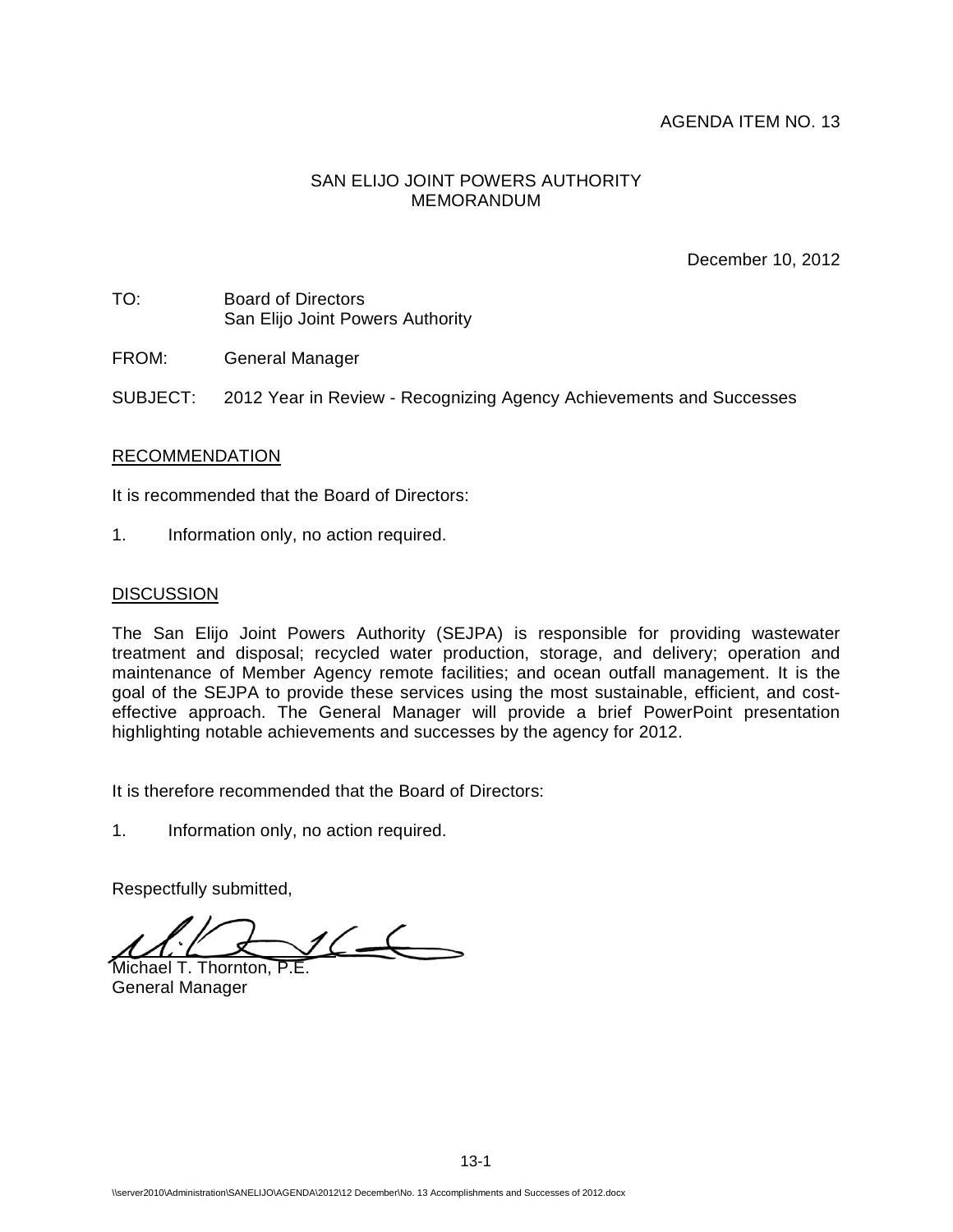AGENDA ITEM NO. 13

SAN ELIJO JOINT POWERS AUTHORITY
MEMORANDUM

December 10, 2012

TO: Board of Directors
San Elijo Joint Powers Authority

FROM: General Manager

SUBJECT: 2012 Year in Review - Recognizing Agency Achievements and Successes

## RECOMMENDATION

It is recommended that the Board of Directors:

1. Information only, no action required.

## DISCUSSION

The San Elijo Joint Powers Authority (SEJPA) is responsible for providing wastewater treatment and disposal; recycled water production, storage, and delivery; operation and maintenance of Member Agency remote facilities; and ocean outfall management. It is the goal of the SEJPA to provide these services using the most sustainable, efficient, and cost-effective approach. The General Manager will provide a brief PowerPoint presentation highlighting notable achievements and successes by the agency for 2012.

It is therefore recommended that the Board of Directors:

1. Information only, no action required.

Respectfully submitted,

Michael T. Thornton, P.E.
General Manager

\\server2010\Administration\SANELIJO\AGENDA\2012\12 December\No. 13 Accomplishments and Successes of 2012.docx